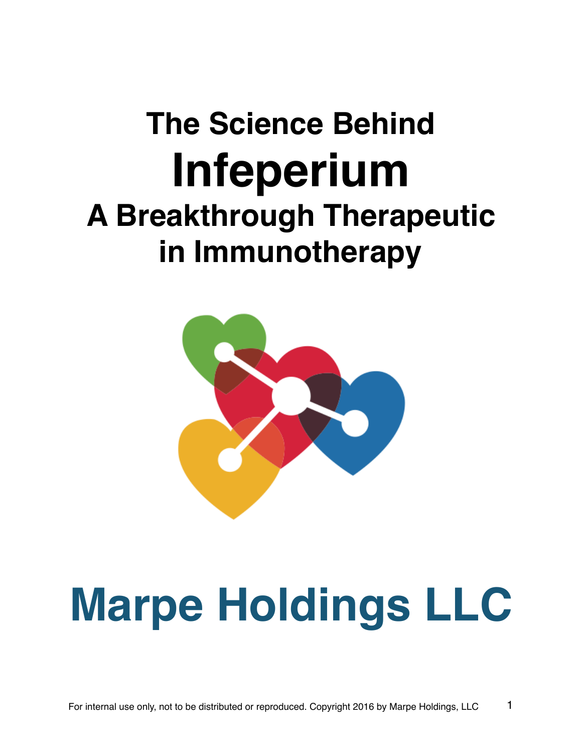# The Science Behind Infeperium A Breakthrough Therapeutic in Immunotherapy

# Marpe Holdings LLC

For internal use only, not to be distributed or reproduced. Copyright 2016 by Marpe Holdings, LLC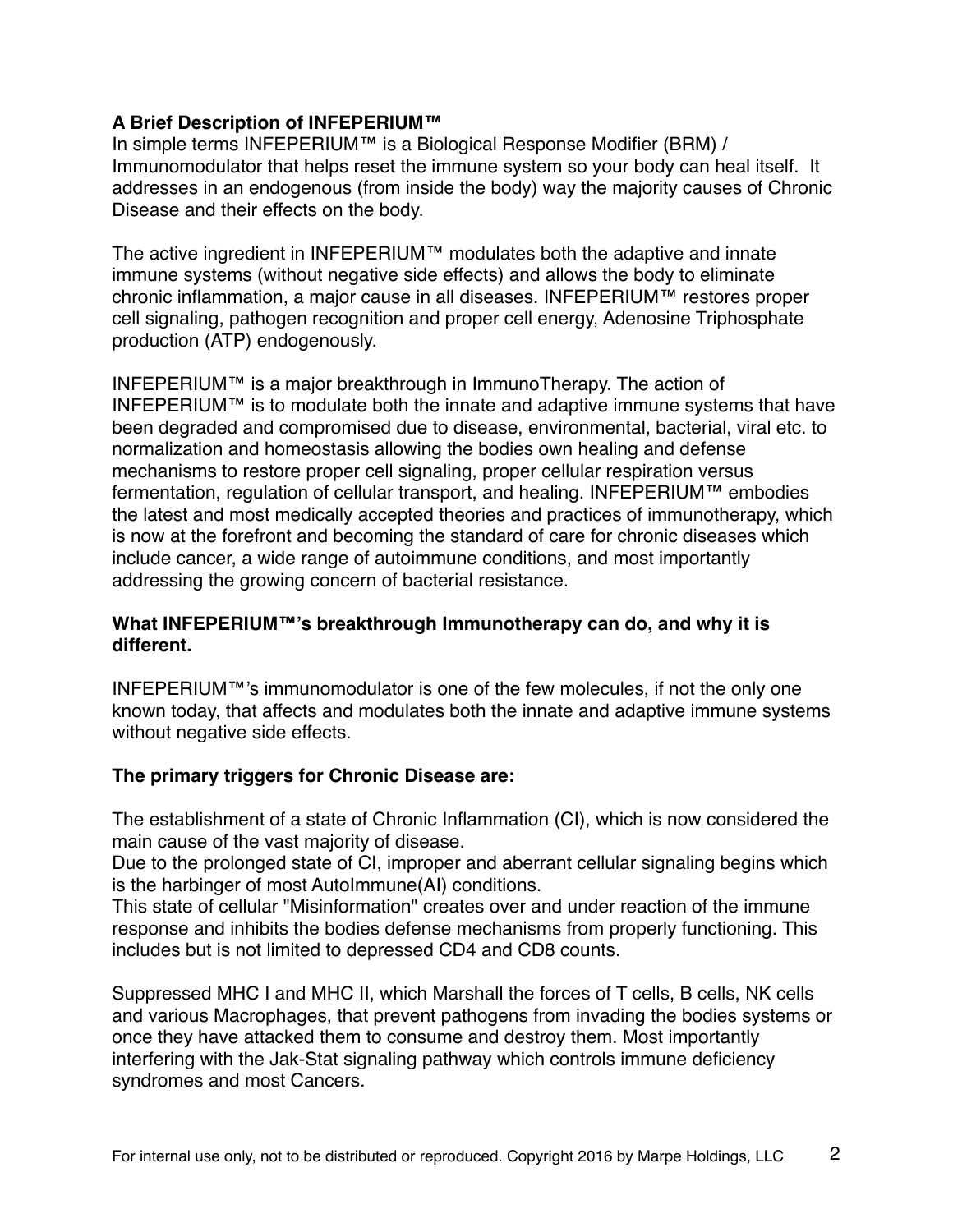**A Brief Description of INFEPERIUM™**

In simple terms INFEPERIUM™ is a Biological Response Modifier (BRM) / Immunomodulator that helps reset the immune system so your body can heal itself. It addresses in an endogenous (from inside the body) way the majority causes of Chronic Disease and their effects on the body.

The active ingredient in INFEPERIUM™ modulates both the adaptive and innate immune systems (without negative side effects) and allows the body to eliminate chronic inflammation, a major cause in all diseases. INFEPERIUM™ restores proper cell signaling, pathogen recognition and proper cell energy, Adenosine Triphosphate production (ATP) endogenously.

INFEPERIUM™ is a major breakthrough in ImmunoTherapy. The action of INFEPERIUM™ is to modulate both the innate and adaptive immune systems that have been degraded and compromised due to disease, environmental, bacterial, viral etc. to normalization and homeostasis allowing the bodies own healing and defense mechanisms to restore proper cell signaling, proper cellular respiration versus fermentation, regulation of cellular transport, and healing. INFEPERIUM™ embodies the latest and most medically accepted theories and practices of immunotherapy, which is now at the forefront and becoming the standard of care for chronic diseases which include cancer, a wide range of autoimmune conditions, and most importantly addressing the growing concern of bacterial resistance.

**What INFEPERIUM™'s breakthrough Immunotherapy can do, and why it is different.**

INFEPERIUM™'s immunomodulator is one of the few molecules, if not the only one known today, that affects and modulates both the innate and adaptive immune systems without negative side effects.

**The primary triggers for Chronic Disease are:**

The establishment of a state of Chronic Inflammation (CI), which is now considered the main cause of the vast majority of disease.
Due to the prolonged state of CI, improper and aberrant cellular signaling begins which is the harbinger of most AutoImmune(AI) conditions.
This state of cellular "Misinformation" creates over and under reaction of the immune response and inhibits the bodies defense mechanisms from properly functioning. This includes but is not limited to depressed CD4 and CD8 counts.

Suppressed MHC I and MHC II, which Marshall the forces of T cells, B cells, NK cells and various Macrophages, that prevent pathogens from invading the bodies systems or once they have attacked them to consume and destroy them. Most importantly interfering with the Jak-Stat signaling pathway which controls immune deficiency syndromes and most Cancers.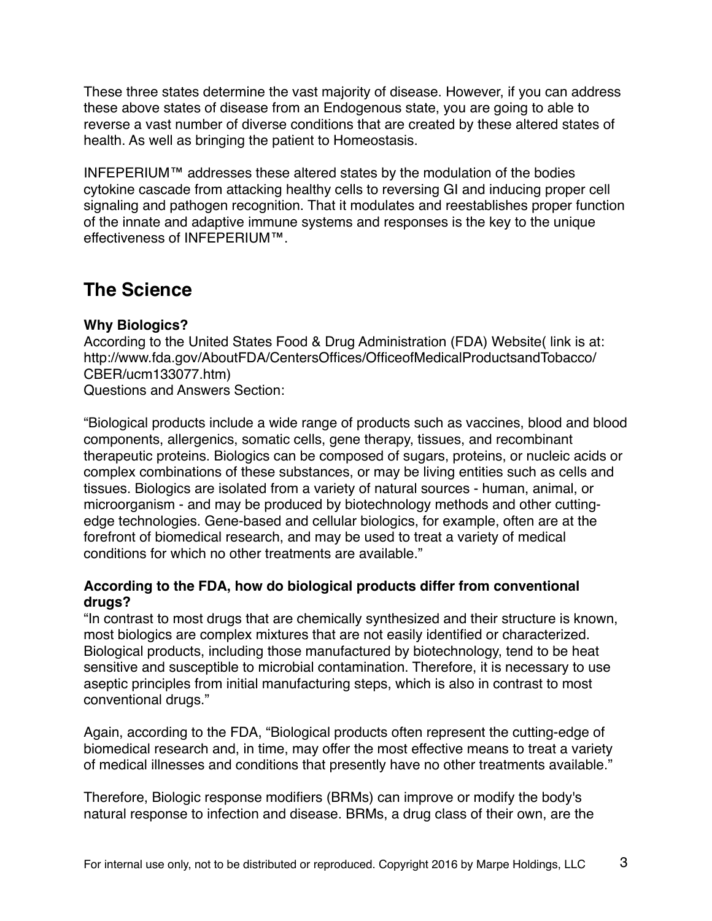These three states determine the vast majority of disease. However, if you can address these above states of disease from an Endogenous state, you are going to able to reverse a vast number of diverse conditions that are created by these altered states of health. As well as bringing the patient to Homeostasis.

INFEPERIUM™ addresses these altered states by the modulation of the bodies cytokine cascade from attacking healthy cells to reversing GI and inducing proper cell signaling and pathogen recognition. That it modulates and reestablishes proper function of the innate and adaptive immune systems and responses is the key to the unique effectiveness of INFEPERIUM™.

## The Science

**Why Biologics?**
According to the United States Food & Drug Administration (FDA) Website( link is at: http://www.fda.gov/AboutFDA/CentersOffices/OfficeofMedicalProductsandTobacco/CBER/ucm133077.htm)
Questions and Answers Section:

"Biological products include a wide range of products such as vaccines, blood and blood components, allergenics, somatic cells, gene therapy, tissues, and recombinant therapeutic proteins. Biologics can be composed of sugars, proteins, or nucleic acids or complex combinations of these substances, or may be living entities such as cells and tissues. Biologics are isolated from a variety of natural sources - human, animal, or microorganism - and may be produced by biotechnology methods and other cutting-edge technologies. Gene-based and cellular biologics, for example, often are at the forefront of biomedical research, and may be used to treat a variety of medical conditions for which no other treatments are available."

**According to the FDA, how do biological products differ from conventional drugs?**
"In contrast to most drugs that are chemically synthesized and their structure is known, most biologics are complex mixtures that are not easily identified or characterized. Biological products, including those manufactured by biotechnology, tend to be heat sensitive and susceptible to microbial contamination. Therefore, it is necessary to use aseptic principles from initial manufacturing steps, which is also in contrast to most conventional drugs."

Again, according to the FDA, "Biological products often represent the cutting-edge of biomedical research and, in time, may offer the most effective means to treat a variety of medical illnesses and conditions that presently have no other treatments available."

Therefore, Biologic response modifiers (BRMs) can improve or modify the body's natural response to infection and disease. BRMs, a drug class of their own, are the

For internal use only, not to be distributed or reproduced. Copyright 2016 by Marpe Holdings, LLC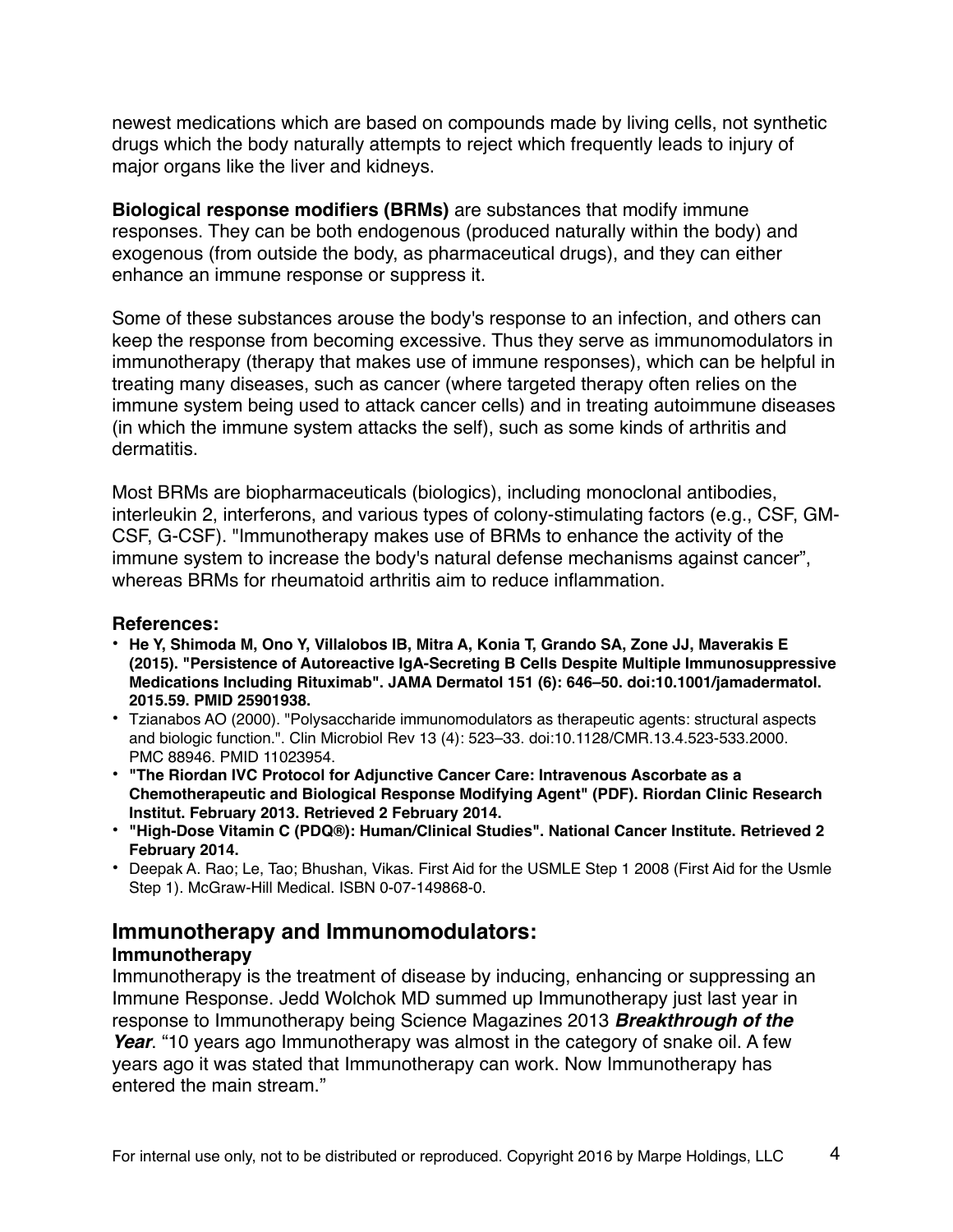newest medications which are based on compounds made by living cells, not synthetic drugs which the body naturally attempts to reject which frequently leads to injury of major organs like the liver and kidneys.

**Biological response modifiers (BRMs)** are substances that modify immune responses. They can be both endogenous (produced naturally within the body) and exogenous (from outside the body, as pharmaceutical drugs), and they can either enhance an immune response or suppress it.

Some of these substances arouse the body's response to an infection, and others can keep the response from becoming excessive. Thus they serve as immunomodulators in immunotherapy (therapy that makes use of immune responses), which can be helpful in treating many diseases, such as cancer (where targeted therapy often relies on the immune system being used to attack cancer cells) and in treating autoimmune diseases (in which the immune system attacks the self), such as some kinds of arthritis and dermatitis.

Most BRMs are biopharmaceuticals (biologics), including monoclonal antibodies, interleukin 2, interferons, and various types of colony-stimulating factors (e.g., CSF, GM-CSF, G-CSF). "Immunotherapy makes use of BRMs to enhance the activity of the immune system to increase the body's natural defense mechanisms against cancer", whereas BRMs for rheumatoid arthritis aim to reduce inflammation.

**References:**

- **He Y, Shimoda M, Ono Y, Villalobos IB, Mitra A, Konia T, Grando SA, Zone JJ, Maverakis E (2015). "Persistence of Autoreactive IgA-Secreting B Cells Despite Multiple Immunosuppressive Medications Including Rituximab". JAMA Dermatol 151 (6): 646–50. doi:10.1001/jamadermatol.2015.59. PMID 25901938.**
- Tzianabos AO (2000). "Polysaccharide immunomodulators as therapeutic agents: structural aspects and biologic function.". Clin Microbiol Rev 13 (4): 523–33. doi:10.1128/CMR.13.4.523-533.2000. PMC 88946. PMID 11023954.
- **"The Riordan IVC Protocol for Adjunctive Cancer Care: Intravenous Ascorbate as a Chemotherapeutic and Biological Response Modifying Agent" (PDF). Riordan Clinic Research Institut. February 2013. Retrieved 2 February 2014.**
- **"High-Dose Vitamin C (PDQ®): Human/Clinical Studies". National Cancer Institute. Retrieved 2 February 2014.**
- Deepak A. Rao; Le, Tao; Bhushan, Vikas. First Aid for the USMLE Step 1 2008 (First Aid for the Usmle Step 1). McGraw-Hill Medical. ISBN 0-07-149868-0.

## Immunotherapy and Immunomodulators:

### Immunotherapy

Immunotherapy is the treatment of disease by inducing, enhancing or suppressing an Immune Response. Jedd Wolchok MD summed up Immunotherapy just last year in response to Immunotherapy being Science Magazines 2013 ***Breakthrough of the Year***. "10 years ago Immunotherapy was almost in the category of snake oil. A few years ago it was stated that Immunotherapy can work. Now Immunotherapy has entered the main stream."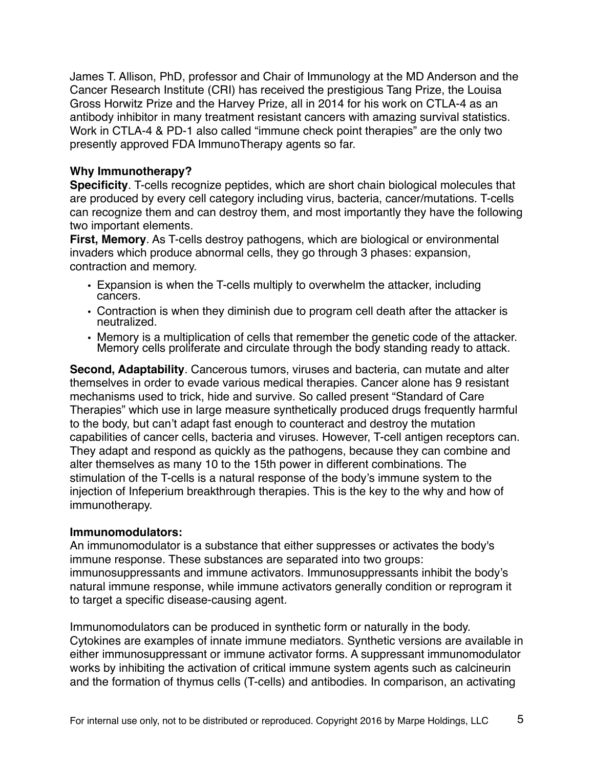James T. Allison, PhD, professor and Chair of Immunology at the MD Anderson and the Cancer Research Institute (CRI) has received the prestigious Tang Prize, the Louisa Gross Horwitz Prize and the Harvey Prize, all in 2014 for his work on CTLA-4 as an antibody inhibitor in many treatment resistant cancers with amazing survival statistics. Work in CTLA-4 & PD-1 also called "immune check point therapies" are the only two presently approved FDA ImmunoTherapy agents so far.

**Why Immunotherapy?**

**Specificity**. T-cells recognize peptides, which are short chain biological molecules that are produced by every cell category including virus, bacteria, cancer/mutations. T-cells can recognize them and can destroy them, and most importantly they have the following two important elements.

**First, Memory**. As T-cells destroy pathogens, which are biological or environmental invaders which produce abnormal cells, they go through 3 phases: expansion, contraction and memory.

- Expansion is when the T-cells multiply to overwhelm the attacker, including cancers.
- Contraction is when they diminish due to program cell death after the attacker is neutralized.
- Memory is a multiplication of cells that remember the genetic code of the attacker. Memory cells proliferate and circulate through the body standing ready to attack.

**Second, Adaptability**. Cancerous tumors, viruses and bacteria, can mutate and alter themselves in order to evade various medical therapies. Cancer alone has 9 resistant mechanisms used to trick, hide and survive. So called present "Standard of Care Therapies" which use in large measure synthetically produced drugs frequently harmful to the body, but can't adapt fast enough to counteract and destroy the mutation capabilities of cancer cells, bacteria and viruses. However, T-cell antigen receptors can. They adapt and respond as quickly as the pathogens, because they can combine and alter themselves as many 10 to the 15th power in different combinations. The stimulation of the T-cells is a natural response of the body's immune system to the injection of Infeperium breakthrough therapies. This is the key to the why and how of immunotherapy.

**Immunomodulators:**

An immunomodulator is a substance that either suppresses or activates the body's immune response. These substances are separated into two groups: immunosuppressants and immune activators. Immunosuppressants inhibit the body's natural immune response, while immune activators generally condition or reprogram it to target a specific disease-causing agent.

Immunomodulators can be produced in synthetic form or naturally in the body. Cytokines are examples of innate immune mediators. Synthetic versions are available in either immunosuppressant or immune activator forms. A suppressant immunomodulator works by inhibiting the activation of critical immune system agents such as calcineurin and the formation of thymus cells (T-cells) and antibodies. In comparison, an activating

For internal use only, not to be distributed or reproduced. Copyright 2016 by Marpe Holdings, LLC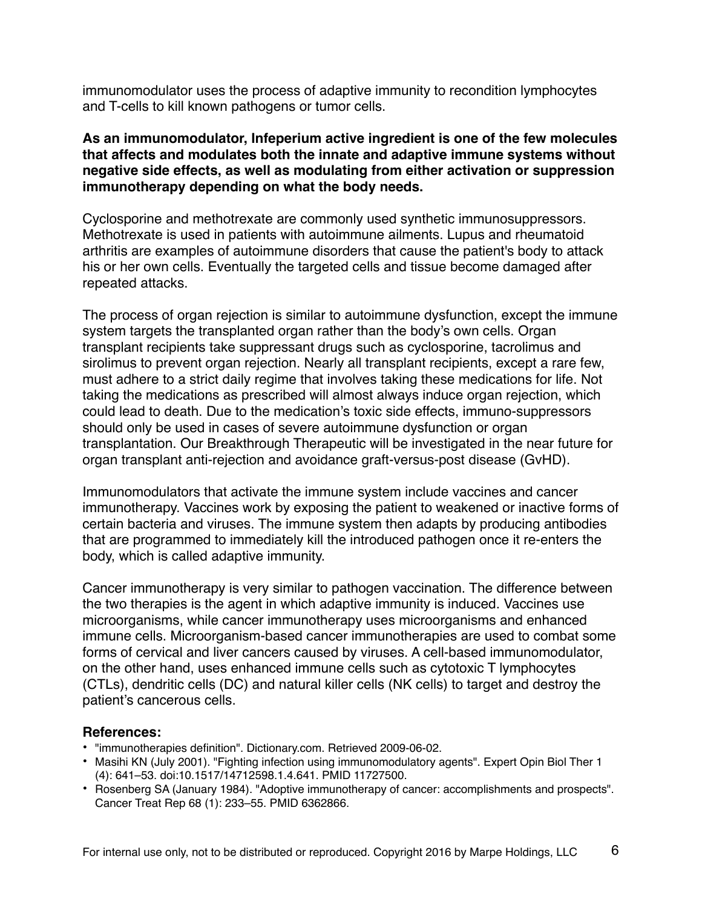immunomodulator uses the process of adaptive immunity to recondition lymphocytes and T-cells to kill known pathogens or tumor cells.

**As an immunomodulator, Infeperium active ingredient is one of the few molecules that affects and modulates both the innate and adaptive immune systems without negative side effects, as well as modulating from either activation or suppression immunotherapy depending on what the body needs.**

Cyclosporine and methotrexate are commonly used synthetic immunosuppressors. Methotrexate is used in patients with autoimmune ailments. Lupus and rheumatoid arthritis are examples of autoimmune disorders that cause the patient's body to attack his or her own cells. Eventually the targeted cells and tissue become damaged after repeated attacks.

The process of organ rejection is similar to autoimmune dysfunction, except the immune system targets the transplanted organ rather than the body's own cells. Organ transplant recipients take suppressant drugs such as cyclosporine, tacrolimus and sirolimus to prevent organ rejection. Nearly all transplant recipients, except a rare few, must adhere to a strict daily regime that involves taking these medications for life. Not taking the medications as prescribed will almost always induce organ rejection, which could lead to death. Due to the medication's toxic side effects, immuno-suppressors should only be used in cases of severe autoimmune dysfunction or organ transplantation. Our Breakthrough Therapeutic will be investigated in the near future for organ transplant anti-rejection and avoidance graft-versus-post disease (GvHD).

Immunomodulators that activate the immune system include vaccines and cancer immunotherapy. Vaccines work by exposing the patient to weakened or inactive forms of certain bacteria and viruses. The immune system then adapts by producing antibodies that are programmed to immediately kill the introduced pathogen once it re-enters the body, which is called adaptive immunity.

Cancer immunotherapy is very similar to pathogen vaccination. The difference between the two therapies is the agent in which adaptive immunity is induced. Vaccines use microorganisms, while cancer immunotherapy uses microorganisms and enhanced immune cells. Microorganism-based cancer immunotherapies are used to combat some forms of cervical and liver cancers caused by viruses. A cell-based immunomodulator, on the other hand, uses enhanced immune cells such as cytotoxic T lymphocytes (CTLs), dendritic cells (DC) and natural killer cells (NK cells) to target and destroy the patient's cancerous cells.

**References:**

- "immunotherapies definition". Dictionary.com. Retrieved 2009-06-02.
- Masihi KN (July 2001). "Fighting infection using immunomodulatory agents". Expert Opin Biol Ther 1 (4): 641–53. doi:10.1517/14712598.1.4.641. PMID 11727500.
- Rosenberg SA (January 1984). "Adoptive immunotherapy of cancer: accomplishments and prospects". Cancer Treat Rep 68 (1): 233–55. PMID 6362866.

For internal use only, not to be distributed or reproduced. Copyright 2016 by Marpe Holdings, LLC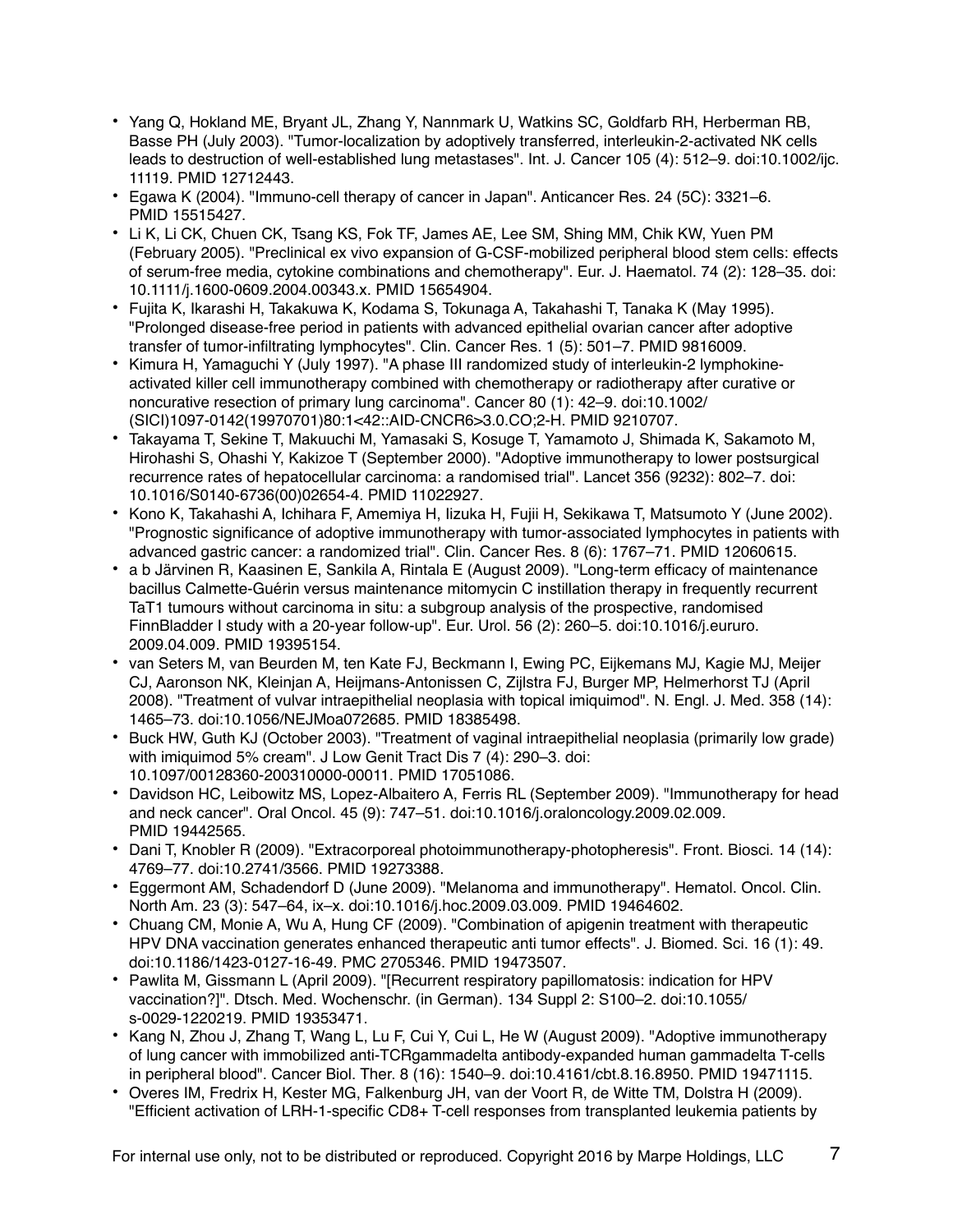- Yang Q, Hokland ME, Bryant JL, Zhang Y, Nannmark U, Watkins SC, Goldfarb RH, Herberman RB, Basse PH (July 2003). "Tumor-localization by adoptively transferred, interleukin-2-activated NK cells leads to destruction of well-established lung metastases". Int. J. Cancer 105 (4): 512–9. doi:10.1002/ijc.11119. PMID 12712443.
- Egawa K (2004). "Immuno-cell therapy of cancer in Japan". Anticancer Res. 24 (5C): 3321–6. PMID 15515427.
- Li K, Li CK, Chuen CK, Tsang KS, Fok TF, James AE, Lee SM, Shing MM, Chik KW, Yuen PM (February 2005). "Preclinical ex vivo expansion of G-CSF-mobilized peripheral blood stem cells: effects of serum-free media, cytokine combinations and chemotherapy". Eur. J. Haematol. 74 (2): 128–35. doi:10.1111/j.1600-0609.2004.00343.x. PMID 15654904.
- Fujita K, Ikarashi H, Takakuwa K, Kodama S, Tokunaga A, Takahashi T, Tanaka K (May 1995). "Prolonged disease-free period in patients with advanced epithelial ovarian cancer after adoptive transfer of tumor-infiltrating lymphocytes". Clin. Cancer Res. 1 (5): 501–7. PMID 9816009.
- Kimura H, Yamaguchi Y (July 1997). "A phase III randomized study of interleukin-2 lymphokine-activated killer cell immunotherapy combined with chemotherapy or radiotherapy after curative or noncurative resection of primary lung carcinoma". Cancer 80 (1): 42–9. doi:10.1002/(SICI)1097-0142(19970701)80:1<42::AID-CNCR6>3.0.CO;2-H. PMID 9210707.
- Takayama T, Sekine T, Makuuchi M, Yamasaki S, Kosuge T, Yamamoto J, Shimada K, Sakamoto M, Hirohashi S, Ohashi Y, Kakizoe T (September 2000). "Adoptive immunotherapy to lower postsurgical recurrence rates of hepatocellular carcinoma: a randomised trial". Lancet 356 (9232): 802–7. doi:10.1016/S0140-6736(00)02654-4. PMID 11022927.
- Kono K, Takahashi A, Ichihara F, Amemiya H, Iizuka H, Fujii H, Sekikawa T, Matsumoto Y (June 2002). "Prognostic significance of adoptive immunotherapy with tumor-associated lymphocytes in patients with advanced gastric cancer: a randomized trial". Clin. Cancer Res. 8 (6): 1767–71. PMID 12060615.
- a b Järvinen R, Kaasinen E, Sankila A, Rintala E (August 2009). "Long-term efficacy of maintenance bacillus Calmette-Guérin versus maintenance mitomycin C instillation therapy in frequently recurrent TaT1 tumours without carcinoma in situ: a subgroup analysis of the prospective, randomised FinnBladder I study with a 20-year follow-up". Eur. Urol. 56 (2): 260–5. doi:10.1016/j.eururo.2009.04.009. PMID 19395154.
- van Seters M, van Beurden M, ten Kate FJ, Beckmann I, Ewing PC, Eijkemans MJ, Kagie MJ, Meijer CJ, Aaronson NK, Kleinjan A, Heijmans-Antonissen C, Zijlstra FJ, Burger MP, Helmerhorst TJ (April 2008). "Treatment of vulvar intraepithelial neoplasia with topical imiquimod". N. Engl. J. Med. 358 (14): 1465–73. doi:10.1056/NEJMoa072685. PMID 18385498.
- Buck HW, Guth KJ (October 2003). "Treatment of vaginal intraepithelial neoplasia (primarily low grade) with imiquimod 5% cream". J Low Genit Tract Dis 7 (4): 290–3. doi:10.1097/00128360-200310000-00011. PMID 17051086.
- Davidson HC, Leibowitz MS, Lopez-Albaitero A, Ferris RL (September 2009). "Immunotherapy for head and neck cancer". Oral Oncol. 45 (9): 747–51. doi:10.1016/j.oraloncology.2009.02.009. PMID 19442565.
- Dani T, Knobler R (2009). "Extracorporeal photoimmunotherapy-photopheresis". Front. Biosci. 14 (14): 4769–77. doi:10.2741/3566. PMID 19273388.
- Eggermont AM, Schadendorf D (June 2009). "Melanoma and immunotherapy". Hematol. Oncol. Clin. North Am. 23 (3): 547–64, ix–x. doi:10.1016/j.hoc.2009.03.009. PMID 19464602.
- Chuang CM, Monie A, Wu A, Hung CF (2009). "Combination of apigenin treatment with therapeutic HPV DNA vaccination generates enhanced therapeutic anti tumor effects". J. Biomed. Sci. 16 (1): 49. doi:10.1186/1423-0127-16-49. PMC 2705346. PMID 19473507.
- Pawlita M, Gissmann L (April 2009). "[Recurrent respiratory papillomatosis: indication for HPV vaccination?]". Dtsch. Med. Wochenschr. (in German). 134 Suppl 2: S100–2. doi:10.1055/s-0029-1220219. PMID 19353471.
- Kang N, Zhou J, Zhang T, Wang L, Lu F, Cui Y, Cui L, He W (August 2009). "Adoptive immunotherapy of lung cancer with immobilized anti-TCRgammadelta antibody-expanded human gammadelta T-cells in peripheral blood". Cancer Biol. Ther. 8 (16): 1540–9. doi:10.4161/cbt.8.16.8950. PMID 19471115.
- Overes IM, Fredrix H, Kester MG, Falkenburg JH, van der Voort R, de Witte TM, Dolstra H (2009). "Efficient activation of LRH-1-specific CD8+ T-cell responses from transplanted leukemia patients by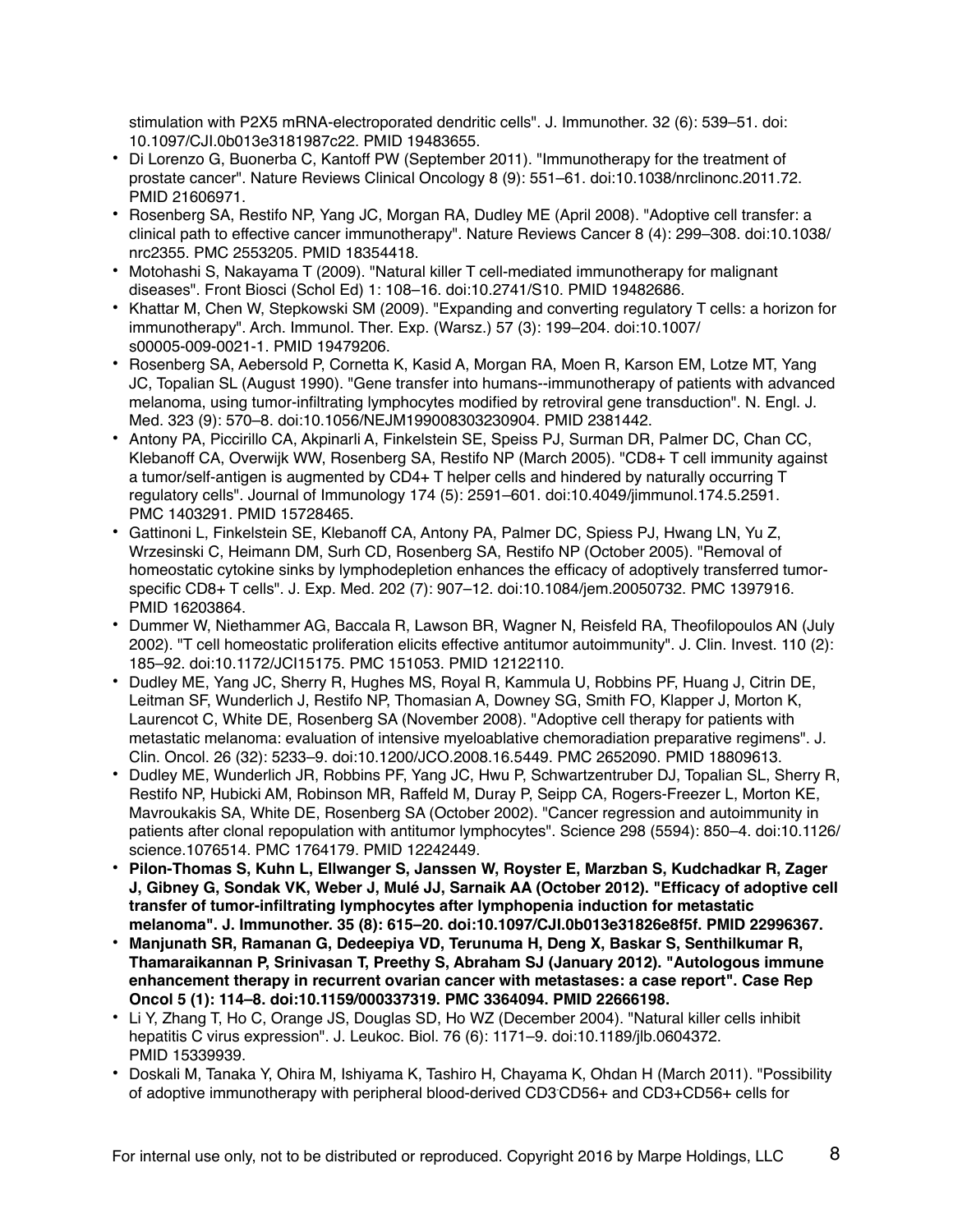stimulation with P2X5 mRNA-electroporated dendritic cells". J. Immunother. 32 (6): 539–51. doi: 10.1097/CJI.0b013e3181987c22. PMID 19483655.

- Di Lorenzo G, Buonerba C, Kantoff PW (September 2011). "Immunotherapy for the treatment of prostate cancer". Nature Reviews Clinical Oncology 8 (9): 551–61. doi:10.1038/nrclinonc.2011.72. PMID 21606971.
- Rosenberg SA, Restifo NP, Yang JC, Morgan RA, Dudley ME (April 2008). "Adoptive cell transfer: a clinical path to effective cancer immunotherapy". Nature Reviews Cancer 8 (4): 299–308. doi:10.1038/nrc2355. PMC 2553205. PMID 18354418.
- Motohashi S, Nakayama T (2009). "Natural killer T cell-mediated immunotherapy for malignant diseases". Front Biosci (Schol Ed) 1: 108–16. doi:10.2741/S10. PMID 19482686.
- Khattar M, Chen W, Stepkowski SM (2009). "Expanding and converting regulatory T cells: a horizon for immunotherapy". Arch. Immunol. Ther. Exp. (Warsz.) 57 (3): 199–204. doi:10.1007/s00005-009-0021-1. PMID 19479206.
- Rosenberg SA, Aebersold P, Cornetta K, Kasid A, Morgan RA, Moen R, Karson EM, Lotze MT, Yang JC, Topalian SL (August 1990). "Gene transfer into humans--immunotherapy of patients with advanced melanoma, using tumor-infiltrating lymphocytes modified by retroviral gene transduction". N. Engl. J. Med. 323 (9): 570–8. doi:10.1056/NEJM199008303230904. PMID 2381442.
- Antony PA, Piccirillo CA, Akpinarli A, Finkelstein SE, Speiss PJ, Surman DR, Palmer DC, Chan CC, Klebanoff CA, Overwijk WW, Rosenberg SA, Restifo NP (March 2005). "CD8+ T cell immunity against a tumor/self-antigen is augmented by CD4+ T helper cells and hindered by naturally occurring T regulatory cells". Journal of Immunology 174 (5): 2591–601. doi:10.4049/jimmunol.174.5.2591. PMC 1403291. PMID 15728465.
- Gattinoni L, Finkelstein SE, Klebanoff CA, Antony PA, Palmer DC, Spiess PJ, Hwang LN, Yu Z, Wrzesinski C, Heimann DM, Surh CD, Rosenberg SA, Restifo NP (October 2005). "Removal of homeostatic cytokine sinks by lymphodepletion enhances the efficacy of adoptively transferred tumor-specific CD8+ T cells". J. Exp. Med. 202 (7): 907–12. doi:10.1084/jem.20050732. PMC 1397916. PMID 16203864.
- Dummer W, Niethammer AG, Baccala R, Lawson BR, Wagner N, Reisfeld RA, Theofilopoulos AN (July 2002). "T cell homeostatic proliferation elicits effective antitumor autoimmunity". J. Clin. Invest. 110 (2): 185–92. doi:10.1172/JCI15175. PMC 151053. PMID 12122110.
- Dudley ME, Yang JC, Sherry R, Hughes MS, Royal R, Kammula U, Robbins PF, Huang J, Citrin DE, Leitman SF, Wunderlich J, Restifo NP, Thomasian A, Downey SG, Smith FO, Klapper J, Morton K, Laurencot C, White DE, Rosenberg SA (November 2008). "Adoptive cell therapy for patients with metastatic melanoma: evaluation of intensive myeloablative chemoradiation preparative regimens". J. Clin. Oncol. 26 (32): 5233–9. doi:10.1200/JCO.2008.16.5449. PMC 2652090. PMID 18809613.
- Dudley ME, Wunderlich JR, Robbins PF, Yang JC, Hwu P, Schwartzentruber DJ, Topalian SL, Sherry R, Restifo NP, Hubicki AM, Robinson MR, Raffeld M, Duray P, Seipp CA, Rogers-Freezer L, Morton KE, Mavroukakis SA, White DE, Rosenberg SA (October 2002). "Cancer regression and autoimmunity in patients after clonal repopulation with antitumor lymphocytes". Science 298 (5594): 850–4. doi:10.1126/science.1076514. PMC 1764179. PMID 12242449.
- **Pilon-Thomas S, Kuhn L, Ellwanger S, Janssen W, Royster E, Marzban S, Kudchadkar R, Zager J, Gibney G, Sondak VK, Weber J, Mulé JJ, Sarnaik AA (October 2012). "Efficacy of adoptive cell transfer of tumor-infiltrating lymphocytes after lymphopenia induction for metastatic melanoma". J. Immunother. 35 (8): 615–20. doi:10.1097/CJI.0b013e31826e8f5f. PMID 22996367.**
- **Manjunath SR, Ramanan G, Dedeepiya VD, Terunuma H, Deng X, Baskar S, Senthilkumar R, Thamaraikannan P, Srinivasan T, Preethy S, Abraham SJ (January 2012). "Autologous immune enhancement therapy in recurrent ovarian cancer with metastases: a case report". Case Rep Oncol 5 (1): 114–8. doi:10.1159/000337319. PMC 3364094. PMID 22666198.**
- Li Y, Zhang T, Ho C, Orange JS, Douglas SD, Ho WZ (December 2004). "Natural killer cells inhibit hepatitis C virus expression". J. Leukoc. Biol. 76 (6): 1171–9. doi:10.1189/jlb.0604372. PMID 15339939.
- Doskali M, Tanaka Y, Ohira M, Ishiyama K, Tashiro H, Chayama K, Ohdan H (March 2011). "Possibility of adoptive immunotherapy with peripheral blood-derived CD3-CD56+ and CD3+CD56+ cells for

For internal use only, not to be distributed or reproduced. Copyright 2016 by Marpe Holdings, LLC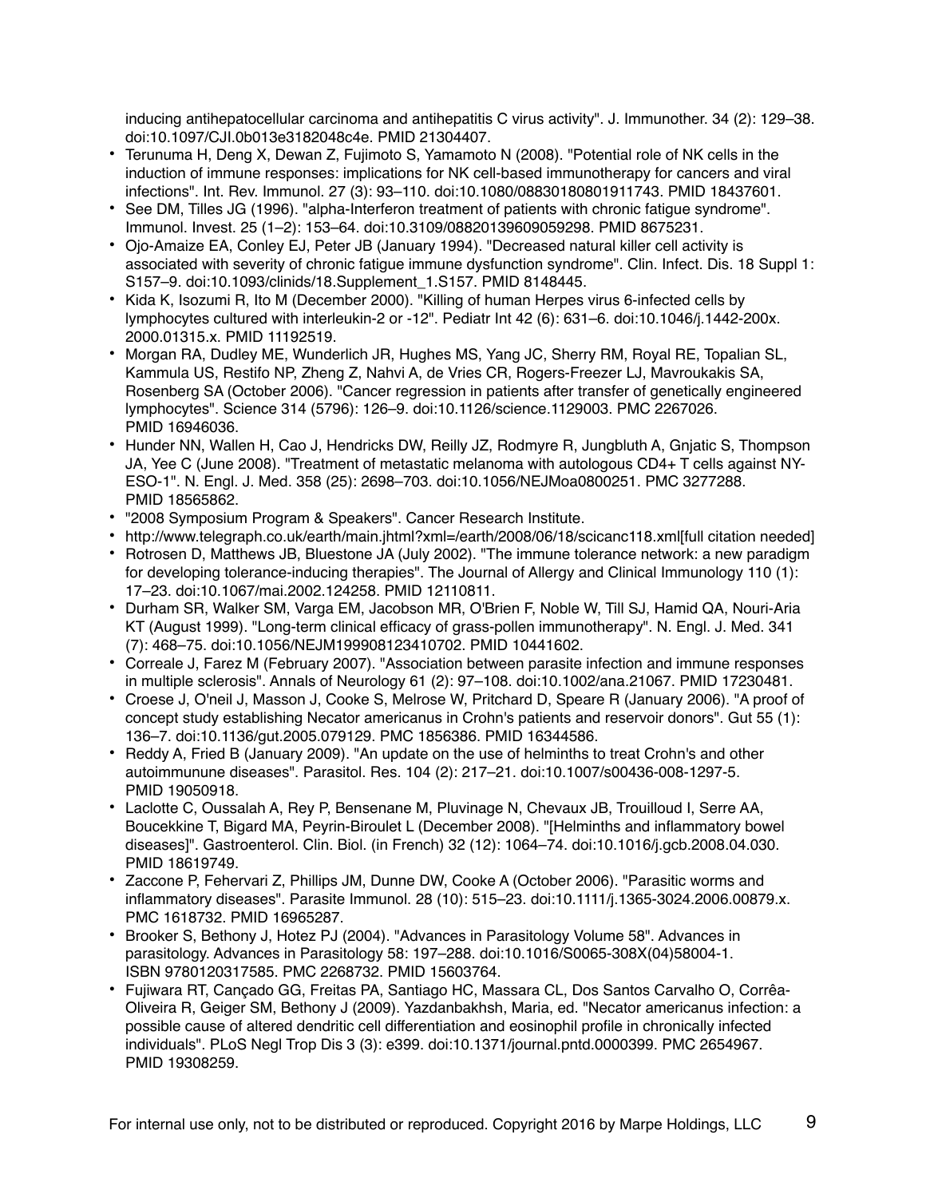inducing antihepatocellular carcinoma and antihepatitis C virus activity". J. Immunother. 34 (2): 129–38. doi:10.1097/CJI.0b013e3182048c4e. PMID 21304407.

- Terunuma H, Deng X, Dewan Z, Fujimoto S, Yamamoto N (2008). "Potential role of NK cells in the induction of immune responses: implications for NK cell-based immunotherapy for cancers and viral infections". Int. Rev. Immunol. 27 (3): 93–110. doi:10.1080/08830180801911743. PMID 18437601.
- See DM, Tilles JG (1996). "alpha-Interferon treatment of patients with chronic fatigue syndrome". Immunol. Invest. 25 (1–2): 153–64. doi:10.3109/08820139609059298. PMID 8675231.
- Ojo-Amaize EA, Conley EJ, Peter JB (January 1994). "Decreased natural killer cell activity is associated with severity of chronic fatigue immune dysfunction syndrome". Clin. Infect. Dis. 18 Suppl 1: S157–9. doi:10.1093/clinids/18.Supplement_1.S157. PMID 8148445.
- Kida K, Isozumi R, Ito M (December 2000). "Killing of human Herpes virus 6-infected cells by lymphocytes cultured with interleukin-2 or -12". Pediatr Int 42 (6): 631–6. doi:10.1046/j.1442-200x.2000.01315.x. PMID 11192519.
- Morgan RA, Dudley ME, Wunderlich JR, Hughes MS, Yang JC, Sherry RM, Royal RE, Topalian SL, Kammula US, Restifo NP, Zheng Z, Nahvi A, de Vries CR, Rogers-Freezer LJ, Mavroukakis SA, Rosenberg SA (October 2006). "Cancer regression in patients after transfer of genetically engineered lymphocytes". Science 314 (5796): 126–9. doi:10.1126/science.1129003. PMC 2267026. PMID 16946036.
- Hunder NN, Wallen H, Cao J, Hendricks DW, Reilly JZ, Rodmyre R, Jungbluth A, Gnjatic S, Thompson JA, Yee C (June 2008). "Treatment of metastatic melanoma with autologous CD4+ T cells against NY-ESO-1". N. Engl. J. Med. 358 (25): 2698–703. doi:10.1056/NEJMoa0800251. PMC 3277288. PMID 18565862.
- "2008 Symposium Program & Speakers". Cancer Research Institute.
- http://www.telegraph.co.uk/earth/main.jhtml?xml=/earth/2008/06/18/scicanc118.xml[full citation needed]
- Rotrosen D, Matthews JB, Bluestone JA (July 2002). "The immune tolerance network: a new paradigm for developing tolerance-inducing therapies". The Journal of Allergy and Clinical Immunology 110 (1): 17–23. doi:10.1067/mai.2002.124258. PMID 12110811.
- Durham SR, Walker SM, Varga EM, Jacobson MR, O'Brien F, Noble W, Till SJ, Hamid QA, Nouri-Aria KT (August 1999). "Long-term clinical efficacy of grass-pollen immunotherapy". N. Engl. J. Med. 341 (7): 468–75. doi:10.1056/NEJM199908123410702. PMID 10441602.
- Correale J, Farez M (February 2007). "Association between parasite infection and immune responses in multiple sclerosis". Annals of Neurology 61 (2): 97–108. doi:10.1002/ana.21067. PMID 17230481.
- Croese J, O'neil J, Masson J, Cooke S, Melrose W, Pritchard D, Speare R (January 2006). "A proof of concept study establishing Necator americanus in Crohn's patients and reservoir donors". Gut 55 (1): 136–7. doi:10.1136/gut.2005.079129. PMC 1856386. PMID 16344586.
- Reddy A, Fried B (January 2009). "An update on the use of helminths to treat Crohn's and other autoimmunune diseases". Parasitol. Res. 104 (2): 217–21. doi:10.1007/s00436-008-1297-5. PMID 19050918.
- Laclotte C, Oussalah A, Rey P, Bensenane M, Pluvinage N, Chevaux JB, Trouilloud I, Serre AA, Boucekkine T, Bigard MA, Peyrin-Biroulet L (December 2008). "[Helminths and inflammatory bowel diseases]". Gastroenterol. Clin. Biol. (in French) 32 (12): 1064–74. doi:10.1016/j.gcb.2008.04.030. PMID 18619749.
- Zaccone P, Fehervari Z, Phillips JM, Dunne DW, Cooke A (October 2006). "Parasitic worms and inflammatory diseases". Parasite Immunol. 28 (10): 515–23. doi:10.1111/j.1365-3024.2006.00879.x. PMC 1618732. PMID 16965287.
- Brooker S, Bethony J, Hotez PJ (2004). "Advances in Parasitology Volume 58". Advances in parasitology. Advances in Parasitology 58: 197–288. doi:10.1016/S0065-308X(04)58004-1. ISBN 9780120317585. PMC 2268732. PMID 15603764.
- Fujiwara RT, Cançado GG, Freitas PA, Santiago HC, Massara CL, Dos Santos Carvalho O, Corrêa-Oliveira R, Geiger SM, Bethony J (2009). Yazdanbakhsh, Maria, ed. "Necator americanus infection: a possible cause of altered dendritic cell differentiation and eosinophil profile in chronically infected individuals". PLoS Negl Trop Dis 3 (3): e399. doi:10.1371/journal.pntd.0000399. PMC 2654967. PMID 19308259.

For internal use only, not to be distributed or reproduced. Copyright 2016 by Marpe Holdings, LLC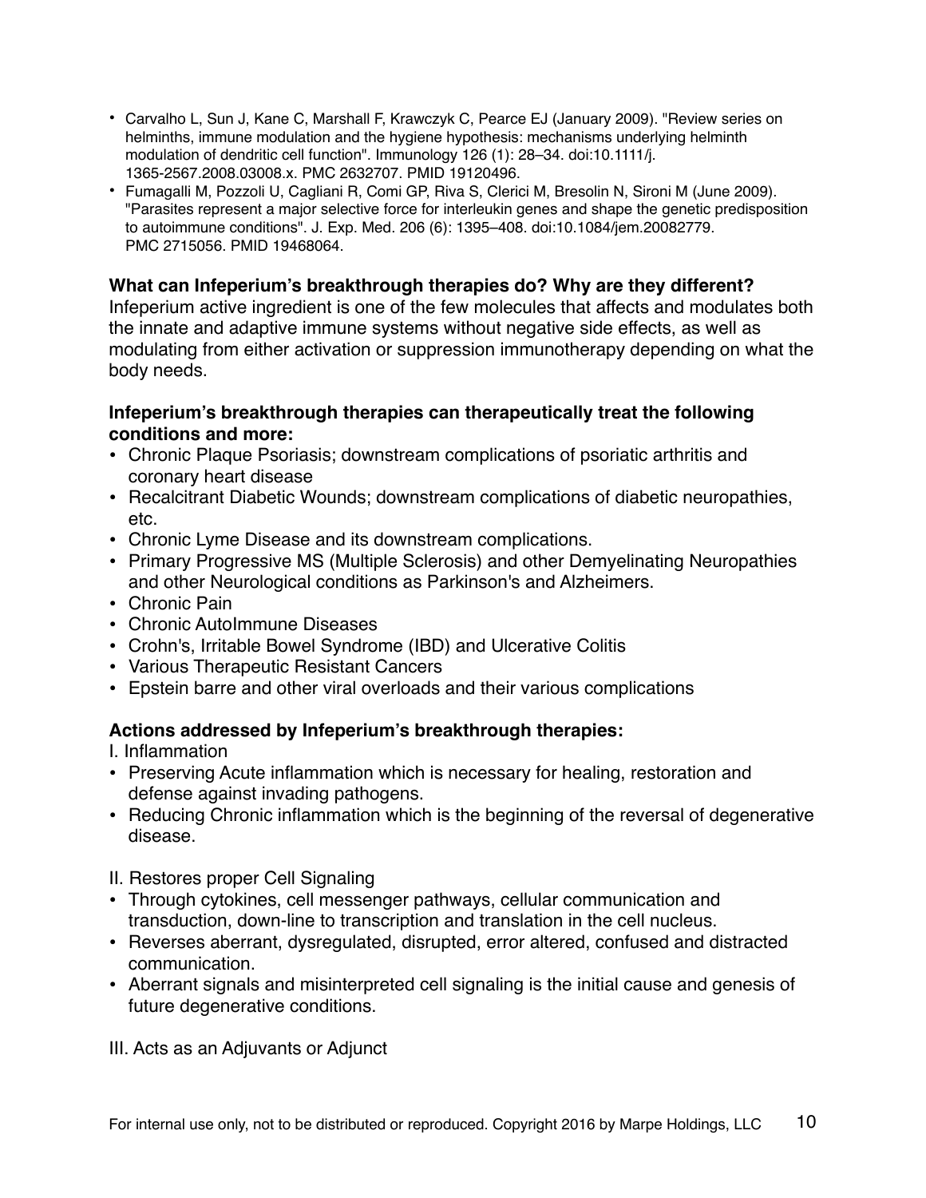- Carvalho L, Sun J, Kane C, Marshall F, Krawczyk C, Pearce EJ (January 2009). "Review series on helminths, immune modulation and the hygiene hypothesis: mechanisms underlying helminth modulation of dendritic cell function". Immunology 126 (1): 28–34. doi:10.1111/j.1365-2567.2008.03008.x. PMC 2632707. PMID 19120496.
- Fumagalli M, Pozzoli U, Cagliani R, Comi GP, Riva S, Clerici M, Bresolin N, Sironi M (June 2009). "Parasites represent a major selective force for interleukin genes and shape the genetic predisposition to autoimmune conditions". J. Exp. Med. 206 (6): 1395–408. doi:10.1084/jem.20082779. PMC 2715056. PMID 19468064.

**What can Infeperium's breakthrough therapies do? Why are they different?**
Infeperium active ingredient is one of the few molecules that affects and modulates both the innate and adaptive immune systems without negative side effects, as well as modulating from either activation or suppression immunotherapy depending on what the body needs.

**Infeperium's breakthrough therapies can therapeutically treat the following conditions and more:**

- Chronic Plaque Psoriasis; downstream complications of psoriatic arthritis and coronary heart disease
- Recalcitrant Diabetic Wounds; downstream complications of diabetic neuropathies, etc.
- Chronic Lyme Disease and its downstream complications.
- Primary Progressive MS (Multiple Sclerosis) and other Demyelinating Neuropathies and other Neurological conditions as Parkinson's and Alzheimers.
- Chronic Pain
- Chronic AutoImmune Diseases
- Crohn's, Irritable Bowel Syndrome (IBD) and Ulcerative Colitis
- Various Therapeutic Resistant Cancers
- Epstein barre and other viral overloads and their various complications

**Actions addressed by Infeperium's breakthrough therapies:**

I. Inflammation

- Preserving Acute inflammation which is necessary for healing, restoration and defense against invading pathogens.
- Reducing Chronic inflammation which is the beginning of the reversal of degenerative disease.

II. Restores proper Cell Signaling

- Through cytokines, cell messenger pathways, cellular communication and transduction, down-line to transcription and translation in the cell nucleus.
- Reverses aberrant, dysregulated, disrupted, error altered, confused and distracted communication.
- Aberrant signals and misinterpreted cell signaling is the initial cause and genesis of future degenerative conditions.

III. Acts as an Adjuvants or Adjunct

For internal use only, not to be distributed or reproduced. Copyright 2016 by Marpe Holdings, LLC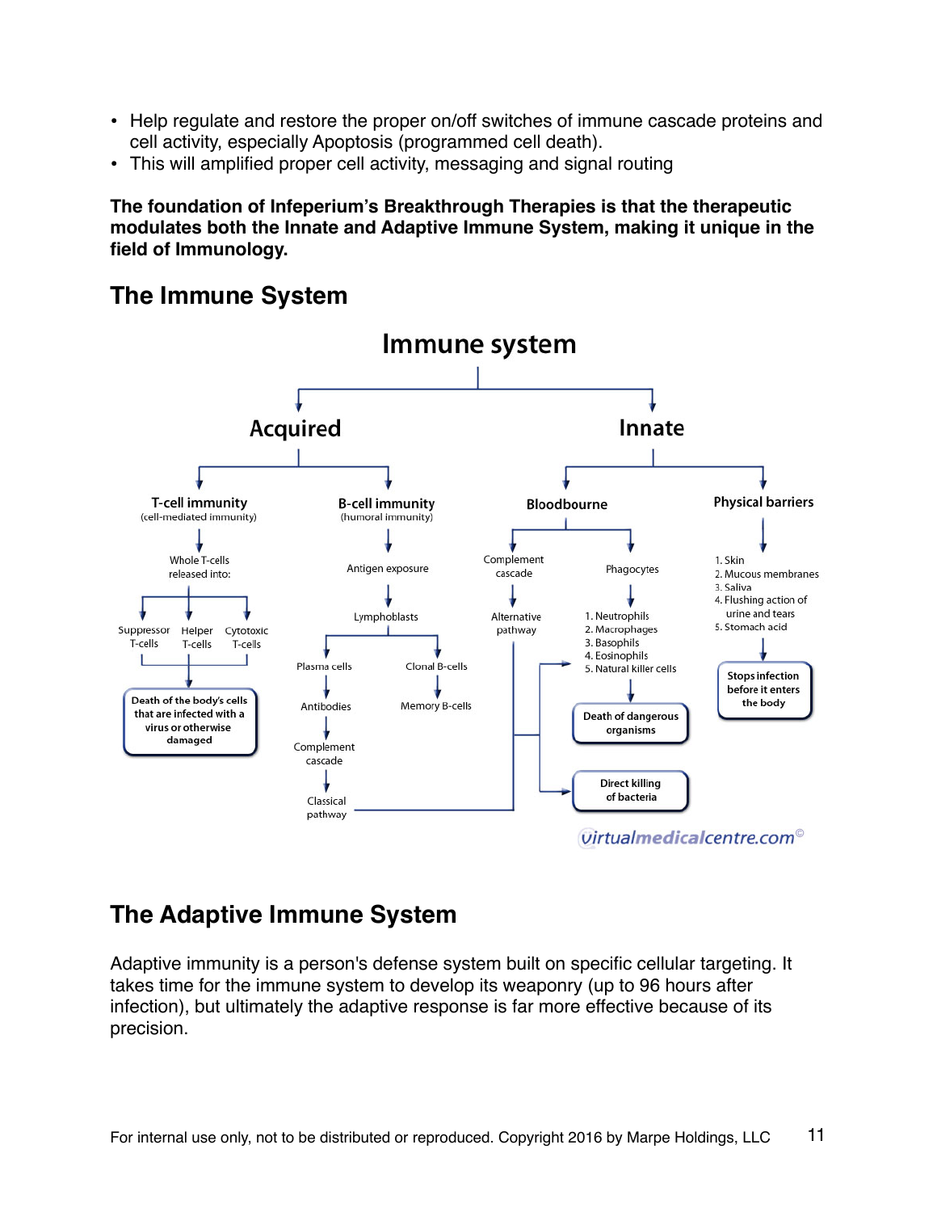- Help regulate and restore the proper on/off switches of immune cascade proteins and cell activity, especially Apoptosis (programmed cell death).
- This will amplified proper cell activity, messaging and signal routing

**The foundation of Infeperium's Breakthrough Therapies is that the therapeutic modulates both the Innate and Adaptive Immune System, making it unique in the field of Immunology.**

## The Immune System

**Immune system**

- **Acquired**
  - **T-cell immunity** (cell-mediated immunity)
    - Whole T-cells released into:
      - Suppressor T-cells
      - Helper T-cells
      - Cytotoxic T-cells
    - → Death of the body's cells that are infected with a virus or otherwise damaged
  - **B-cell immunity** (humoral immunity)
    - Antigen exposure
    - Lymphoblasts
      - Plasma cells → Antibodies → Complement cascade → Classical pathway
      - Clonal B-cells → Memory B-cells
- **Innate**
  - **Bloodbourne**
    - Complement cascade → Alternative pathway
    - Phagocytes
      1. Neutrophils
      2. Macrophages
      3. Basophils
      4. Eosinophils
      5. Natural killer cells
    - → Death of dangerous organisms
    - → Direct killing of bacteria
  - **Physical barriers**
    1. Skin
    2. Mucous membranes
    3. Saliva
    4. Flushing action of urine and tears
    5. Stomach acid
    - → Stops infection before it enters the body

virtualmedicalcentre.com©

## The Adaptive Immune System

Adaptive immunity is a person's defense system built on specific cellular targeting. It takes time for the immune system to develop its weaponry (up to 96 hours after infection), but ultimately the adaptive response is far more effective because of its precision.

For internal use only, not to be distributed or reproduced. Copyright 2016 by Marpe Holdings, LLC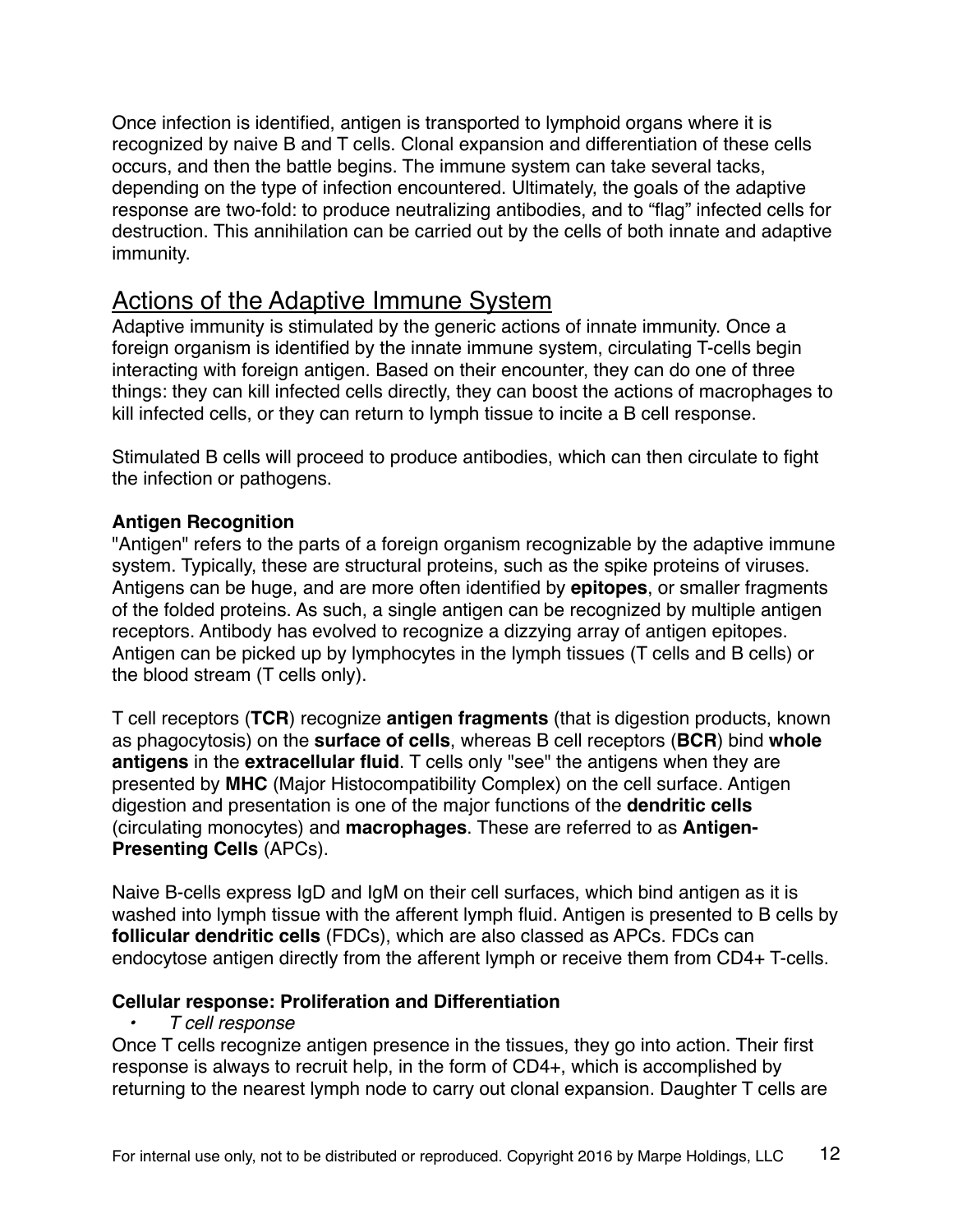Once infection is identified, antigen is transported to lymphoid organs where it is recognized by naive B and T cells. Clonal expansion and differentiation of these cells occurs, and then the battle begins. The immune system can take several tacks, depending on the type of infection encountered. Ultimately, the goals of the adaptive response are two-fold: to produce neutralizing antibodies, and to “flag” infected cells for destruction. This annihilation can be carried out by the cells of both innate and adaptive immunity.

## Actions of the Adaptive Immune System

Adaptive immunity is stimulated by the generic actions of innate immunity. Once a foreign organism is identified by the innate immune system, circulating T-cells begin interacting with foreign antigen. Based on their encounter, they can do one of three things: they can kill infected cells directly, they can boost the actions of macrophages to kill infected cells, or they can return to lymph tissue to incite a B cell response.

Stimulated B cells will proceed to produce antibodies, which can then circulate to fight the infection or pathogens.

### Antigen Recognition

"Antigen" refers to the parts of a foreign organism recognizable by the adaptive immune system. Typically, these are structural proteins, such as the spike proteins of viruses. Antigens can be huge, and are more often identified by **epitopes**, or smaller fragments of the folded proteins. As such, a single antigen can be recognized by multiple antigen receptors. Antibody has evolved to recognize a dizzying array of antigen epitopes. Antigen can be picked up by lymphocytes in the lymph tissues (T cells and B cells) or the blood stream (T cells only).

T cell receptors (**TCR**) recognize **antigen fragments** (that is digestion products, known as phagocytosis) on the **surface of cells**, whereas B cell receptors (**BCR**) bind **whole antigens** in the **extracellular fluid**. T cells only "see" the antigens when they are presented by **MHC** (Major Histocompatibility Complex) on the cell surface. Antigen digestion and presentation is one of the major functions of the **dendritic cells** (circulating monocytes) and **macrophages**. These are referred to as **Antigen-Presenting Cells** (APCs).

Naive B-cells express IgD and IgM on their cell surfaces, which bind antigen as it is washed into lymph tissue with the afferent lymph fluid. Antigen is presented to B cells by **follicular dendritic cells** (FDCs), which are also classed as APCs. FDCs can endocytose antigen directly from the afferent lymph or receive them from CD4+ T-cells.

### Cellular response: Proliferation and Differentiation

- *T cell response*

Once T cells recognize antigen presence in the tissues, they go into action. Their first response is always to recruit help, in the form of CD4+, which is accomplished by returning to the nearest lymph node to carry out clonal expansion. Daughter T cells are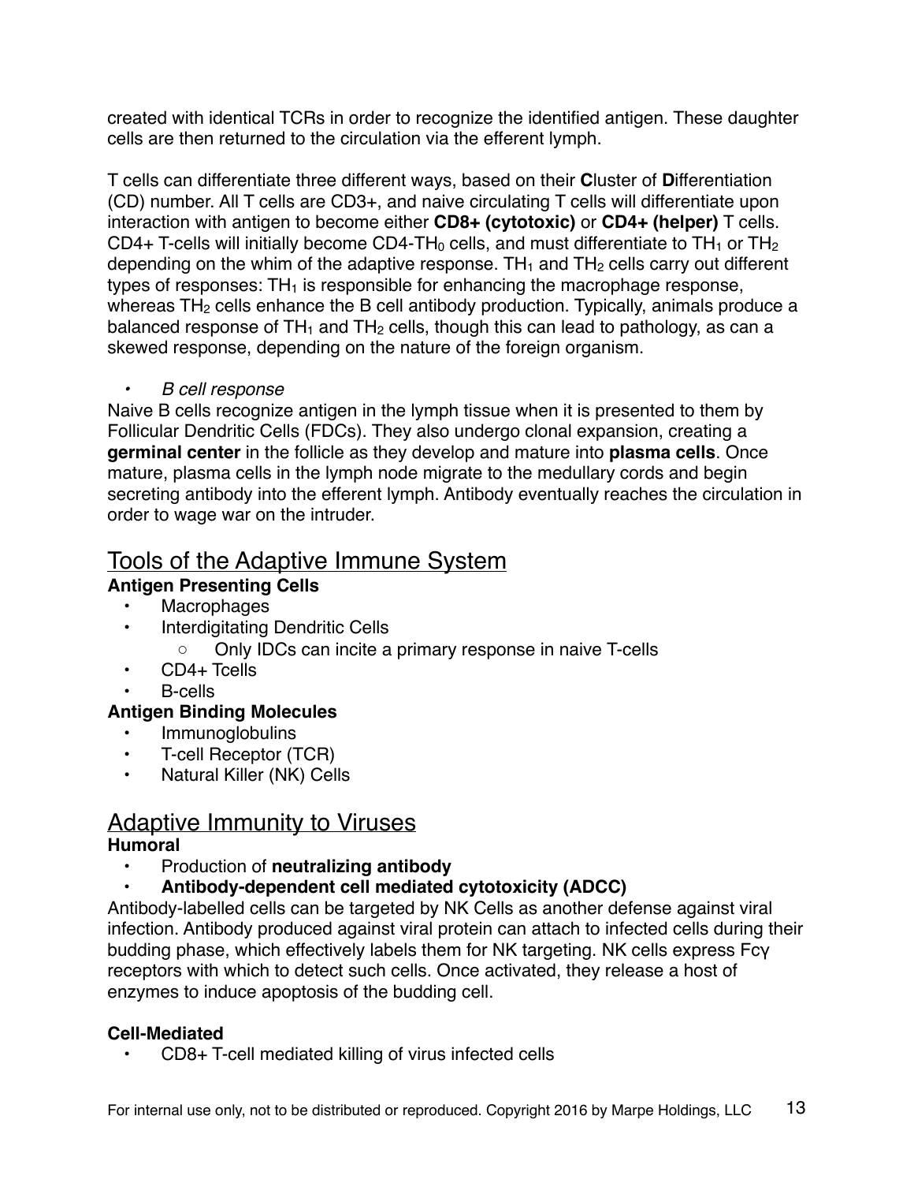created with identical TCRs in order to recognize the identified antigen. These daughter cells are then returned to the circulation via the efferent lymph.

T cells can differentiate three different ways, based on their **C**luster of **D**ifferentiation (CD) number. All T cells are CD3+, and naive circulating T cells will differentiate upon interaction with antigen to become either **CD8+ (cytotoxic)** or **CD4+ (helper)** T cells. CD4+ T-cells will initially become CD4-$TH_0$ cells, and must differentiate to $TH_1$ or $TH_2$ depending on the whim of the adaptive response. $TH_1$ and $TH_2$ cells carry out different types of responses: $TH_1$ is responsible for enhancing the macrophage response, whereas $TH_2$ cells enhance the B cell antibody production. Typically, animals produce a balanced response of $TH_1$ and $TH_2$ cells, though this can lead to pathology, as can a skewed response, depending on the nature of the foreign organism.

- *B cell response*

Naive B cells recognize antigen in the lymph tissue when it is presented to them by Follicular Dendritic Cells (FDCs). They also undergo clonal expansion, creating a **germinal center** in the follicle as they develop and mature into **plasma cells**. Once mature, plasma cells in the lymph node migrate to the medullary cords and begin secreting antibody into the efferent lymph. Antibody eventually reaches the circulation in order to wage war on the intruder.

## Tools of the Adaptive Immune System

**Antigen Presenting Cells**

- Macrophages
- Interdigitating Dendritic Cells
  - Only IDCs can incite a primary response in naive T-cells
- CD4+ Tcells
- B-cells

**Antigen Binding Molecules**

- Immunoglobulins
- T-cell Receptor (TCR)
- Natural Killer (NK) Cells

## Adaptive Immunity to Viruses

**Humoral**

- Production of **neutralizing antibody**
- **Antibody-dependent cell mediated cytotoxicity (ADCC)**

Antibody-labelled cells can be targeted by NK Cells as another defense against viral infection. Antibody produced against viral protein can attach to infected cells during their budding phase, which effectively labels them for NK targeting. NK cells express Fcγ receptors with which to detect such cells. Once activated, they release a host of enzymes to induce apoptosis of the budding cell.

**Cell-Mediated**

- CD8+ T-cell mediated killing of virus infected cells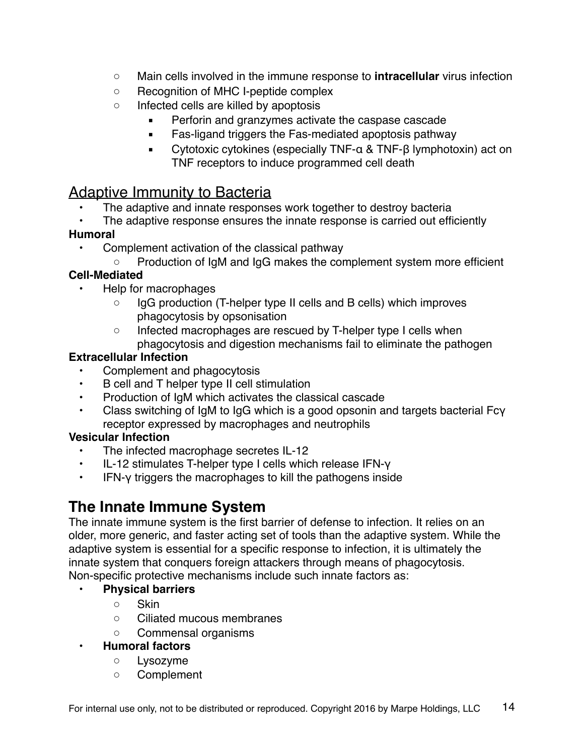- Main cells involved in the immune response to **intracellular** virus infection
- Recognition of MHC I-peptide complex
- Infected cells are killed by apoptosis
    - Perforin and granzymes activate the caspase cascade
    - Fas-ligand triggers the Fas-mediated apoptosis pathway
    - Cytotoxic cytokines (especially TNF-α & TNF-β lymphotoxin) act on TNF receptors to induce programmed cell death

## Adaptive Immunity to Bacteria

- The adaptive and innate responses work together to destroy bacteria
- The adaptive response ensures the innate response is carried out efficiently

**Humoral**

- Complement activation of the classical pathway
    - Production of IgM and IgG makes the complement system more efficient

**Cell-Mediated**

- Help for macrophages
    - IgG production (T-helper type II cells and B cells) which improves phagocytosis by opsonisation
    - Infected macrophages are rescued by T-helper type I cells when phagocytosis and digestion mechanisms fail to eliminate the pathogen

**Extracellular Infection**

- Complement and phagocytosis
- B cell and T helper type II cell stimulation
- Production of IgM which activates the classical cascade
- Class switching of IgM to IgG which is a good opsonin and targets bacterial Fcγ receptor expressed by macrophages and neutrophils

**Vesicular Infection**

- The infected macrophage secretes IL-12
- IL-12 stimulates T-helper type I cells which release IFN-γ
- IFN-γ triggers the macrophages to kill the pathogens inside

# The Innate Immune System

The innate immune system is the first barrier of defense to infection. It relies on an older, more generic, and faster acting set of tools than the adaptive system. While the adaptive system is essential for a specific response to infection, it is ultimately the innate system that conquers foreign attackers through means of phagocytosis. Non-specific protective mechanisms include such innate factors as:

- **Physical barriers**
    - Skin
    - Ciliated mucous membranes
    - Commensal organisms
- **Humoral factors**
    - Lysozyme
    - Complement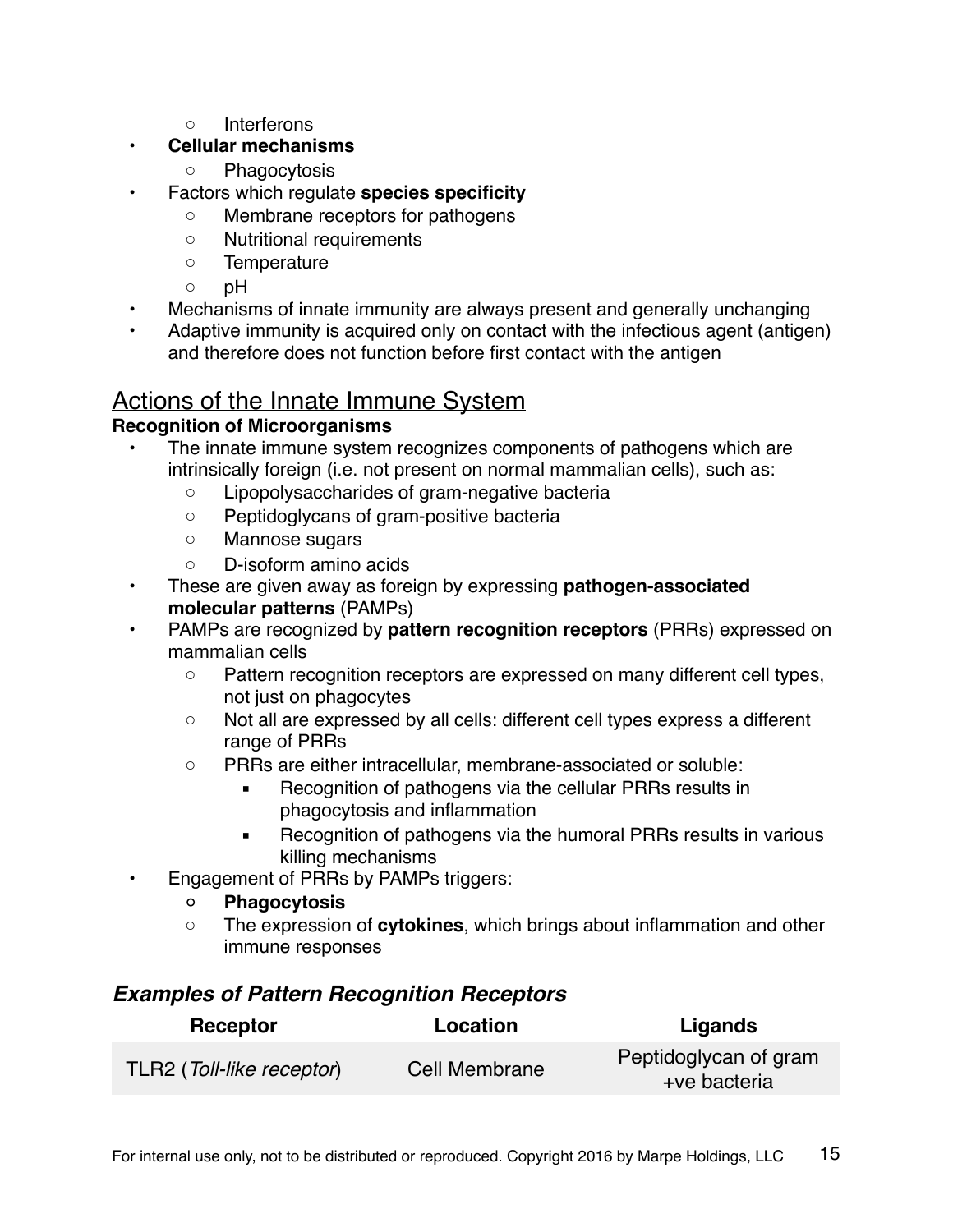- Interferons
- **Cellular mechanisms**
    - Phagocytosis
- Factors which regulate **species specificity**
    - Membrane receptors for pathogens
    - Nutritional requirements
    - Temperature
    - pH
- Mechanisms of innate immunity are always present and generally unchanging
- Adaptive immunity is acquired only on contact with the infectious agent (antigen) and therefore does not function before first contact with the antigen

## Actions of the Innate Immune System

**Recognition of Microorganisms**

- The innate immune system recognizes components of pathogens which are intrinsically foreign (i.e. not present on normal mammalian cells), such as:
    - Lipopolysaccharides of gram-negative bacteria
    - Peptidoglycans of gram-positive bacteria
    - Mannose sugars
    - D-isoform amino acids
- These are given away as foreign by expressing **pathogen-associated molecular patterns** (PAMPs)
- PAMPs are recognized by **pattern recognition receptors** (PRRs) expressed on mammalian cells
    - Pattern recognition receptors are expressed on many different cell types, not just on phagocytes
    - Not all are expressed by all cells: different cell types express a different range of PRRs
    - PRRs are either intracellular, membrane-associated or soluble:
        - Recognition of pathogens via the cellular PRRs results in phagocytosis and inflammation
        - Recognition of pathogens via the humoral PRRs results in various killing mechanisms
- Engagement of PRRs by PAMPs triggers:
    - **Phagocytosis**
    - The expression of **cytokines**, which brings about inflammation and other immune responses

### *Examples of Pattern Recognition Receptors*

| Receptor | Location | Ligands |
|---|---|---|
| TLR2 (*Toll-like receptor*) | Cell Membrane | Peptidoglycan of gram +ve bacteria |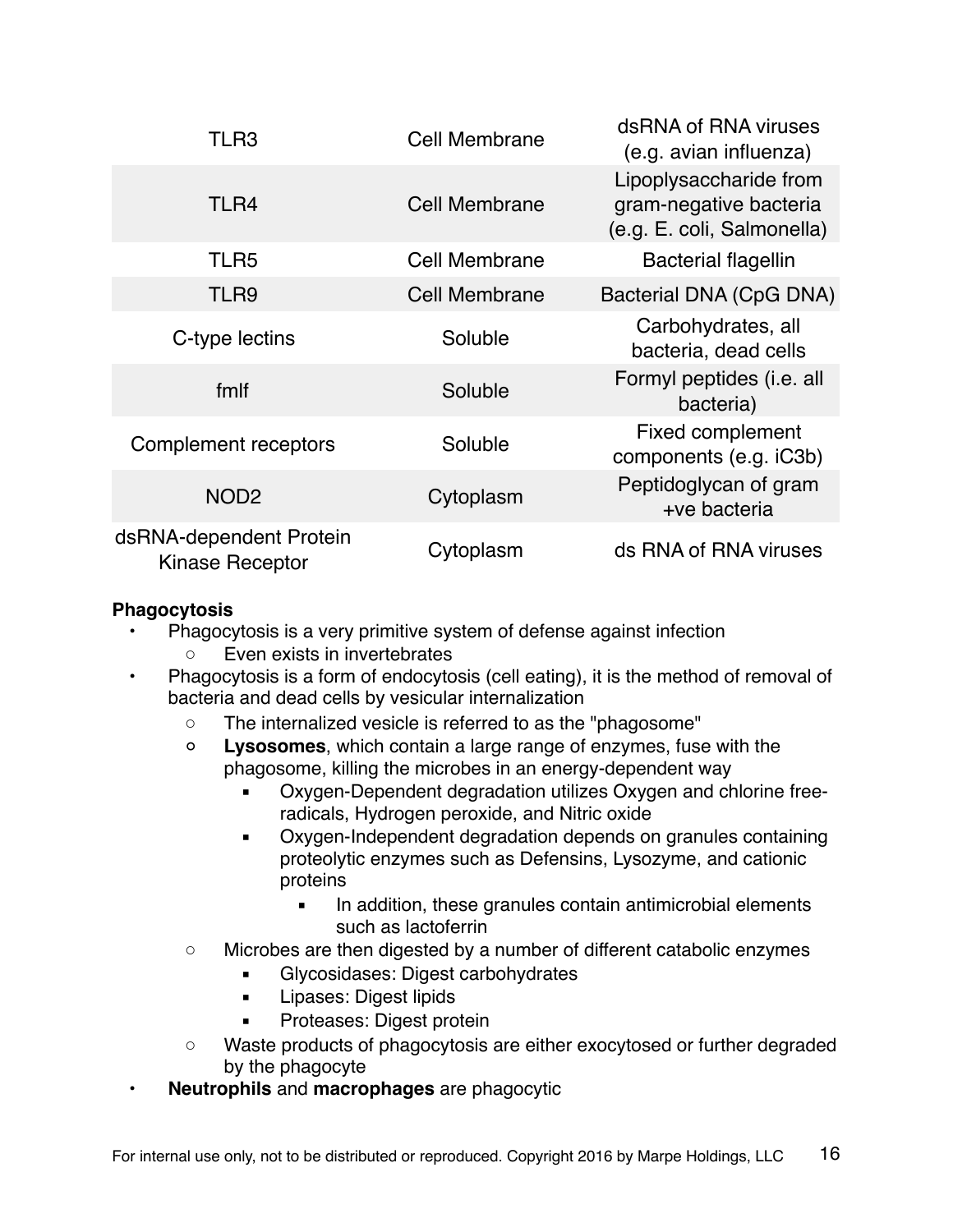| | | |
|---|---|---|
| TLR3 | Cell Membrane | dsRNA of RNA viruses (e.g. avian influenza) |
| TLR4 | Cell Membrane | Lipoplysaccharide from gram-negative bacteria (e.g. E. coli, Salmonella) |
| TLR5 | Cell Membrane | Bacterial flagellin |
| TLR9 | Cell Membrane | Bacterial DNA (CpG DNA) |
| C-type lectins | Soluble | Carbohydrates, all bacteria, dead cells |
| fmlf | Soluble | Formyl peptides (i.e. all bacteria) |
| Complement receptors | Soluble | Fixed complement components (e.g. iC3b) |
| NOD2 | Cytoplasm | Peptidoglycan of gram +ve bacteria |
| dsRNA-dependent Protein Kinase Receptor | Cytoplasm | ds RNA of RNA viruses |

**Phagocytosis**

- Phagocytosis is a very primitive system of defense against infection
  - Even exists in invertebrates
- Phagocytosis is a form of endocytosis (cell eating), it is the method of removal of bacteria and dead cells by vesicular internalization
  - The internalized vesicle is referred to as the "phagosome"
  - **Lysosomes**, which contain a large range of enzymes, fuse with the phagosome, killing the microbes in an energy-dependent way
    - Oxygen-Dependent degradation utilizes Oxygen and chlorine free-radicals, Hydrogen peroxide, and Nitric oxide
    - Oxygen-Independent degradation depends on granules containing proteolytic enzymes such as Defensins, Lysozyme, and cationic proteins
      - In addition, these granules contain antimicrobial elements such as lactoferrin
  - Microbes are then digested by a number of different catabolic enzymes
    - Glycosidases: Digest carbohydrates
    - Lipases: Digest lipids
    - Proteases: Digest protein
  - Waste products of phagocytosis are either exocytosed or further degraded by the phagocyte
- **Neutrophils** and **macrophages** are phagocytic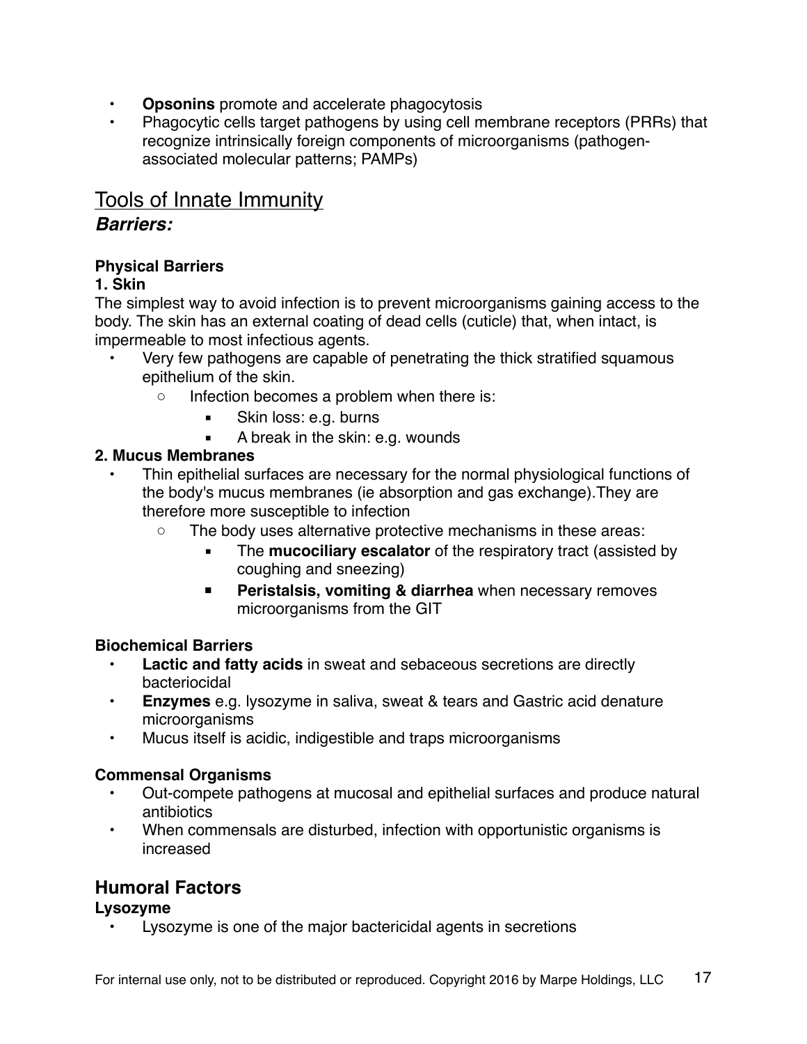- **Opsonins** promote and accelerate phagocytosis
- Phagocytic cells target pathogens by using cell membrane receptors (PRRs) that recognize intrinsically foreign components of microorganisms (pathogen-associated molecular patterns; PAMPs)

## Tools of Innate Immunity

### ***Barriers:***

**Physical Barriers**

**1. Skin**

The simplest way to avoid infection is to prevent microorganisms gaining access to the body. The skin has an external coating of dead cells (cuticle) that, when intact, is impermeable to most infectious agents.

- Very few pathogens are capable of penetrating the thick stratified squamous epithelium of the skin.
  - Infection becomes a problem when there is:
    - Skin loss: e.g. burns
    - A break in the skin: e.g. wounds

**2. Mucus Membranes**

- Thin epithelial surfaces are necessary for the normal physiological functions of the body's mucus membranes (ie absorption and gas exchange).They are therefore more susceptible to infection
  - The body uses alternative protective mechanisms in these areas:
    - The **mucociliary escalator** of the respiratory tract (assisted by coughing and sneezing)
    - **Peristalsis, vomiting & diarrhea** when necessary removes microorganisms from the GIT

**Biochemical Barriers**

- **Lactic and fatty acids** in sweat and sebaceous secretions are directly bacteriocidal
- **Enzymes** e.g. lysozyme in saliva, sweat & tears and Gastric acid denature microorganisms
- Mucus itself is acidic, indigestible and traps microorganisms

**Commensal Organisms**

- Out-compete pathogens at mucosal and epithelial surfaces and produce natural antibiotics
- When commensals are disturbed, infection with opportunistic organisms is increased

## Humoral Factors

**Lysozyme**

- Lysozyme is one of the major bactericidal agents in secretions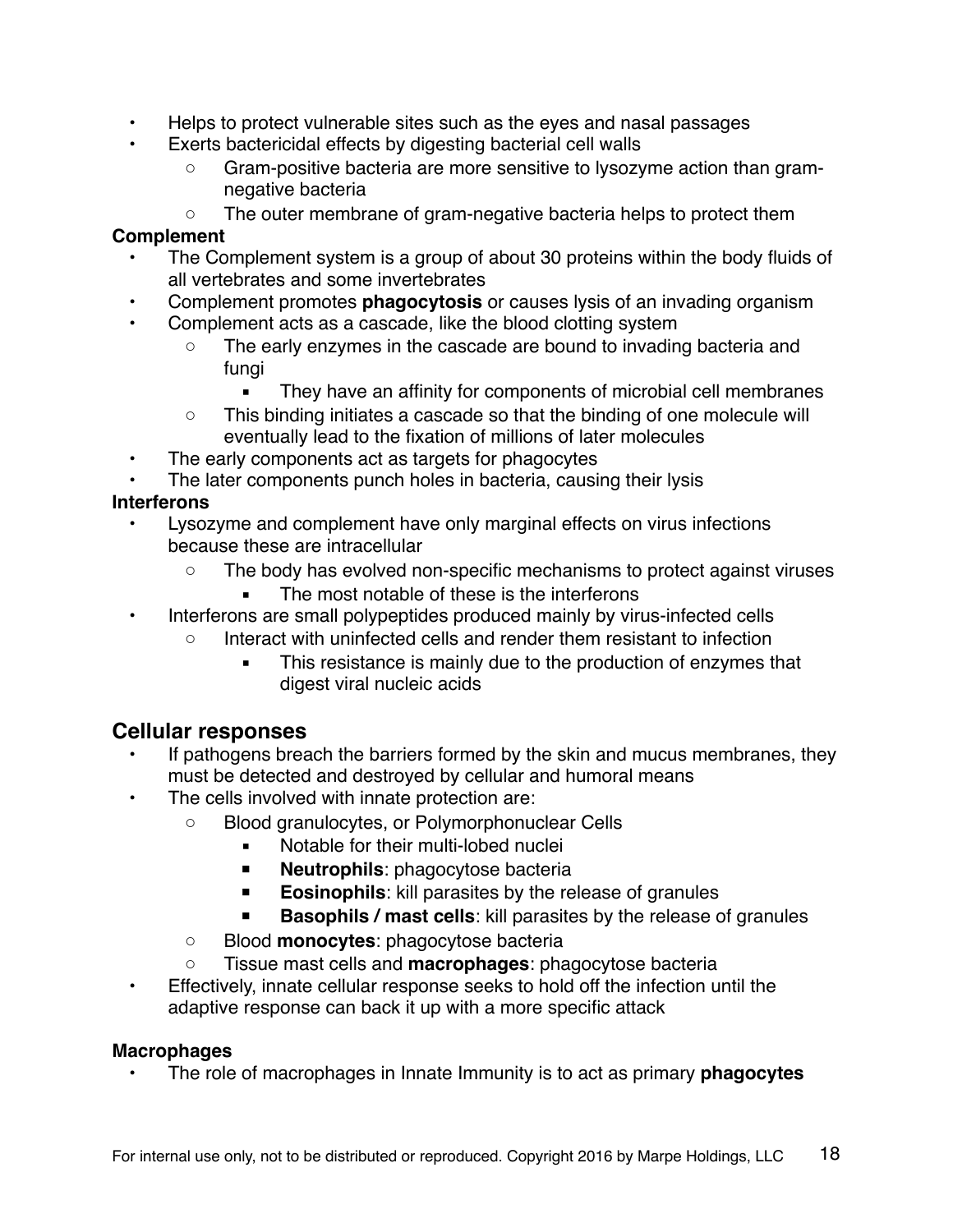- Helps to protect vulnerable sites such as the eyes and nasal passages
- Exerts bactericidal effects by digesting bacterial cell walls
    - Gram-positive bacteria are more sensitive to lysozyme action than gram-negative bacteria
    - The outer membrane of gram-negative bacteria helps to protect them

**Complement**

- The Complement system is a group of about 30 proteins within the body fluids of all vertebrates and some invertebrates
- Complement promotes **phagocytosis** or causes lysis of an invading organism
- Complement acts as a cascade, like the blood clotting system
    - The early enzymes in the cascade are bound to invading bacteria and fungi
        - They have an affinity for components of microbial cell membranes
    - This binding initiates a cascade so that the binding of one molecule will eventually lead to the fixation of millions of later molecules
- The early components act as targets for phagocytes
- The later components punch holes in bacteria, causing their lysis

**Interferons**

- Lysozyme and complement have only marginal effects on virus infections because these are intracellular
    - The body has evolved non-specific mechanisms to protect against viruses
        - The most notable of these is the interferons
- Interferons are small polypeptides produced mainly by virus-infected cells
    - Interact with uninfected cells and render them resistant to infection
        - This resistance is mainly due to the production of enzymes that digest viral nucleic acids

## Cellular responses

- If pathogens breach the barriers formed by the skin and mucus membranes, they must be detected and destroyed by cellular and humoral means
- The cells involved with innate protection are:
    - Blood granulocytes, or Polymorphonuclear Cells
        - Notable for their multi-lobed nuclei
        - **Neutrophils**: phagocytose bacteria
        - **Eosinophils**: kill parasites by the release of granules
        - **Basophils / mast cells**: kill parasites by the release of granules
    - Blood **monocytes**: phagocytose bacteria
    - Tissue mast cells and **macrophages**: phagocytose bacteria
- Effectively, innate cellular response seeks to hold off the infection until the adaptive response can back it up with a more specific attack

**Macrophages**

- The role of macrophages in Innate Immunity is to act as primary **phagocytes**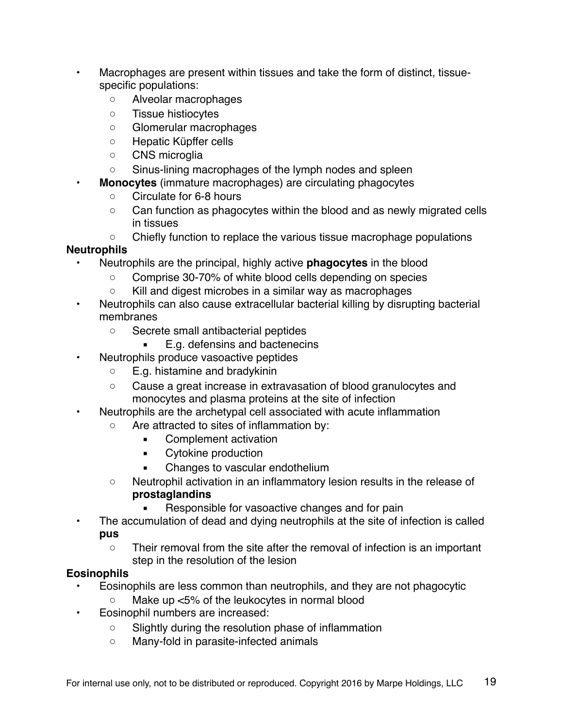- Macrophages are present within tissues and take the form of distinct, tissue-specific populations:
    - Alveolar macrophages
    - Tissue histiocytes
    - Glomerular macrophages
    - Hepatic Küpffer cells
    - CNS microglia
    - Sinus-lining macrophages of the lymph nodes and spleen
- **Monocytes** (immature macrophages) are circulating phagocytes
    - Circulate for 6-8 hours
    - Can function as phagocytes within the blood and as newly migrated cells in tissues
    - Chiefly function to replace the various tissue macrophage populations

**Neutrophils**

- Neutrophils are the principal, highly active **phagocytes** in the blood
    - Comprise 30-70% of white blood cells depending on species
    - Kill and digest microbes in a similar way as macrophages
- Neutrophils can also cause extracellular bacterial killing by disrupting bacterial membranes
    - Secrete small antibacterial peptides
        - E.g. defensins and bactenecins
- Neutrophils produce vasoactive peptides
    - E.g. histamine and bradykinin
    - Cause a great increase in extravasation of blood granulocytes and monocytes and plasma proteins at the site of infection
- Neutrophils are the archetypal cell associated with acute inflammation
    - Are attracted to sites of inflammation by:
        - Complement activation
        - Cytokine production
        - Changes to vascular endothelium
    - Neutrophil activation in an inflammatory lesion results in the release of **prostaglandins**
        - Responsible for vasoactive changes and for pain
- The accumulation of dead and dying neutrophils at the site of infection is called **pus**
    - Their removal from the site after the removal of infection is an important step in the resolution of the lesion

**Eosinophils**

- Eosinophils are less common than neutrophils, and they are not phagocytic
    - Make up <5% of the leukocytes in normal blood
- Eosinophil numbers are increased:
    - Slightly during the resolution phase of inflammation
    - Many-fold in parasite-infected animals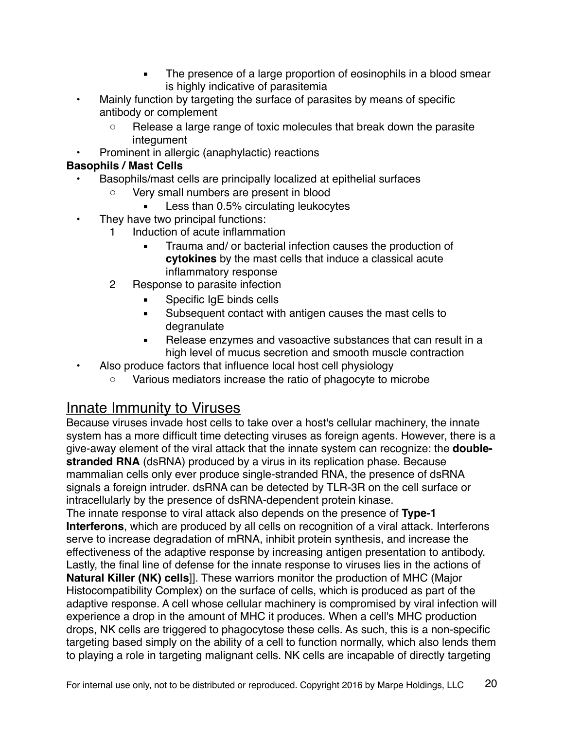- The presence of a large proportion of eosinophils in a blood smear is highly indicative of parasitemia
- Mainly function by targeting the surface of parasites by means of specific antibody or complement
    - Release a large range of toxic molecules that break down the parasite integument
- Prominent in allergic (anaphylactic) reactions

**Basophils / Mast Cells**

- Basophils/mast cells are principally localized at epithelial surfaces
    - Very small numbers are present in blood
        - Less than 0.5% circulating leukocytes
- They have two principal functions:
    1. Induction of acute inflammation
        - Trauma and/ or bacterial infection causes the production of **cytokines** by the mast cells that induce a classical acute inflammatory response
    2. Response to parasite infection
        - Specific IgE binds cells
        - Subsequent contact with antigen causes the mast cells to degranulate
        - Release enzymes and vasoactive substances that can result in a high level of mucus secretion and smooth muscle contraction
- Also produce factors that influence local host cell physiology
    - Various mediators increase the ratio of phagocyte to microbe

## Innate Immunity to Viruses

Because viruses invade host cells to take over a host's cellular machinery, the innate system has a more difficult time detecting viruses as foreign agents. However, there is a give-away element of the viral attack that the innate system can recognize: the **double-stranded RNA** (dsRNA) produced by a virus in its replication phase. Because mammalian cells only ever produce single-stranded RNA, the presence of dsRNA signals a foreign intruder. dsRNA can be detected by TLR-3R on the cell surface or intracellularly by the presence of dsRNA-dependent protein kinase.

The innate response to viral attack also depends on the presence of **Type-1 Interferons**, which are produced by all cells on recognition of a viral attack. Interferons serve to increase degradation of mRNA, inhibit protein synthesis, and increase the effectiveness of the adaptive response by increasing antigen presentation to antibody. Lastly, the final line of defense for the innate response to viruses lies in the actions of **Natural Killer (NK) cells**]]. These warriors monitor the production of MHC (Major Histocompatibility Complex) on the surface of cells, which is produced as part of the adaptive response. A cell whose cellular machinery is compromised by viral infection will experience a drop in the amount of MHC it produces. When a cell's MHC production drops, NK cells are triggered to phagocytose these cells. As such, this is a non-specific targeting based simply on the ability of a cell to function normally, which also lends them to playing a role in targeting malignant cells. NK cells are incapable of directly targeting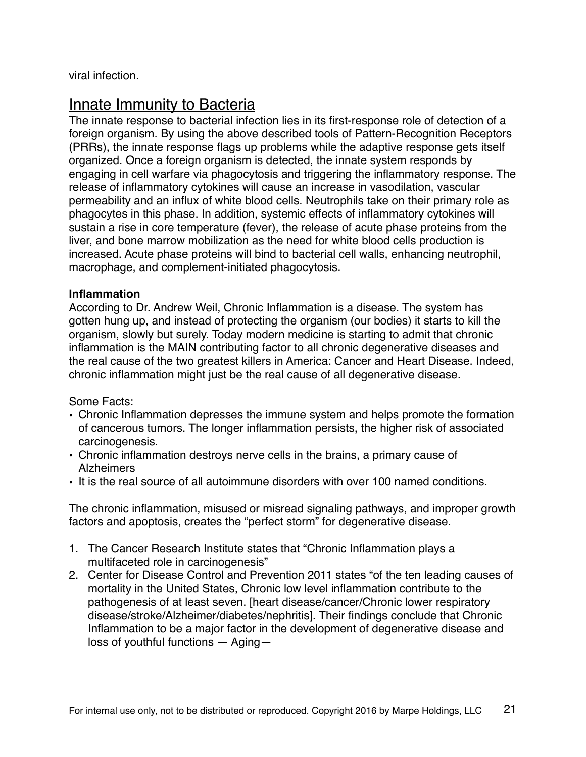viral infection.

## Innate Immunity to Bacteria

The innate response to bacterial infection lies in its first-response role of detection of a foreign organism. By using the above described tools of Pattern-Recognition Receptors (PRRs), the innate response flags up problems while the adaptive response gets itself organized. Once a foreign organism is detected, the innate system responds by engaging in cell warfare via phagocytosis and triggering the inflammatory response. The release of inflammatory cytokines will cause an increase in vasodilation, vascular permeability and an influx of white blood cells. Neutrophils take on their primary role as phagocytes in this phase. In addition, systemic effects of inflammatory cytokines will sustain a rise in core temperature (fever), the release of acute phase proteins from the liver, and bone marrow mobilization as the need for white blood cells production is increased. Acute phase proteins will bind to bacterial cell walls, enhancing neutrophil, macrophage, and complement-initiated phagocytosis.

**Inflammation**

According to Dr. Andrew Weil, Chronic Inflammation is a disease. The system has gotten hung up, and instead of protecting the organism (our bodies) it starts to kill the organism, slowly but surely. Today modern medicine is starting to admit that chronic inflammation is the MAIN contributing factor to all chronic degenerative diseases and the real cause of the two greatest killers in America: Cancer and Heart Disease. Indeed, chronic inflammation might just be the real cause of all degenerative disease.

Some Facts:

- Chronic Inflammation depresses the immune system and helps promote the formation of cancerous tumors. The longer inflammation persists, the higher risk of associated carcinogenesis.
- Chronic inflammation destroys nerve cells in the brains, a primary cause of Alzheimers
- It is the real source of all autoimmune disorders with over 100 named conditions.

The chronic inflammation, misused or misread signaling pathways, and improper growth factors and apoptosis, creates the “perfect storm” for degenerative disease.

1. The Cancer Research Institute states that “Chronic Inflammation plays a multifaceted role in carcinogenesis”
2. Center for Disease Control and Prevention 2011 states “of the ten leading causes of mortality in the United States, Chronic low level inflammation contribute to the pathogenesis of at least seven. [heart disease/cancer/Chronic lower respiratory disease/stroke/Alzheimer/diabetes/nephritis]. Their findings conclude that Chronic Inflammation to be a major factor in the development of degenerative disease and loss of youthful functions — Aging—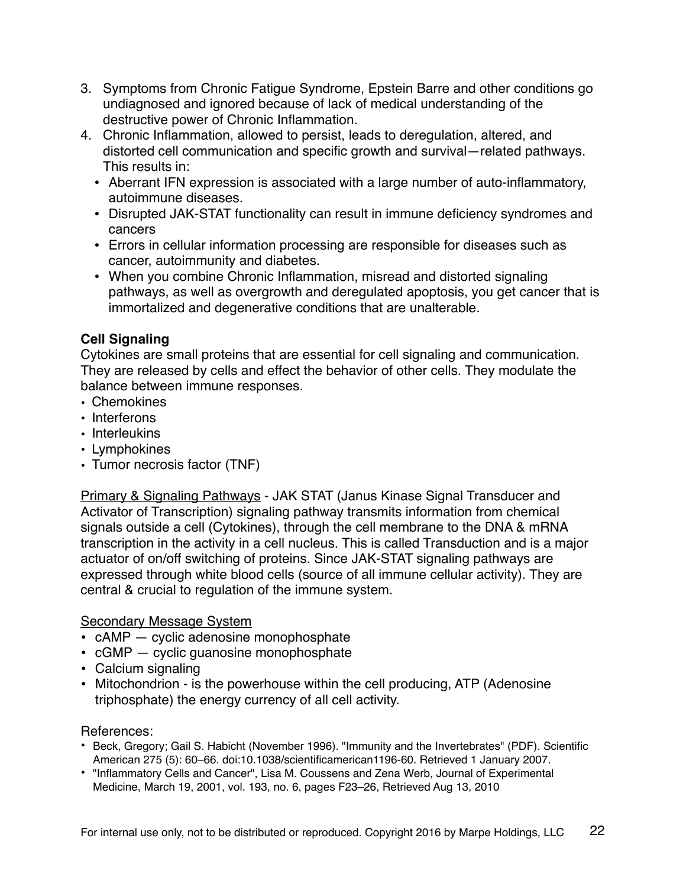3. Symptoms from Chronic Fatigue Syndrome, Epstein Barre and other conditions go undiagnosed and ignored because of lack of medical understanding of the destructive power of Chronic Inflammation.
4. Chronic Inflammation, allowed to persist, leads to deregulation, altered, and distorted cell communication and specific growth and survival—related pathways. This results in:
   - Aberrant IFN expression is associated with a large number of auto-inflammatory, autoimmune diseases.
   - Disrupted JAK-STAT functionality can result in immune deficiency syndromes and cancers
   - Errors in cellular information processing are responsible for diseases such as cancer, autoimmunity and diabetes.
   - When you combine Chronic Inflammation, misread and distorted signaling pathways, as well as overgrowth and deregulated apoptosis, you get cancer that is immortalized and degenerative conditions that are unalterable.

**Cell Signaling**

Cytokines are small proteins that are essential for cell signaling and communication. They are released by cells and effect the behavior of other cells. They modulate the balance between immune responses.

- Chemokines
- Interferons
- Interleukins
- Lymphokines
- Tumor necrosis factor (TNF)

<u>Primary & Signaling Pathways</u> - JAK STAT (Janus Kinase Signal Transducer and Activator of Transcription) signaling pathway transmits information from chemical signals outside a cell (Cytokines), through the cell membrane to the DNA & mRNA transcription in the activity in a cell nucleus. This is called Transduction and is a major actuator of on/off switching of proteins. Since JAK-STAT signaling pathways are expressed through white blood cells (source of all immune cellular activity). They are central & crucial to regulation of the immune system.

<u>Secondary Message System</u>

- cAMP — cyclic adenosine monophosphate
- cGMP — cyclic guanosine monophosphate
- Calcium signaling
- Mitochondrion - is the powerhouse within the cell producing, ATP (Adenosine triphosphate) the energy currency of all cell activity.

References:

- Beck, Gregory; Gail S. Habicht (November 1996). "Immunity and the Invertebrates" (PDF). Scientific American 275 (5): 60–66. doi:10.1038/scientificamerican1196-60. Retrieved 1 January 2007.
- "Inflammatory Cells and Cancer", Lisa M. Coussens and Zena Werb, Journal of Experimental Medicine, March 19, 2001, vol. 193, no. 6, pages F23–26, Retrieved Aug 13, 2010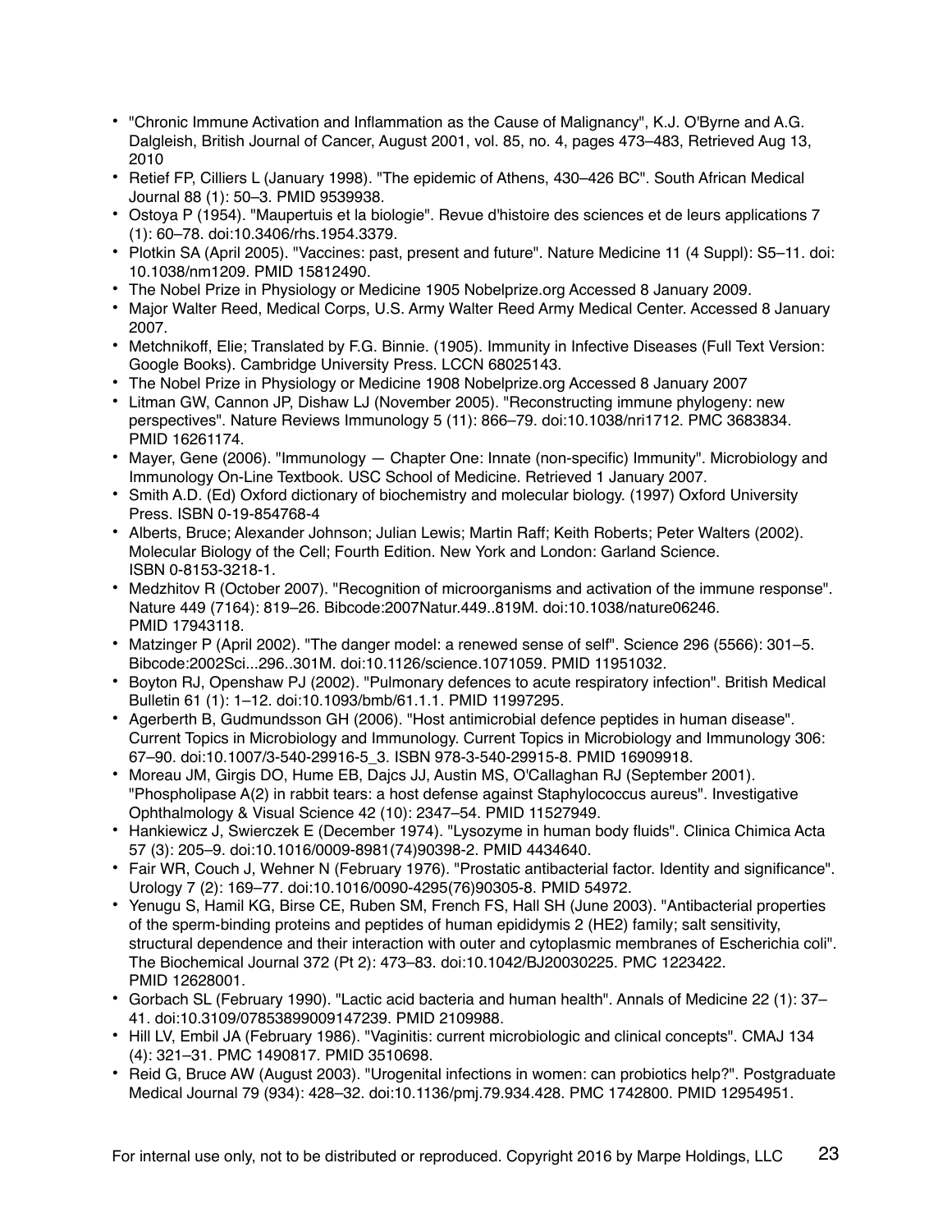- "Chronic Immune Activation and Inflammation as the Cause of Malignancy", K.J. O'Byrne and A.G. Dalgleish, British Journal of Cancer, August 2001, vol. 85, no. 4, pages 473–483, Retrieved Aug 13, 2010
- Retief FP, Cilliers L (January 1998). "The epidemic of Athens, 430–426 BC". South African Medical Journal 88 (1): 50–3. PMID 9539938.
- Ostoya P (1954). "Maupertuis et la biologie". Revue d'histoire des sciences et de leurs applications 7 (1): 60–78. doi:10.3406/rhs.1954.3379.
- Plotkin SA (April 2005). "Vaccines: past, present and future". Nature Medicine 11 (4 Suppl): S5–11. doi: 10.1038/nm1209. PMID 15812490.
- The Nobel Prize in Physiology or Medicine 1905 Nobelprize.org Accessed 8 January 2009.
- Major Walter Reed, Medical Corps, U.S. Army Walter Reed Army Medical Center. Accessed 8 January 2007.
- Metchnikoff, Elie; Translated by F.G. Binnie. (1905). Immunity in Infective Diseases (Full Text Version: Google Books). Cambridge University Press. LCCN 68025143.
- The Nobel Prize in Physiology or Medicine 1908 Nobelprize.org Accessed 8 January 2007
- Litman GW, Cannon JP, Dishaw LJ (November 2005). "Reconstructing immune phylogeny: new perspectives". Nature Reviews Immunology 5 (11): 866–79. doi:10.1038/nri1712. PMC 3683834. PMID 16261174.
- Mayer, Gene (2006). "Immunology — Chapter One: Innate (non-specific) Immunity". Microbiology and Immunology On-Line Textbook. USC School of Medicine. Retrieved 1 January 2007.
- Smith A.D. (Ed) Oxford dictionary of biochemistry and molecular biology. (1997) Oxford University Press. ISBN 0-19-854768-4
- Alberts, Bruce; Alexander Johnson; Julian Lewis; Martin Raff; Keith Roberts; Peter Walters (2002). Molecular Biology of the Cell; Fourth Edition. New York and London: Garland Science. ISBN 0-8153-3218-1.
- Medzhitov R (October 2007). "Recognition of microorganisms and activation of the immune response". Nature 449 (7164): 819–26. Bibcode:2007Natur.449..819M. doi:10.1038/nature06246. PMID 17943118.
- Matzinger P (April 2002). "The danger model: a renewed sense of self". Science 296 (5566): 301–5. Bibcode:2002Sci...296..301M. doi:10.1126/science.1071059. PMID 11951032.
- Boyton RJ, Openshaw PJ (2002). "Pulmonary defences to acute respiratory infection". British Medical Bulletin 61 (1): 1–12. doi:10.1093/bmb/61.1.1. PMID 11997295.
- Agerberth B, Gudmundsson GH (2006). "Host antimicrobial defence peptides in human disease". Current Topics in Microbiology and Immunology. Current Topics in Microbiology and Immunology 306: 67–90. doi:10.1007/3-540-29916-5_3. ISBN 978-3-540-29915-8. PMID 16909918.
- Moreau JM, Girgis DO, Hume EB, Dajcs JJ, Austin MS, O'Callaghan RJ (September 2001). "Phospholipase A(2) in rabbit tears: a host defense against Staphylococcus aureus". Investigative Ophthalmology & Visual Science 42 (10): 2347–54. PMID 11527949.
- Hankiewicz J, Swierczek E (December 1974). "Lysozyme in human body fluids". Clinica Chimica Acta 57 (3): 205–9. doi:10.1016/0009-8981(74)90398-2. PMID 4434640.
- Fair WR, Couch J, Wehner N (February 1976). "Prostatic antibacterial factor. Identity and significance". Urology 7 (2): 169–77. doi:10.1016/0090-4295(76)90305-8. PMID 54972.
- Yenugu S, Hamil KG, Birse CE, Ruben SM, French FS, Hall SH (June 2003). "Antibacterial properties of the sperm-binding proteins and peptides of human epididymis 2 (HE2) family; salt sensitivity, structural dependence and their interaction with outer and cytoplasmic membranes of Escherichia coli". The Biochemical Journal 372 (Pt 2): 473–83. doi:10.1042/BJ20030225. PMC 1223422. PMID 12628001.
- Gorbach SL (February 1990). "Lactic acid bacteria and human health". Annals of Medicine 22 (1): 37–41. doi:10.3109/07853899009147239. PMID 2109988.
- Hill LV, Embil JA (February 1986). "Vaginitis: current microbiologic and clinical concepts". CMAJ 134 (4): 321–31. PMC 1490817. PMID 3510698.
- Reid G, Bruce AW (August 2003). "Urogenital infections in women: can probiotics help?". Postgraduate Medical Journal 79 (934): 428–32. doi:10.1136/pmj.79.934.428. PMC 1742800. PMID 12954951.

For internal use only, not to be distributed or reproduced. Copyright 2016 by Marpe Holdings, LLC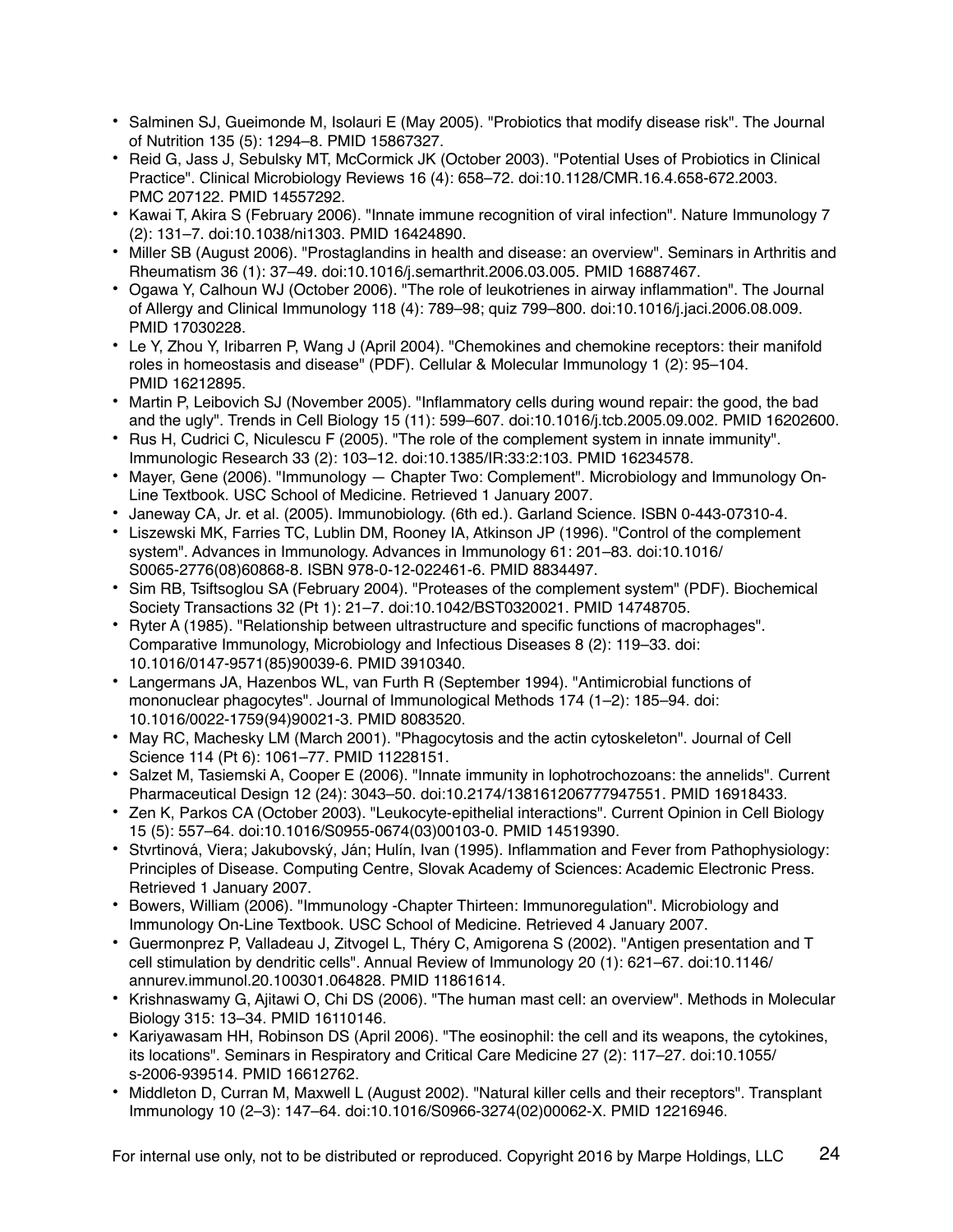- Salminen SJ, Gueimonde M, Isolauri E (May 2005). "Probiotics that modify disease risk". The Journal of Nutrition 135 (5): 1294–8. PMID 15867327.
- Reid G, Jass J, Sebulsky MT, McCormick JK (October 2003). "Potential Uses of Probiotics in Clinical Practice". Clinical Microbiology Reviews 16 (4): 658–72. doi:10.1128/CMR.16.4.658-672.2003. PMC 207122. PMID 14557292.
- Kawai T, Akira S (February 2006). "Innate immune recognition of viral infection". Nature Immunology 7 (2): 131–7. doi:10.1038/ni1303. PMID 16424890.
- Miller SB (August 2006). "Prostaglandins in health and disease: an overview". Seminars in Arthritis and Rheumatism 36 (1): 37–49. doi:10.1016/j.semarthrit.2006.03.005. PMID 16887467.
- Ogawa Y, Calhoun WJ (October 2006). "The role of leukotrienes in airway inflammation". The Journal of Allergy and Clinical Immunology 118 (4): 789–98; quiz 799–800. doi:10.1016/j.jaci.2006.08.009. PMID 17030228.
- Le Y, Zhou Y, Iribarren P, Wang J (April 2004). "Chemokines and chemokine receptors: their manifold roles in homeostasis and disease" (PDF). Cellular & Molecular Immunology 1 (2): 95–104. PMID 16212895.
- Martin P, Leibovich SJ (November 2005). "Inflammatory cells during wound repair: the good, the bad and the ugly". Trends in Cell Biology 15 (11): 599–607. doi:10.1016/j.tcb.2005.09.002. PMID 16202600.
- Rus H, Cudrici C, Niculescu F (2005). "The role of the complement system in innate immunity". Immunologic Research 33 (2): 103–12. doi:10.1385/IR:33:2:103. PMID 16234578.
- Mayer, Gene (2006). "Immunology — Chapter Two: Complement". Microbiology and Immunology On-Line Textbook. USC School of Medicine. Retrieved 1 January 2007.
- Janeway CA, Jr. et al. (2005). Immunobiology. (6th ed.). Garland Science. ISBN 0-443-07310-4.
- Liszewski MK, Farries TC, Lublin DM, Rooney IA, Atkinson JP (1996). "Control of the complement system". Advances in Immunology. Advances in Immunology 61: 201–83. doi:10.1016/S0065-2776(08)60868-8. ISBN 978-0-12-022461-6. PMID 8834497.
- Sim RB, Tsiftsoglou SA (February 2004). "Proteases of the complement system" (PDF). Biochemical Society Transactions 32 (Pt 1): 21–7. doi:10.1042/BST0320021. PMID 14748705.
- Ryter A (1985). "Relationship between ultrastructure and specific functions of macrophages". Comparative Immunology, Microbiology and Infectious Diseases 8 (2): 119–33. doi:10.1016/0147-9571(85)90039-6. PMID 3910340.
- Langermans JA, Hazenbos WL, van Furth R (September 1994). "Antimicrobial functions of mononuclear phagocytes". Journal of Immunological Methods 174 (1–2): 185–94. doi:10.1016/0022-1759(94)90021-3. PMID 8083520.
- May RC, Machesky LM (March 2001). "Phagocytosis and the actin cytoskeleton". Journal of Cell Science 114 (Pt 6): 1061–77. PMID 11228151.
- Salzet M, Tasiemski A, Cooper E (2006). "Innate immunity in lophotrochozoans: the annelids". Current Pharmaceutical Design 12 (24): 3043–50. doi:10.2174/138161206777947551. PMID 16918433.
- Zen K, Parkos CA (October 2003). "Leukocyte-epithelial interactions". Current Opinion in Cell Biology 15 (5): 557–64. doi:10.1016/S0955-0674(03)00103-0. PMID 14519390.
- Stvrtinová, Viera; Jakubovský, Ján; Hulín, Ivan (1995). Inflammation and Fever from Pathophysiology: Principles of Disease. Computing Centre, Slovak Academy of Sciences: Academic Electronic Press. Retrieved 1 January 2007.
- Bowers, William (2006). "Immunology -Chapter Thirteen: Immunoregulation". Microbiology and Immunology On-Line Textbook. USC School of Medicine. Retrieved 4 January 2007.
- Guermonprez P, Valladeau J, Zitvogel L, Théry C, Amigorena S (2002). "Antigen presentation and T cell stimulation by dendritic cells". Annual Review of Immunology 20 (1): 621–67. doi:10.1146/annurev.immunol.20.100301.064828. PMID 11861614.
- Krishnaswamy G, Ajitawi O, Chi DS (2006). "The human mast cell: an overview". Methods in Molecular Biology 315: 13–34. PMID 16110146.
- Kariyawasam HH, Robinson DS (April 2006). "The eosinophil: the cell and its weapons, the cytokines, its locations". Seminars in Respiratory and Critical Care Medicine 27 (2): 117–27. doi:10.1055/s-2006-939514. PMID 16612762.
- Middleton D, Curran M, Maxwell L (August 2002). "Natural killer cells and their receptors". Transplant Immunology 10 (2–3): 147–64. doi:10.1016/S0966-3274(02)00062-X. PMID 12216946.

For internal use only, not to be distributed or reproduced. Copyright 2016 by Marpe Holdings, LLC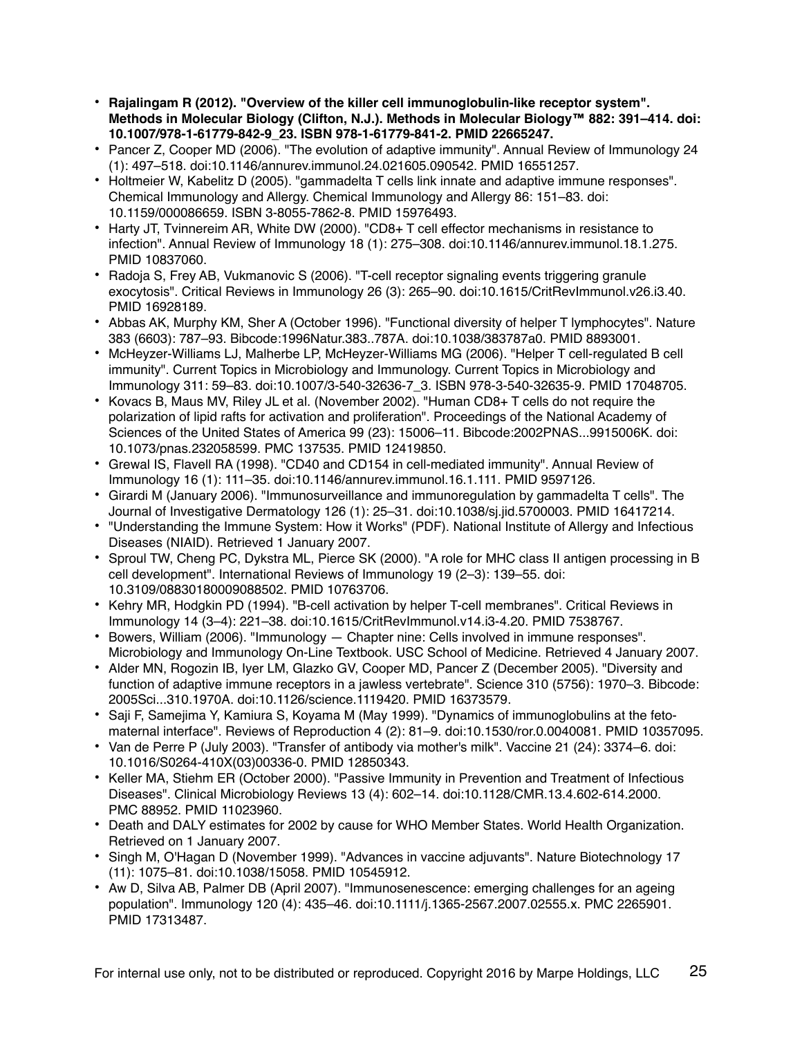- **Rajalingam R (2012). "Overview of the killer cell immunoglobulin-like receptor system". Methods in Molecular Biology (Clifton, N.J.). Methods in Molecular Biology™ 882: 391–414. doi: 10.1007/978-1-61779-842-9_23. ISBN 978-1-61779-841-2. PMID 22665247.**
- Pancer Z, Cooper MD (2006). "The evolution of adaptive immunity". Annual Review of Immunology 24 (1): 497–518. doi:10.1146/annurev.immunol.24.021605.090542. PMID 16551257.
- Holtmeier W, Kabelitz D (2005). "gammadelta T cells link innate and adaptive immune responses". Chemical Immunology and Allergy. Chemical Immunology and Allergy 86: 151–83. doi: 10.1159/000086659. ISBN 3-8055-7862-8. PMID 15976493.
- Harty JT, Tvinnereim AR, White DW (2000). "CD8+ T cell effector mechanisms in resistance to infection". Annual Review of Immunology 18 (1): 275–308. doi:10.1146/annurev.immunol.18.1.275. PMID 10837060.
- Radoja S, Frey AB, Vukmanovic S (2006). "T-cell receptor signaling events triggering granule exocytosis". Critical Reviews in Immunology 26 (3): 265–90. doi:10.1615/CritRevImmunol.v26.i3.40. PMID 16928189.
- Abbas AK, Murphy KM, Sher A (October 1996). "Functional diversity of helper T lymphocytes". Nature 383 (6603): 787–93. Bibcode:1996Natur.383..787A. doi:10.1038/383787a0. PMID 8893001.
- McHeyzer-Williams LJ, Malherbe LP, McHeyzer-Williams MG (2006). "Helper T cell-regulated B cell immunity". Current Topics in Microbiology and Immunology. Current Topics in Microbiology and Immunology 311: 59–83. doi:10.1007/3-540-32636-7_3. ISBN 978-3-540-32635-9. PMID 17048705.
- Kovacs B, Maus MV, Riley JL et al. (November 2002). "Human CD8+ T cells do not require the polarization of lipid rafts for activation and proliferation". Proceedings of the National Academy of Sciences of the United States of America 99 (23): 15006–11. Bibcode:2002PNAS...9915006K. doi: 10.1073/pnas.232058599. PMC 137535. PMID 12419850.
- Grewal IS, Flavell RA (1998). "CD40 and CD154 in cell-mediated immunity". Annual Review of Immunology 16 (1): 111–35. doi:10.1146/annurev.immunol.16.1.111. PMID 9597126.
- Girardi M (January 2006). "Immunosurveillance and immunoregulation by gammadelta T cells". The Journal of Investigative Dermatology 126 (1): 25–31. doi:10.1038/sj.jid.5700003. PMID 16417214.
- "Understanding the Immune System: How it Works" (PDF). National Institute of Allergy and Infectious Diseases (NIAID). Retrieved 1 January 2007.
- Sproul TW, Cheng PC, Dykstra ML, Pierce SK (2000). "A role for MHC class II antigen processing in B cell development". International Reviews of Immunology 19 (2–3): 139–55. doi: 10.3109/08830180009088502. PMID 10763706.
- Kehry MR, Hodgkin PD (1994). "B-cell activation by helper T-cell membranes". Critical Reviews in Immunology 14 (3–4): 221–38. doi:10.1615/CritRevImmunol.v14.i3-4.20. PMID 7538767.
- Bowers, William (2006). "Immunology — Chapter nine: Cells involved in immune responses". Microbiology and Immunology On-Line Textbook. USC School of Medicine. Retrieved 4 January 2007.
- Alder MN, Rogozin IB, Iyer LM, Glazko GV, Cooper MD, Pancer Z (December 2005). "Diversity and function of adaptive immune receptors in a jawless vertebrate". Science 310 (5756): 1970–3. Bibcode: 2005Sci...310.1970A. doi:10.1126/science.1119420. PMID 16373579.
- Saji F, Samejima Y, Kamiura S, Koyama M (May 1999). "Dynamics of immunoglobulins at the feto-maternal interface". Reviews of Reproduction 4 (2): 81–9. doi:10.1530/ror.0.0040081. PMID 10357095.
- Van de Perre P (July 2003). "Transfer of antibody via mother's milk". Vaccine 21 (24): 3374–6. doi: 10.1016/S0264-410X(03)00336-0. PMID 12850343.
- Keller MA, Stiehm ER (October 2000). "Passive Immunity in Prevention and Treatment of Infectious Diseases". Clinical Microbiology Reviews 13 (4): 602–14. doi:10.1128/CMR.13.4.602-614.2000. PMC 88952. PMID 11023960.
- Death and DALY estimates for 2002 by cause for WHO Member States. World Health Organization. Retrieved on 1 January 2007.
- Singh M, O'Hagan D (November 1999). "Advances in vaccine adjuvants". Nature Biotechnology 17 (11): 1075–81. doi:10.1038/15058. PMID 10545912.
- Aw D, Silva AB, Palmer DB (April 2007). "Immunosenescence: emerging challenges for an ageing population". Immunology 120 (4): 435–46. doi:10.1111/j.1365-2567.2007.02555.x. PMC 2265901. PMID 17313487.

For internal use only, not to be distributed or reproduced. Copyright 2016 by Marpe Holdings, LLC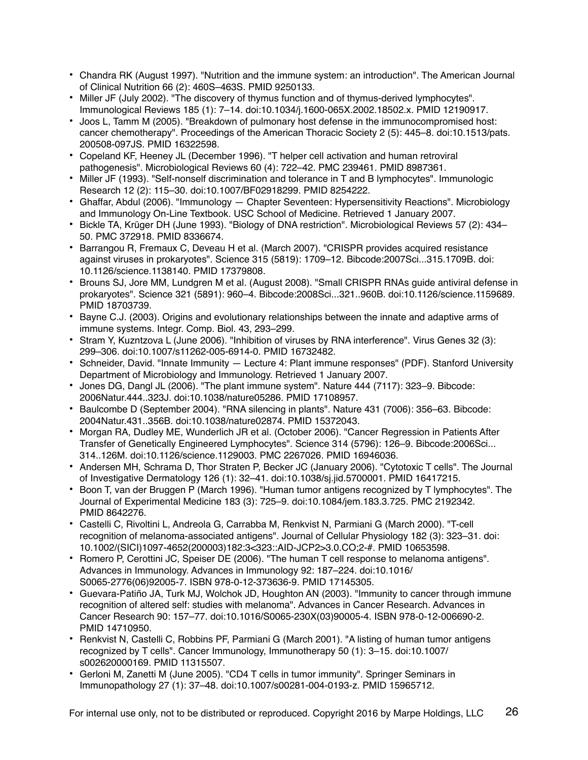- Chandra RK (August 1997). "Nutrition and the immune system: an introduction". The American Journal of Clinical Nutrition 66 (2): 460S–463S. PMID 9250133.
- Miller JF (July 2002). "The discovery of thymus function and of thymus-derived lymphocytes". Immunological Reviews 185 (1): 7–14. doi:10.1034/j.1600-065X.2002.18502.x. PMID 12190917.
- Joos L, Tamm M (2005). "Breakdown of pulmonary host defense in the immunocompromised host: cancer chemotherapy". Proceedings of the American Thoracic Society 2 (5): 445–8. doi:10.1513/pats.200508-097JS. PMID 16322598.
- Copeland KF, Heeney JL (December 1996). "T helper cell activation and human retroviral pathogenesis". Microbiological Reviews 60 (4): 722–42. PMC 239461. PMID 8987361.
- Miller JF (1993). "Self-nonself discrimination and tolerance in T and B lymphocytes". Immunologic Research 12 (2): 115–30. doi:10.1007/BF02918299. PMID 8254222.
- Ghaffar, Abdul (2006). "Immunology — Chapter Seventeen: Hypersensitivity Reactions". Microbiology and Immunology On-Line Textbook. USC School of Medicine. Retrieved 1 January 2007.
- Bickle TA, Krüger DH (June 1993). "Biology of DNA restriction". Microbiological Reviews 57 (2): 434–50. PMC 372918. PMID 8336674.
- Barrangou R, Fremaux C, Deveau H et al. (March 2007). "CRISPR provides acquired resistance against viruses in prokaryotes". Science 315 (5819): 1709–12. Bibcode:2007Sci...315.1709B. doi:10.1126/science.1138140. PMID 17379808.
- Brouns SJ, Jore MM, Lundgren M et al. (August 2008). "Small CRISPR RNAs guide antiviral defense in prokaryotes". Science 321 (5891): 960–4. Bibcode:2008Sci...321..960B. doi:10.1126/science.1159689. PMID 18703739.
- Bayne C.J. (2003). Origins and evolutionary relationships between the innate and adaptive arms of immune systems. Integr. Comp. Biol. 43, 293–299.
- Stram Y, Kuzntzova L (June 2006). "Inhibition of viruses by RNA interference". Virus Genes 32 (3): 299–306. doi:10.1007/s11262-005-6914-0. PMID 16732482.
- Schneider, David. "Innate Immunity — Lecture 4: Plant immune responses" (PDF). Stanford University Department of Microbiology and Immunology. Retrieved 1 January 2007.
- Jones DG, Dangl JL (2006). "The plant immune system". Nature 444 (7117): 323–9. Bibcode:2006Natur.444..323J. doi:10.1038/nature05286. PMID 17108957.
- Baulcombe D (September 2004). "RNA silencing in plants". Nature 431 (7006): 356–63. Bibcode:2004Natur.431..356B. doi:10.1038/nature02874. PMID 15372043.
- Morgan RA, Dudley ME, Wunderlich JR et al. (October 2006). "Cancer Regression in Patients After Transfer of Genetically Engineered Lymphocytes". Science 314 (5796): 126–9. Bibcode:2006Sci...314..126M. doi:10.1126/science.1129003. PMC 2267026. PMID 16946036.
- Andersen MH, Schrama D, Thor Straten P, Becker JC (January 2006). "Cytotoxic T cells". The Journal of Investigative Dermatology 126 (1): 32–41. doi:10.1038/sj.jid.5700001. PMID 16417215.
- Boon T, van der Bruggen P (March 1996). "Human tumor antigens recognized by T lymphocytes". The Journal of Experimental Medicine 183 (3): 725–9. doi:10.1084/jem.183.3.725. PMC 2192342. PMID 8642276.
- Castelli C, Rivoltini L, Andreola G, Carrabba M, Renkvist N, Parmiani G (March 2000). "T-cell recognition of melanoma-associated antigens". Journal of Cellular Physiology 182 (3): 323–31. doi:10.1002/(SICI)1097-4652(200003)182:3<323::AID-JCP2>3.0.CO;2-#. PMID 10653598.
- Romero P, Cerottini JC, Speiser DE (2006). "The human T cell response to melanoma antigens". Advances in Immunology. Advances in Immunology 92: 187–224. doi:10.1016/S0065-2776(06)92005-7. ISBN 978-0-12-373636-9. PMID 17145305.
- Guevara-Patiño JA, Turk MJ, Wolchok JD, Houghton AN (2003). "Immunity to cancer through immune recognition of altered self: studies with melanoma". Advances in Cancer Research. Advances in Cancer Research 90: 157–77. doi:10.1016/S0065-230X(03)90005-4. ISBN 978-0-12-006690-2. PMID 14710950.
- Renkvist N, Castelli C, Robbins PF, Parmiani G (March 2001). "A listing of human tumor antigens recognized by T cells". Cancer Immunology, Immunotherapy 50 (1): 3–15. doi:10.1007/s002620000169. PMID 11315507.
- Gerloni M, Zanetti M (June 2005). "CD4 T cells in tumor immunity". Springer Seminars in Immunopathology 27 (1): 37–48. doi:10.1007/s00281-004-0193-z. PMID 15965712.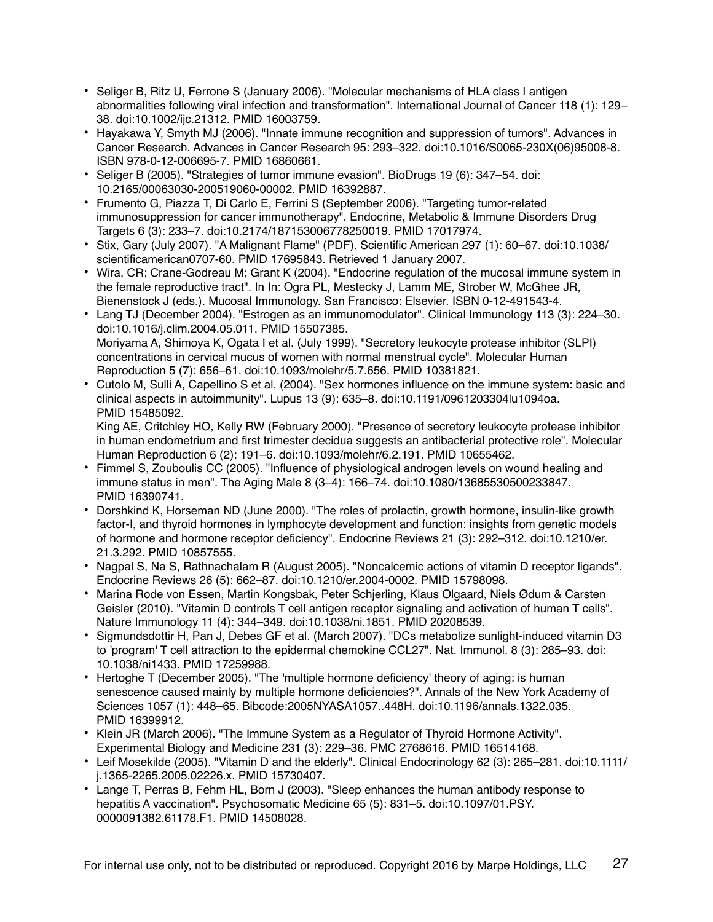- Seliger B, Ritz U, Ferrone S (January 2006). "Molecular mechanisms of HLA class I antigen abnormalities following viral infection and transformation". International Journal of Cancer 118 (1): 129–38. doi:10.1002/ijc.21312. PMID 16003759.
- Hayakawa Y, Smyth MJ (2006). "Innate immune recognition and suppression of tumors". Advances in Cancer Research. Advances in Cancer Research 95: 293–322. doi:10.1016/S0065-230X(06)95008-8. ISBN 978-0-12-006695-7. PMID 16860661.
- Seliger B (2005). "Strategies of tumor immune evasion". BioDrugs 19 (6): 347–54. doi:10.2165/00063030-200519060-00002. PMID 16392887.
- Frumento G, Piazza T, Di Carlo E, Ferrini S (September 2006). "Targeting tumor-related immunosuppression for cancer immunotherapy". Endocrine, Metabolic & Immune Disorders Drug Targets 6 (3): 233–7. doi:10.2174/187153006778250019. PMID 17017974.
- Stix, Gary (July 2007). "A Malignant Flame" (PDF). Scientific American 297 (1): 60–67. doi:10.1038/scientificamerican0707-60. PMID 17695843. Retrieved 1 January 2007.
- Wira, CR; Crane-Godreau M; Grant K (2004). "Endocrine regulation of the mucosal immune system in the female reproductive tract". In In: Ogra PL, Mestecky J, Lamm ME, Strober W, McGhee JR, Bienenstock J (eds.). Mucosal Immunology. San Francisco: Elsevier. ISBN 0-12-491543-4.
- Lang TJ (December 2004). "Estrogen as an immunomodulator". Clinical Immunology 113 (3): 224–30. doi:10.1016/j.clim.2004.05.011. PMID 15507385.
  Moriyama A, Shimoya K, Ogata I et al. (July 1999). "Secretory leukocyte protease inhibitor (SLPI) concentrations in cervical mucus of women with normal menstrual cycle". Molecular Human Reproduction 5 (7): 656–61. doi:10.1093/molehr/5.7.656. PMID 10381821.
- Cutolo M, Sulli A, Capellino S et al. (2004). "Sex hormones influence on the immune system: basic and clinical aspects in autoimmunity". Lupus 13 (9): 635–8. doi:10.1191/0961203304lu1094oa. PMID 15485092.
  King AE, Critchley HO, Kelly RW (February 2000). "Presence of secretory leukocyte protease inhibitor in human endometrium and first trimester decidua suggests an antibacterial protective role". Molecular Human Reproduction 6 (2): 191–6. doi:10.1093/molehr/6.2.191. PMID 10655462.
- Fimmel S, Zouboulis CC (2005). "Influence of physiological androgen levels on wound healing and immune status in men". The Aging Male 8 (3–4): 166–74. doi:10.1080/13685530500233847. PMID 16390741.
- Dorshkind K, Horseman ND (June 2000). "The roles of prolactin, growth hormone, insulin-like growth factor-I, and thyroid hormones in lymphocyte development and function: insights from genetic models of hormone and hormone receptor deficiency". Endocrine Reviews 21 (3): 292–312. doi:10.1210/er.21.3.292. PMID 10857555.
- Nagpal S, Na S, Rathnachalam R (August 2005). "Noncalcemic actions of vitamin D receptor ligands". Endocrine Reviews 26 (5): 662–87. doi:10.1210/er.2004-0002. PMID 15798098.
- Marina Rode von Essen, Martin Kongsbak, Peter Schjerling, Klaus Olgaard, Niels Ødum & Carsten Geisler (2010). "Vitamin D controls T cell antigen receptor signaling and activation of human T cells". Nature Immunology 11 (4): 344–349. doi:10.1038/ni.1851. PMID 20208539.
- Sigmundsdottir H, Pan J, Debes GF et al. (March 2007). "DCs metabolize sunlight-induced vitamin D3 to 'program' T cell attraction to the epidermal chemokine CCL27". Nat. Immunol. 8 (3): 285–93. doi:10.1038/ni1433. PMID 17259988.
- Hertoghe T (December 2005). "The 'multiple hormone deficiency' theory of aging: is human senescence caused mainly by multiple hormone deficiencies?". Annals of the New York Academy of Sciences 1057 (1): 448–65. Bibcode:2005NYASA1057..448H. doi:10.1196/annals.1322.035. PMID 16399912.
- Klein JR (March 2006). "The Immune System as a Regulator of Thyroid Hormone Activity". Experimental Biology and Medicine 231 (3): 229–36. PMC 2768616. PMID 16514168.
- Leif Mosekilde (2005). "Vitamin D and the elderly". Clinical Endocrinology 62 (3): 265–281. doi:10.1111/j.1365-2265.2005.02226.x. PMID 15730407.
- Lange T, Perras B, Fehm HL, Born J (2003). "Sleep enhances the human antibody response to hepatitis A vaccination". Psychosomatic Medicine 65 (5): 831–5. doi:10.1097/01.PSY.0000091382.61178.F1. PMID 14508028.

For internal use only, not to be distributed or reproduced. Copyright 2016 by Marpe Holdings, LLC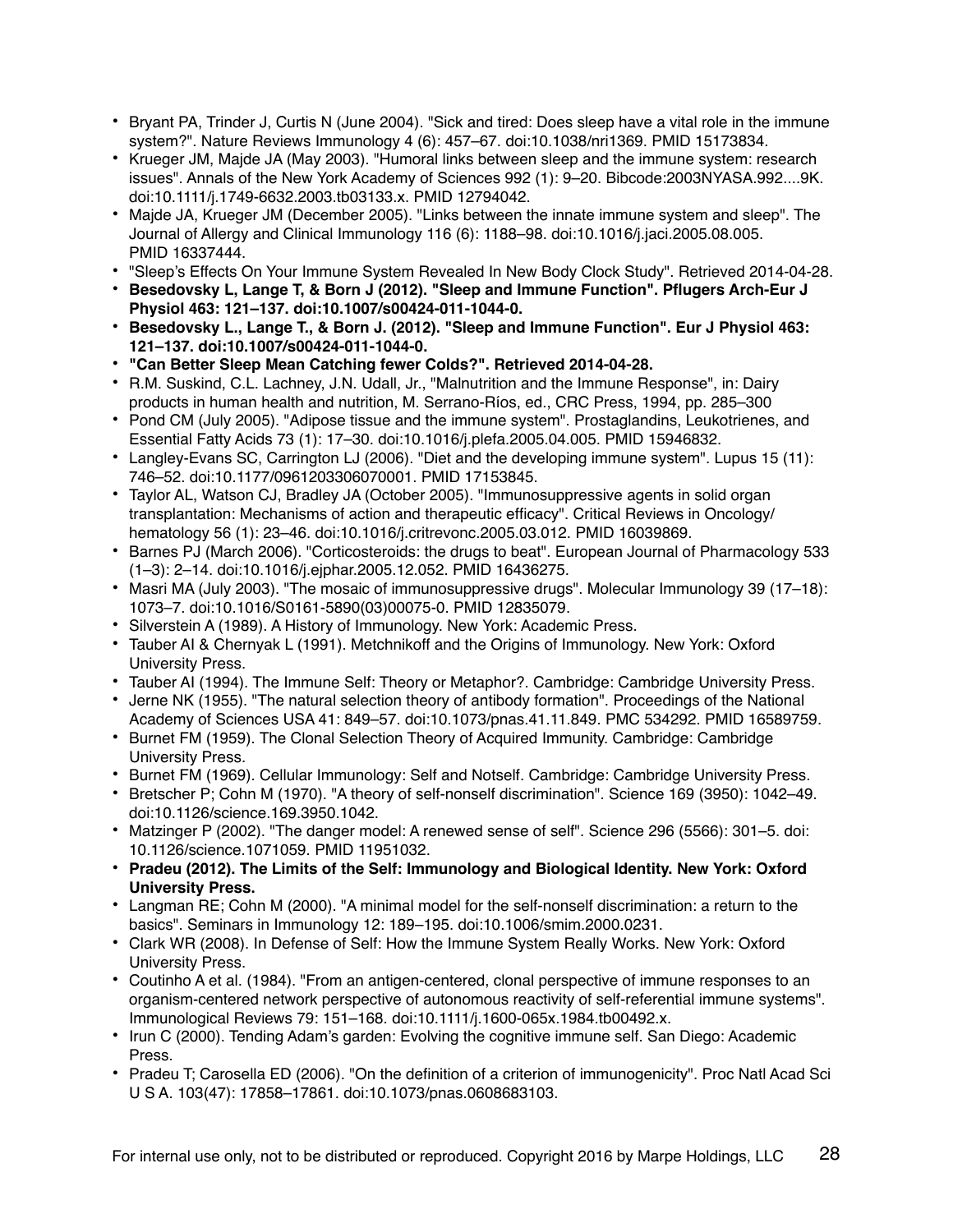- Bryant PA, Trinder J, Curtis N (June 2004). "Sick and tired: Does sleep have a vital role in the immune system?". Nature Reviews Immunology 4 (6): 457–67. doi:10.1038/nri1369. PMID 15173834.
- Krueger JM, Majde JA (May 2003). "Humoral links between sleep and the immune system: research issues". Annals of the New York Academy of Sciences 992 (1): 9–20. Bibcode:2003NYASA.992....9K. doi:10.1111/j.1749-6632.2003.tb03133.x. PMID 12794042.
- Majde JA, Krueger JM (December 2005). "Links between the innate immune system and sleep". The Journal of Allergy and Clinical Immunology 116 (6): 1188–98. doi:10.1016/j.jaci.2005.08.005. PMID 16337444.
- "Sleep's Effects On Your Immune System Revealed In New Body Clock Study". Retrieved 2014-04-28.
- **Besedovsky L, Lange T, & Born J (2012). "Sleep and Immune Function". Pflugers Arch-Eur J Physiol 463: 121–137. doi:10.1007/s00424-011-1044-0.**
- **Besedovsky L., Lange T., & Born J. (2012). "Sleep and Immune Function". Eur J Physiol 463: 121–137. doi:10.1007/s00424-011-1044-0.**
- **"Can Better Sleep Mean Catching fewer Colds?". Retrieved 2014-04-28.**
- R.M. Suskind, C.L. Lachney, J.N. Udall, Jr., "Malnutrition and the Immune Response", in: Dairy products in human health and nutrition, M. Serrano-Ríos, ed., CRC Press, 1994, pp. 285–300
- Pond CM (July 2005). "Adipose tissue and the immune system". Prostaglandins, Leukotrienes, and Essential Fatty Acids 73 (1): 17–30. doi:10.1016/j.plefa.2005.04.005. PMID 15946832.
- Langley-Evans SC, Carrington LJ (2006). "Diet and the developing immune system". Lupus 15 (11): 746–52. doi:10.1177/0961203306070001. PMID 17153845.
- Taylor AL, Watson CJ, Bradley JA (October 2005). "Immunosuppressive agents in solid organ transplantation: Mechanisms of action and therapeutic efficacy". Critical Reviews in Oncology/hematology 56 (1): 23–46. doi:10.1016/j.critrevonc.2005.03.012. PMID 16039869.
- Barnes PJ (March 2006). "Corticosteroids: the drugs to beat". European Journal of Pharmacology 533 (1–3): 2–14. doi:10.1016/j.ejphar.2005.12.052. PMID 16436275.
- Masri MA (July 2003). "The mosaic of immunosuppressive drugs". Molecular Immunology 39 (17–18): 1073–7. doi:10.1016/S0161-5890(03)00075-0. PMID 12835079.
- Silverstein A (1989). A History of Immunology. New York: Academic Press.
- Tauber AI & Chernyak L (1991). Metchnikoff and the Origins of Immunology. New York: Oxford University Press.
- Tauber AI (1994). The Immune Self: Theory or Metaphor?. Cambridge: Cambridge University Press.
- Jerne NK (1955). "The natural selection theory of antibody formation". Proceedings of the National Academy of Sciences USA 41: 849–57. doi:10.1073/pnas.41.11.849. PMC 534292. PMID 16589759.
- Burnet FM (1959). The Clonal Selection Theory of Acquired Immunity. Cambridge: Cambridge University Press.
- Burnet FM (1969). Cellular Immunology: Self and Notself. Cambridge: Cambridge University Press.
- Bretscher P; Cohn M (1970). "A theory of self-nonself discrimination". Science 169 (3950): 1042–49. doi:10.1126/science.169.3950.1042.
- Matzinger P (2002). "The danger model: A renewed sense of self". Science 296 (5566): 301–5. doi: 10.1126/science.1071059. PMID 11951032.
- **Pradeu (2012). The Limits of the Self: Immunology and Biological Identity. New York: Oxford University Press.**
- Langman RE; Cohn M (2000). "A minimal model for the self-nonself discrimination: a return to the basics". Seminars in Immunology 12: 189–195. doi:10.1006/smim.2000.0231.
- Clark WR (2008). In Defense of Self: How the Immune System Really Works. New York: Oxford University Press.
- Coutinho A et al. (1984). "From an antigen-centered, clonal perspective of immune responses to an organism-centered network perspective of autonomous reactivity of self-referential immune systems". Immunological Reviews 79: 151–168. doi:10.1111/j.1600-065x.1984.tb00492.x.
- Irun C (2000). Tending Adam's garden: Evolving the cognitive immune self. San Diego: Academic Press.
- Pradeu T; Carosella ED (2006). "On the definition of a criterion of immunogenicity". Proc Natl Acad Sci U S A. 103(47): 17858–17861. doi:10.1073/pnas.0608683103.

For internal use only, not to be distributed or reproduced. Copyright 2016 by Marpe Holdings, LLC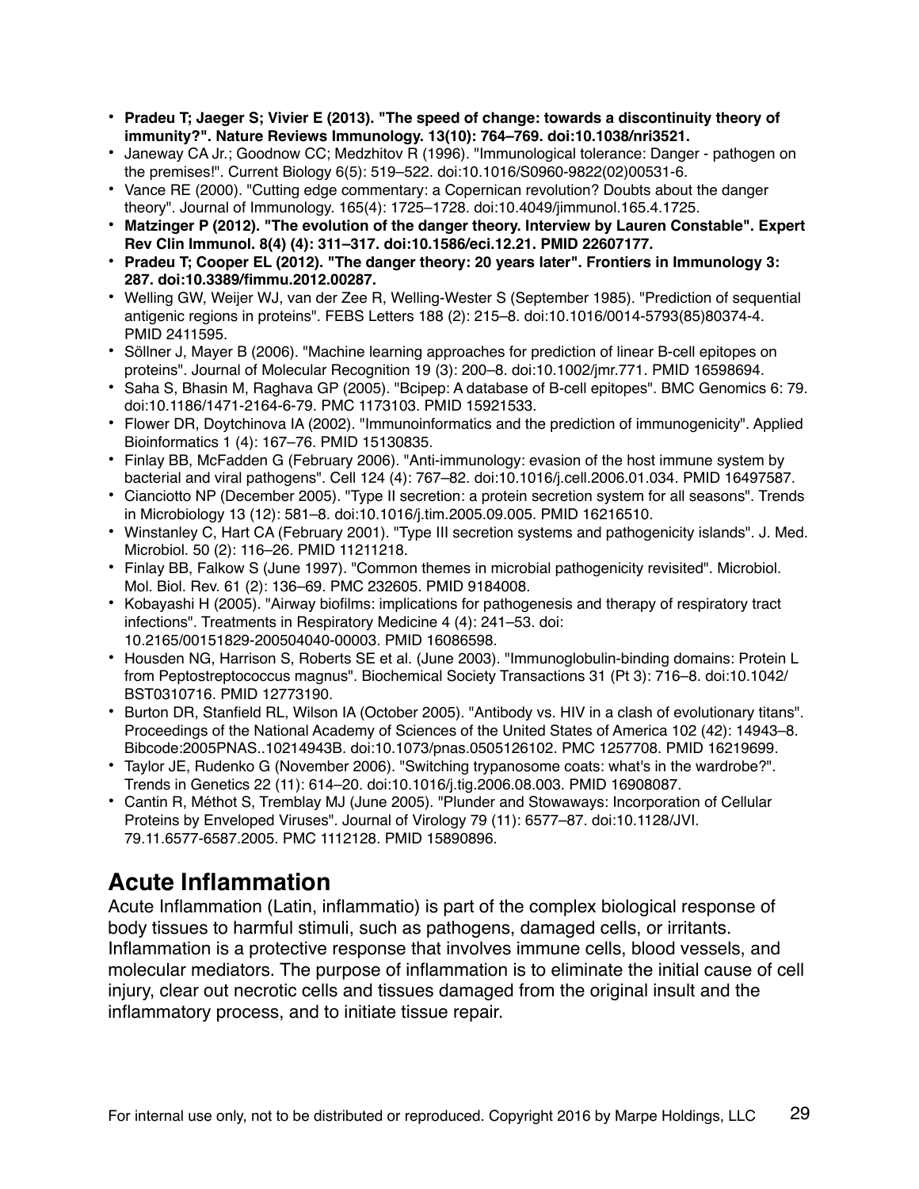- **Pradeu T; Jaeger S; Vivier E (2013). "The speed of change: towards a discontinuity theory of immunity?". Nature Reviews Immunology. 13(10): 764–769. doi:10.1038/nri3521.**
- Janeway CA Jr.; Goodnow CC; Medzhitov R (1996). "Immunological tolerance: Danger - pathogen on the premises!". Current Biology 6(5): 519–522. doi:10.1016/S0960-9822(02)00531-6.
- Vance RE (2000). "Cutting edge commentary: a Copernican revolution? Doubts about the danger theory". Journal of Immunology. 165(4): 1725–1728. doi:10.4049/jimmunol.165.4.1725.
- **Matzinger P (2012). "The evolution of the danger theory. Interview by Lauren Constable". Expert Rev Clin Immunol. 8(4) (4): 311–317. doi:10.1586/eci.12.21. PMID 22607177.**
- **Pradeu T; Cooper EL (2012). "The danger theory: 20 years later". Frontiers in Immunology 3: 287. doi:10.3389/fimmu.2012.00287.**
- Welling GW, Weijer WJ, van der Zee R, Welling-Wester S (September 1985). "Prediction of sequential antigenic regions in proteins". FEBS Letters 188 (2): 215–8. doi:10.1016/0014-5793(85)80374-4. PMID 2411595.
- Söllner J, Mayer B (2006). "Machine learning approaches for prediction of linear B-cell epitopes on proteins". Journal of Molecular Recognition 19 (3): 200–8. doi:10.1002/jmr.771. PMID 16598694.
- Saha S, Bhasin M, Raghava GP (2005). "Bcipep: A database of B-cell epitopes". BMC Genomics 6: 79. doi:10.1186/1471-2164-6-79. PMC 1173103. PMID 15921533.
- Flower DR, Doytchinova IA (2002). "Immunoinformatics and the prediction of immunogenicity". Applied Bioinformatics 1 (4): 167–76. PMID 15130835.
- Finlay BB, McFadden G (February 2006). "Anti-immunology: evasion of the host immune system by bacterial and viral pathogens". Cell 124 (4): 767–82. doi:10.1016/j.cell.2006.01.034. PMID 16497587.
- Cianciotto NP (December 2005). "Type II secretion: a protein secretion system for all seasons". Trends in Microbiology 13 (12): 581–8. doi:10.1016/j.tim.2005.09.005. PMID 16216510.
- Winstanley C, Hart CA (February 2001). "Type III secretion systems and pathogenicity islands". J. Med. Microbiol. 50 (2): 116–26. PMID 11211218.
- Finlay BB, Falkow S (June 1997). "Common themes in microbial pathogenicity revisited". Microbiol. Mol. Biol. Rev. 61 (2): 136–69. PMC 232605. PMID 9184008.
- Kobayashi H (2005). "Airway biofilms: implications for pathogenesis and therapy of respiratory tract infections". Treatments in Respiratory Medicine 4 (4): 241–53. doi:10.2165/00151829-200504040-00003. PMID 16086598.
- Housden NG, Harrison S, Roberts SE et al. (June 2003). "Immunoglobulin-binding domains: Protein L from Peptostreptococcus magnus". Biochemical Society Transactions 31 (Pt 3): 716–8. doi:10.1042/BST0310716. PMID 12773190.
- Burton DR, Stanfield RL, Wilson IA (October 2005). "Antibody vs. HIV in a clash of evolutionary titans". Proceedings of the National Academy of Sciences of the United States of America 102 (42): 14943–8. Bibcode:2005PNAS..10214943B. doi:10.1073/pnas.0505126102. PMC 1257708. PMID 16219699.
- Taylor JE, Rudenko G (November 2006). "Switching trypanosome coats: what's in the wardrobe?". Trends in Genetics 22 (11): 614–20. doi:10.1016/j.tig.2006.08.003. PMID 16908087.
- Cantin R, Méthot S, Tremblay MJ (June 2005). "Plunder and Stowaways: Incorporation of Cellular Proteins by Enveloped Viruses". Journal of Virology 79 (11): 6577–87. doi:10.1128/JVI.79.11.6577-6587.2005. PMC 1112128. PMID 15890896.

## Acute Inflammation

Acute Inflammation (Latin, inflammatio) is part of the complex biological response of body tissues to harmful stimuli, such as pathogens, damaged cells, or irritants. Inflammation is a protective response that involves immune cells, blood vessels, and molecular mediators. The purpose of inflammation is to eliminate the initial cause of cell injury, clear out necrotic cells and tissues damaged from the original insult and the inflammatory process, and to initiate tissue repair.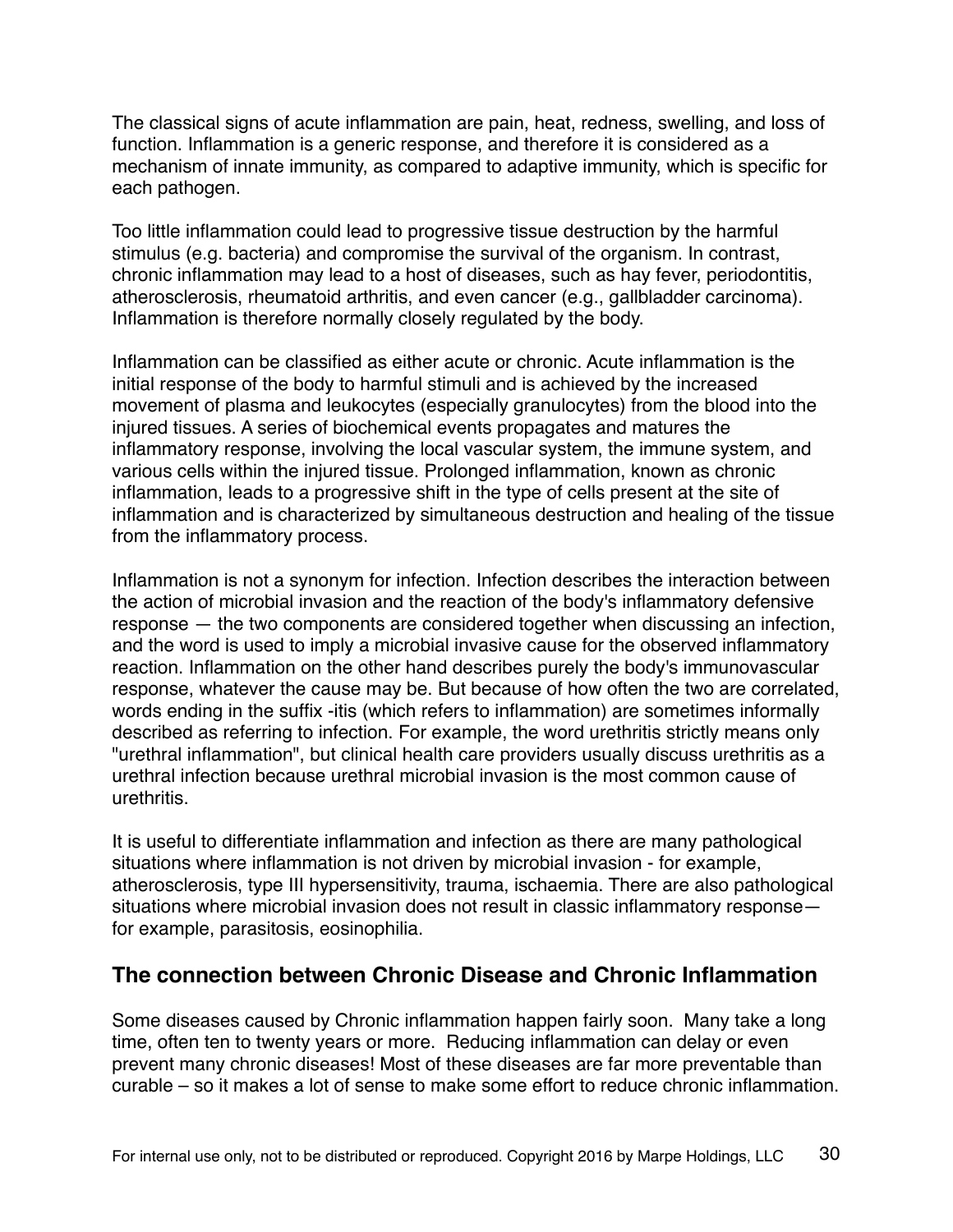The classical signs of acute inflammation are pain, heat, redness, swelling, and loss of function. Inflammation is a generic response, and therefore it is considered as a mechanism of innate immunity, as compared to adaptive immunity, which is specific for each pathogen.

Too little inflammation could lead to progressive tissue destruction by the harmful stimulus (e.g. bacteria) and compromise the survival of the organism. In contrast, chronic inflammation may lead to a host of diseases, such as hay fever, periodontitis, atherosclerosis, rheumatoid arthritis, and even cancer (e.g., gallbladder carcinoma). Inflammation is therefore normally closely regulated by the body.

Inflammation can be classified as either acute or chronic. Acute inflammation is the initial response of the body to harmful stimuli and is achieved by the increased movement of plasma and leukocytes (especially granulocytes) from the blood into the injured tissues. A series of biochemical events propagates and matures the inflammatory response, involving the local vascular system, the immune system, and various cells within the injured tissue. Prolonged inflammation, known as chronic inflammation, leads to a progressive shift in the type of cells present at the site of inflammation and is characterized by simultaneous destruction and healing of the tissue from the inflammatory process.

Inflammation is not a synonym for infection. Infection describes the interaction between the action of microbial invasion and the reaction of the body's inflammatory defensive response — the two components are considered together when discussing an infection, and the word is used to imply a microbial invasive cause for the observed inflammatory reaction. Inflammation on the other hand describes purely the body's immunovascular response, whatever the cause may be. But because of how often the two are correlated, words ending in the suffix -itis (which refers to inflammation) are sometimes informally described as referring to infection. For example, the word urethritis strictly means only "urethral inflammation", but clinical health care providers usually discuss urethritis as a urethral infection because urethral microbial invasion is the most common cause of urethritis.

It is useful to differentiate inflammation and infection as there are many pathological situations where inflammation is not driven by microbial invasion - for example, atherosclerosis, type III hypersensitivity, trauma, ischaemia. There are also pathological situations where microbial invasion does not result in classic inflammatory response— for example, parasitosis, eosinophilia.

## The connection between Chronic Disease and Chronic Inflammation

Some diseases caused by Chronic inflammation happen fairly soon. Many take a long time, often ten to twenty years or more. Reducing inflammation can delay or even prevent many chronic diseases! Most of these diseases are far more preventable than curable – so it makes a lot of sense to make some effort to reduce chronic inflammation.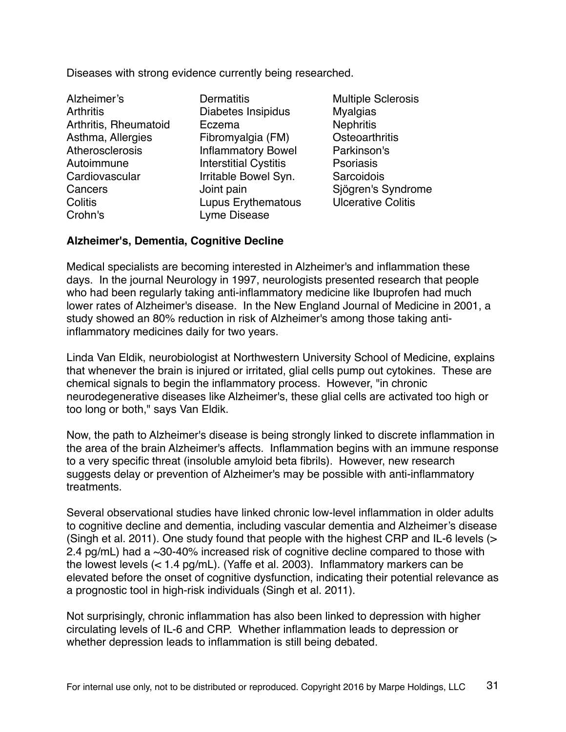Diseases with strong evidence currently being researched.

- Alzheimer’s
- Arthritis
- Arthritis, Rheumatoid
- Asthma, Allergies
- Atherosclerosis
- Autoimmune
- Cardiovascular
- Cancers
- Colitis
- Crohn's
- Dermatitis
- Diabetes Insipidus
- Eczema
- Fibromyalgia (FM)
- Inflammatory Bowel
- Interstitial Cystitis
- Irritable Bowel Syn.
- Joint pain
- Lupus Erythematous
- Lyme Disease
- Multiple Sclerosis
- Myalgias
- Nephritis
- Osteoarthritis
- Parkinson's
- Psoriasis
- Sarcoidois
- Sjögren's Syndrome
- Ulcerative Colitis

**Alzheimer's, Dementia, Cognitive Decline**

Medical specialists are becoming interested in Alzheimer's and inflammation these days. In the journal Neurology in 1997, neurologists presented research that people who had been regularly taking anti-inflammatory medicine like Ibuprofen had much lower rates of Alzheimer's disease. In the New England Journal of Medicine in 2001, a study showed an 80% reduction in risk of Alzheimer's among those taking anti-inflammatory medicines daily for two years.

Linda Van Eldik, neurobiologist at Northwestern University School of Medicine, explains that whenever the brain is injured or irritated, glial cells pump out cytokines. These are chemical signals to begin the inflammatory process. However, "in chronic neurodegenerative diseases like Alzheimer's, these glial cells are activated too high or too long or both," says Van Eldik.

Now, the path to Alzheimer's disease is being strongly linked to discrete inflammation in the area of the brain Alzheimer's affects. Inflammation begins with an immune response to a very specific threat (insoluble amyloid beta fibrils). However, new research suggests delay or prevention of Alzheimer's may be possible with anti-inflammatory treatments.

Several observational studies have linked chronic low-level inflammation in older adults to cognitive decline and dementia, including vascular dementia and Alzheimer’s disease (Singh et al. 2011). One study found that people with the highest CRP and IL-6 levels (> 2.4 pg/mL) had a ~30-40% increased risk of cognitive decline compared to those with the lowest levels (< 1.4 pg/mL). (Yaffe et al. 2003). Inflammatory markers can be elevated before the onset of cognitive dysfunction, indicating their potential relevance as a prognostic tool in high-risk individuals (Singh et al. 2011).

Not surprisingly, chronic inflammation has also been linked to depression with higher circulating levels of IL-6 and CRP. Whether inflammation leads to depression or whether depression leads to inflammation is still being debated.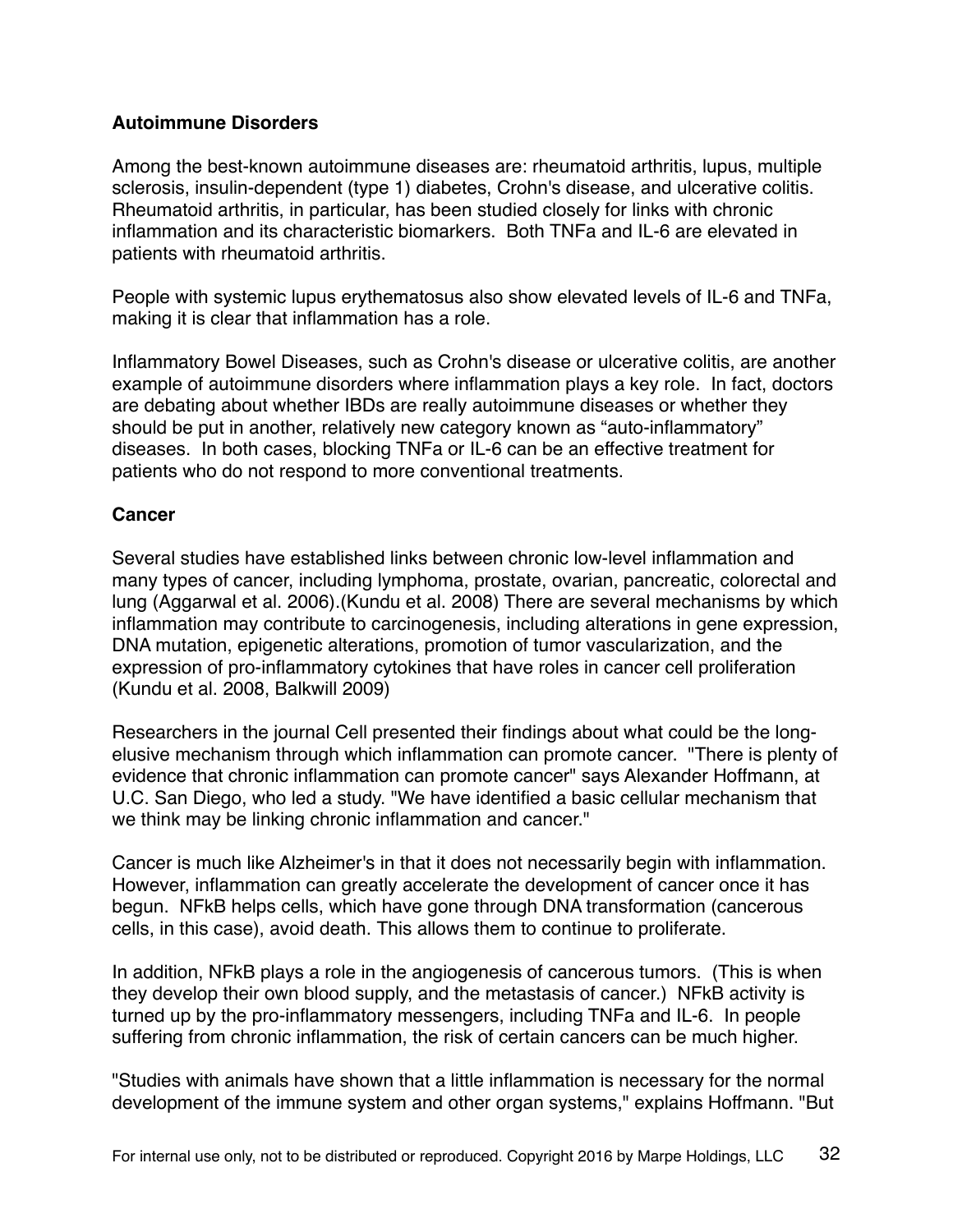**Autoimmune Disorders**

Among the best-known autoimmune diseases are: rheumatoid arthritis, lupus, multiple sclerosis, insulin-dependent (type 1) diabetes, Crohn's disease, and ulcerative colitis. Rheumatoid arthritis, in particular, has been studied closely for links with chronic inflammation and its characteristic biomarkers. Both TNFa and IL-6 are elevated in patients with rheumatoid arthritis.

People with systemic lupus erythematosus also show elevated levels of IL-6 and TNFa, making it is clear that inflammation has a role.

Inflammatory Bowel Diseases, such as Crohn's disease or ulcerative colitis, are another example of autoimmune disorders where inflammation plays a key role. In fact, doctors are debating about whether IBDs are really autoimmune diseases or whether they should be put in another, relatively new category known as "auto-inflammatory" diseases. In both cases, blocking TNFa or IL-6 can be an effective treatment for patients who do not respond to more conventional treatments.

**Cancer**

Several studies have established links between chronic low-level inflammation and many types of cancer, including lymphoma, prostate, ovarian, pancreatic, colorectal and lung (Aggarwal et al. 2006).(Kundu et al. 2008) There are several mechanisms by which inflammation may contribute to carcinogenesis, including alterations in gene expression, DNA mutation, epigenetic alterations, promotion of tumor vascularization, and the expression of pro-inflammatory cytokines that have roles in cancer cell proliferation (Kundu et al. 2008, Balkwill 2009)

Researchers in the journal Cell presented their findings about what could be the long-elusive mechanism through which inflammation can promote cancer. "There is plenty of evidence that chronic inflammation can promote cancer" says Alexander Hoffmann, at U.C. San Diego, who led a study. "We have identified a basic cellular mechanism that we think may be linking chronic inflammation and cancer."

Cancer is much like Alzheimer's in that it does not necessarily begin with inflammation. However, inflammation can greatly accelerate the development of cancer once it has begun. NFkB helps cells, which have gone through DNA transformation (cancerous cells, in this case), avoid death. This allows them to continue to proliferate.

In addition, NFkB plays a role in the angiogenesis of cancerous tumors. (This is when they develop their own blood supply, and the metastasis of cancer.) NFkB activity is turned up by the pro-inflammatory messengers, including TNFa and IL-6. In people suffering from chronic inflammation, the risk of certain cancers can be much higher.

"Studies with animals have shown that a little inflammation is necessary for the normal development of the immune system and other organ systems," explains Hoffmann. "But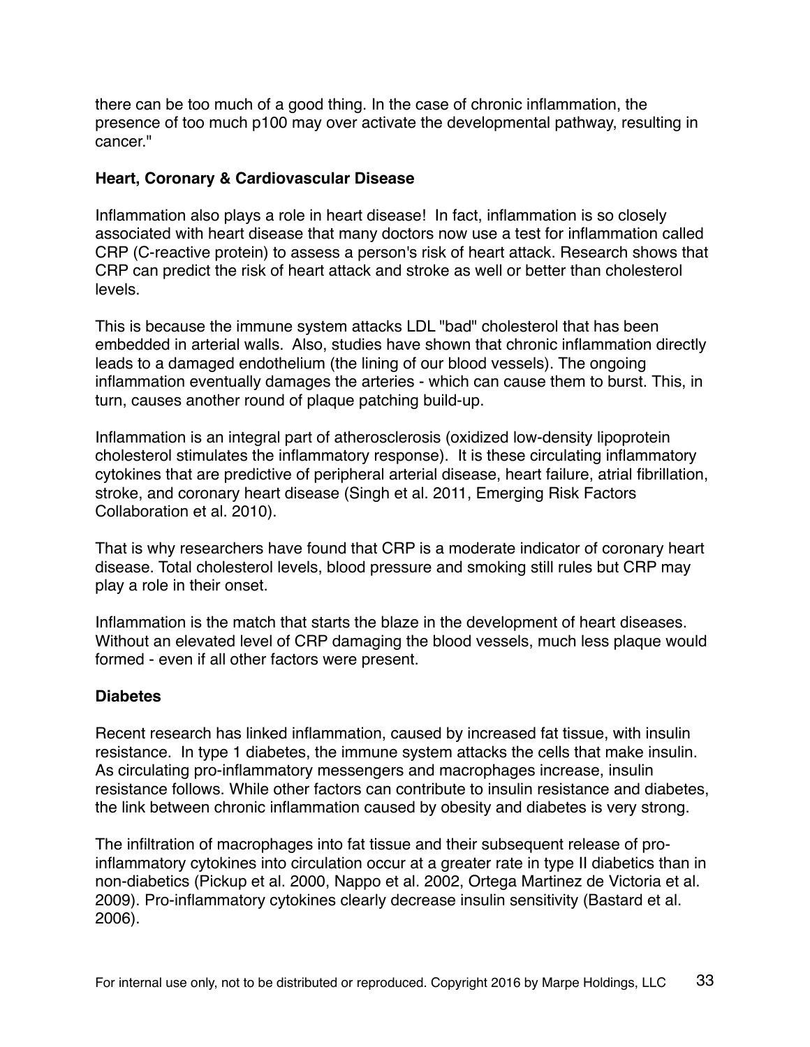there can be too much of a good thing. In the case of chronic inflammation, the presence of too much p100 may over activate the developmental pathway, resulting in cancer."

**Heart, Coronary & Cardiovascular Disease**

Inflammation also plays a role in heart disease! In fact, inflammation is so closely associated with heart disease that many doctors now use a test for inflammation called CRP (C-reactive protein) to assess a person's risk of heart attack. Research shows that CRP can predict the risk of heart attack and stroke as well or better than cholesterol levels.

This is because the immune system attacks LDL "bad" cholesterol that has been embedded in arterial walls. Also, studies have shown that chronic inflammation directly leads to a damaged endothelium (the lining of our blood vessels). The ongoing inflammation eventually damages the arteries - which can cause them to burst. This, in turn, causes another round of plaque patching build-up.

Inflammation is an integral part of atherosclerosis (oxidized low-density lipoprotein cholesterol stimulates the inflammatory response). It is these circulating inflammatory cytokines that are predictive of peripheral arterial disease, heart failure, atrial fibrillation, stroke, and coronary heart disease (Singh et al. 2011, Emerging Risk Factors Collaboration et al. 2010).

That is why researchers have found that CRP is a moderate indicator of coronary heart disease. Total cholesterol levels, blood pressure and smoking still rules but CRP may play a role in their onset.

Inflammation is the match that starts the blaze in the development of heart diseases. Without an elevated level of CRP damaging the blood vessels, much less plaque would formed - even if all other factors were present.

**Diabetes**

Recent research has linked inflammation, caused by increased fat tissue, with insulin resistance. In type 1 diabetes, the immune system attacks the cells that make insulin. As circulating pro-inflammatory messengers and macrophages increase, insulin resistance follows. While other factors can contribute to insulin resistance and diabetes, the link between chronic inflammation caused by obesity and diabetes is very strong.

The infiltration of macrophages into fat tissue and their subsequent release of pro-inflammatory cytokines into circulation occur at a greater rate in type II diabetics than in non-diabetics (Pickup et al. 2000, Nappo et al. 2002, Ortega Martinez de Victoria et al. 2009). Pro-inflammatory cytokines clearly decrease insulin sensitivity (Bastard et al. 2006).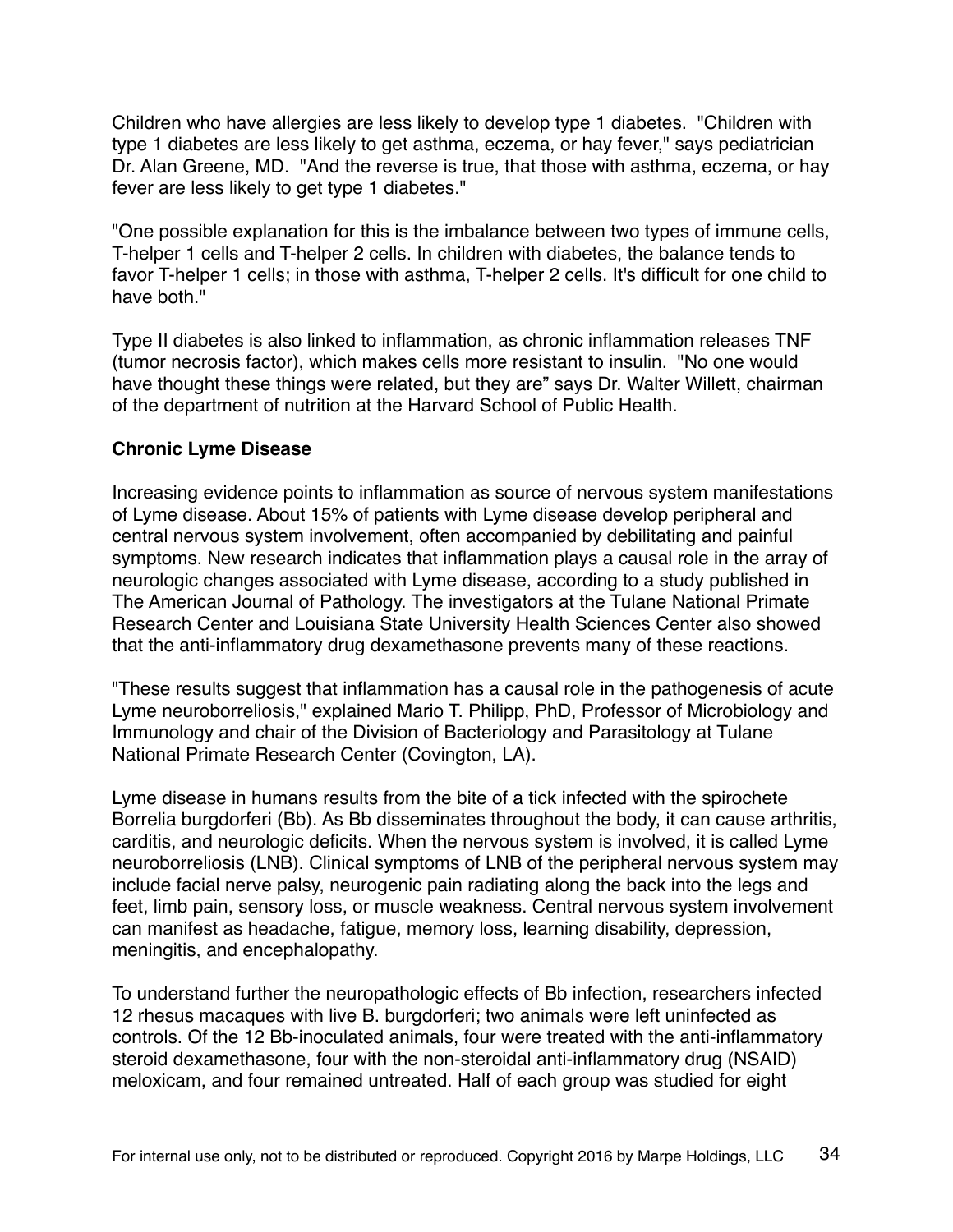Children who have allergies are less likely to develop type 1 diabetes. "Children with type 1 diabetes are less likely to get asthma, eczema, or hay fever," says pediatrician Dr. Alan Greene, MD. "And the reverse is true, that those with asthma, eczema, or hay fever are less likely to get type 1 diabetes."

"One possible explanation for this is the imbalance between two types of immune cells, T-helper 1 cells and T-helper 2 cells. In children with diabetes, the balance tends to favor T-helper 1 cells; in those with asthma, T-helper 2 cells. It's difficult for one child to have both."

Type II diabetes is also linked to inflammation, as chronic inflammation releases TNF (tumor necrosis factor), which makes cells more resistant to insulin. "No one would have thought these things were related, but they are" says Dr. Walter Willett, chairman of the department of nutrition at the Harvard School of Public Health.

**Chronic Lyme Disease**

Increasing evidence points to inflammation as source of nervous system manifestations of Lyme disease. About 15% of patients with Lyme disease develop peripheral and central nervous system involvement, often accompanied by debilitating and painful symptoms. New research indicates that inflammation plays a causal role in the array of neurologic changes associated with Lyme disease, according to a study published in The American Journal of Pathology. The investigators at the Tulane National Primate Research Center and Louisiana State University Health Sciences Center also showed that the anti-inflammatory drug dexamethasone prevents many of these reactions.

"These results suggest that inflammation has a causal role in the pathogenesis of acute Lyme neuroborreliosis," explained Mario T. Philipp, PhD, Professor of Microbiology and Immunology and chair of the Division of Bacteriology and Parasitology at Tulane National Primate Research Center (Covington, LA).

Lyme disease in humans results from the bite of a tick infected with the spirochete Borrelia burgdorferi (Bb). As Bb disseminates throughout the body, it can cause arthritis, carditis, and neurologic deficits. When the nervous system is involved, it is called Lyme neuroborreliosis (LNB). Clinical symptoms of LNB of the peripheral nervous system may include facial nerve palsy, neurogenic pain radiating along the back into the legs and feet, limb pain, sensory loss, or muscle weakness. Central nervous system involvement can manifest as headache, fatigue, memory loss, learning disability, depression, meningitis, and encephalopathy.

To understand further the neuropathologic effects of Bb infection, researchers infected 12 rhesus macaques with live B. burgdorferi; two animals were left uninfected as controls. Of the 12 Bb-inoculated animals, four were treated with the anti-inflammatory steroid dexamethasone, four with the non-steroidal anti-inflammatory drug (NSAID) meloxicam, and four remained untreated. Half of each group was studied for eight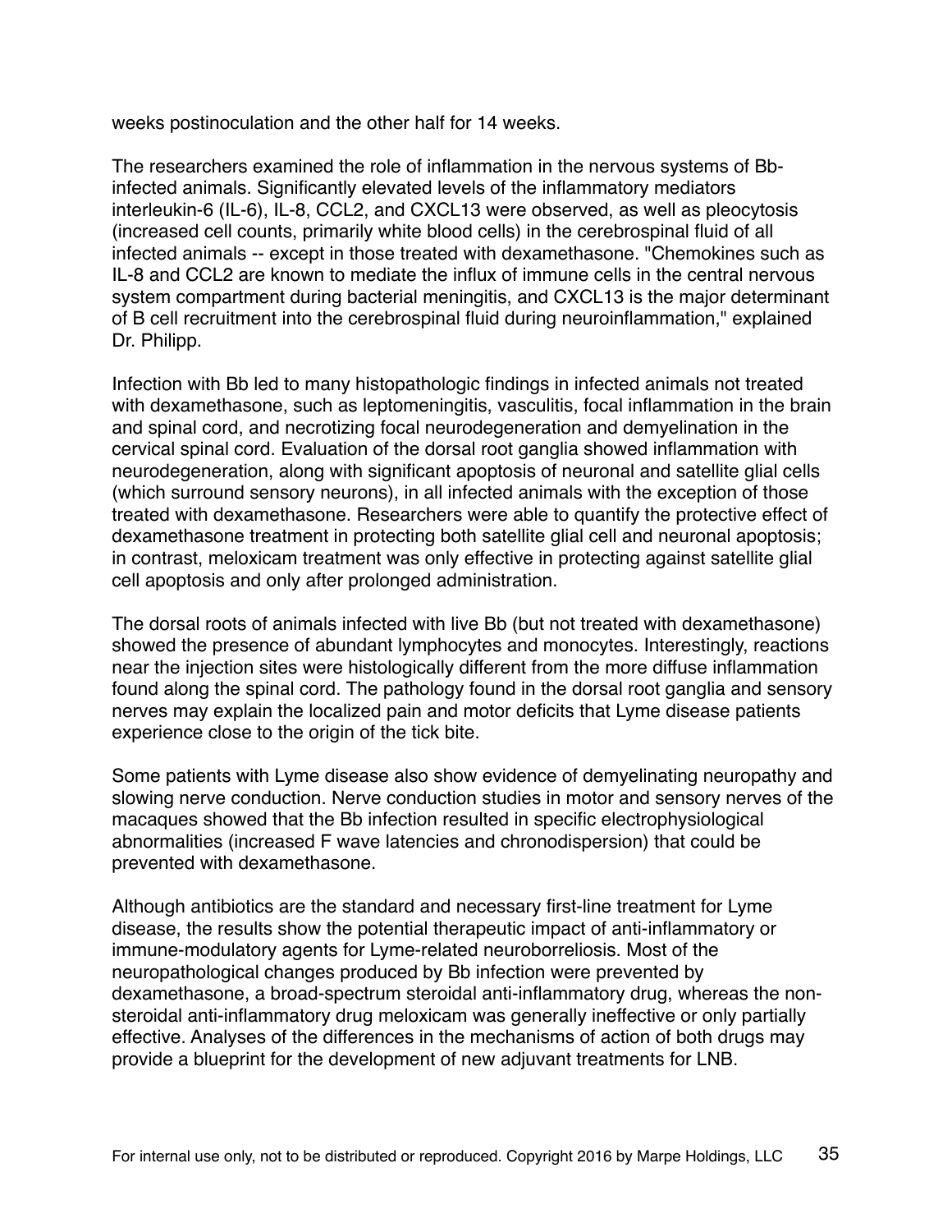weeks postinoculation and the other half for 14 weeks.

The researchers examined the role of inflammation in the nervous systems of Bb-infected animals. Significantly elevated levels of the inflammatory mediators interleukin-6 (IL-6), IL-8, CCL2, and CXCL13 were observed, as well as pleocytosis (increased cell counts, primarily white blood cells) in the cerebrospinal fluid of all infected animals -- except in those treated with dexamethasone. "Chemokines such as IL-8 and CCL2 are known to mediate the influx of immune cells in the central nervous system compartment during bacterial meningitis, and CXCL13 is the major determinant of B cell recruitment into the cerebrospinal fluid during neuroinflammation," explained Dr. Philipp.

Infection with Bb led to many histopathologic findings in infected animals not treated with dexamethasone, such as leptomeningitis, vasculitis, focal inflammation in the brain and spinal cord, and necrotizing focal neurodegeneration and demyelination in the cervical spinal cord. Evaluation of the dorsal root ganglia showed inflammation with neurodegeneration, along with significant apoptosis of neuronal and satellite glial cells (which surround sensory neurons), in all infected animals with the exception of those treated with dexamethasone. Researchers were able to quantify the protective effect of dexamethasone treatment in protecting both satellite glial cell and neuronal apoptosis; in contrast, meloxicam treatment was only effective in protecting against satellite glial cell apoptosis and only after prolonged administration.

The dorsal roots of animals infected with live Bb (but not treated with dexamethasone) showed the presence of abundant lymphocytes and monocytes. Interestingly, reactions near the injection sites were histologically different from the more diffuse inflammation found along the spinal cord. The pathology found in the dorsal root ganglia and sensory nerves may explain the localized pain and motor deficits that Lyme disease patients experience close to the origin of the tick bite.

Some patients with Lyme disease also show evidence of demyelinating neuropathy and slowing nerve conduction. Nerve conduction studies in motor and sensory nerves of the macaques showed that the Bb infection resulted in specific electrophysiological abnormalities (increased F wave latencies and chronodispersion) that could be prevented with dexamethasone.

Although antibiotics are the standard and necessary first-line treatment for Lyme disease, the results show the potential therapeutic impact of anti-inflammatory or immune-modulatory agents for Lyme-related neuroborreliosis. Most of the neuropathological changes produced by Bb infection were prevented by dexamethasone, a broad-spectrum steroidal anti-inflammatory drug, whereas the non-steroidal anti-inflammatory drug meloxicam was generally ineffective or only partially effective. Analyses of the differences in the mechanisms of action of both drugs may provide a blueprint for the development of new adjuvant treatments for LNB.

For internal use only, not to be distributed or reproduced. Copyright 2016 by Marpe Holdings, LLC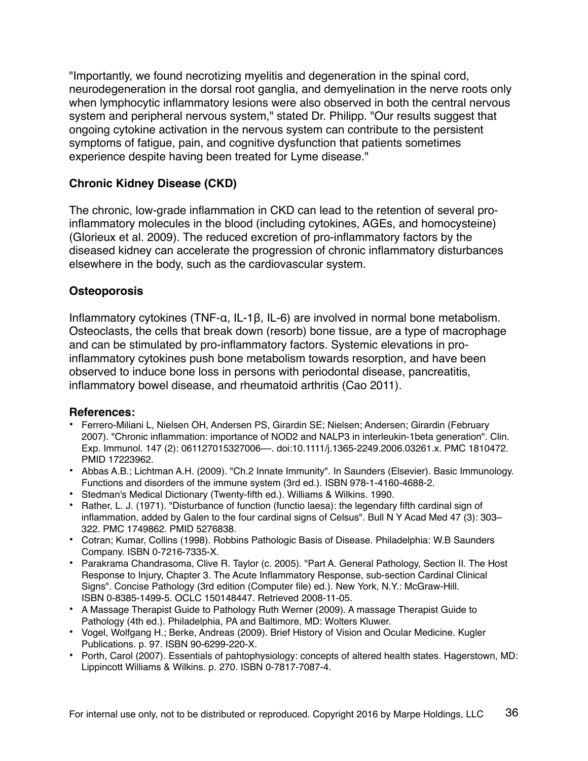"Importantly, we found necrotizing myelitis and degeneration in the spinal cord, neurodegeneration in the dorsal root ganglia, and demyelination in the nerve roots only when lymphocytic inflammatory lesions were also observed in both the central nervous system and peripheral nervous system," stated Dr. Philipp. "Our results suggest that ongoing cytokine activation in the nervous system can contribute to the persistent symptoms of fatigue, pain, and cognitive dysfunction that patients sometimes experience despite having been treated for Lyme disease."

### Chronic Kidney Disease (CKD)

The chronic, low-grade inflammation in CKD can lead to the retention of several pro-inflammatory molecules in the blood (including cytokines, AGEs, and homocysteine) (Glorieux et al. 2009). The reduced excretion of pro-inflammatory factors by the diseased kidney can accelerate the progression of chronic inflammatory disturbances elsewhere in the body, such as the cardiovascular system.

### Osteoporosis

Inflammatory cytokines (TNF-α, IL-1β, IL-6) are involved in normal bone metabolism. Osteoclasts, the cells that break down (resorb) bone tissue, are a type of macrophage and can be stimulated by pro-inflammatory factors. Systemic elevations in pro-inflammatory cytokines push bone metabolism towards resorption, and have been observed to induce bone loss in persons with periodontal disease, pancreatitis, inflammatory bowel disease, and rheumatoid arthritis (Cao 2011).

### References:

- Ferrero-Miliani L, Nielsen OH, Andersen PS, Girardin SE; Nielsen; Andersen; Girardin (February 2007). "Chronic inflammation: importance of NOD2 and NALP3 in interleukin-1beta generation". Clin. Exp. Immunol. 147 (2): 061127015327006—. doi:10.1111/j.1365-2249.2006.03261.x. PMC 1810472. PMID 17223962.
- Abbas A.B.; Lichtman A.H. (2009). "Ch.2 Innate Immunity". In Saunders (Elsevier). Basic Immunology. Functions and disorders of the immune system (3rd ed.). ISBN 978-1-4160-4688-2.
- Stedman's Medical Dictionary (Twenty-fifth ed.). Williams & Wilkins. 1990.
- Rather, L. J. (1971). "Disturbance of function (functio laesa): the legendary fifth cardinal sign of inflammation, added by Galen to the four cardinal signs of Celsus". Bull N Y Acad Med 47 (3): 303–322. PMC 1749862. PMID 5276838.
- Cotran; Kumar, Collins (1998). Robbins Pathologic Basis of Disease. Philadelphia: W.B Saunders Company. ISBN 0-7216-7335-X.
- Parakrama Chandrasoma, Clive R. Taylor (c. 2005). "Part A. General Pathology, Section II. The Host Response to Injury, Chapter 3. The Acute Inflammatory Response, sub-section Cardinal Clinical Signs". Concise Pathology (3rd edition (Computer file) ed.). New York, N.Y.: McGraw-Hill. ISBN 0-8385-1499-5. OCLC 150148447. Retrieved 2008-11-05.
- A Massage Therapist Guide to Pathology Ruth Werner (2009). A massage Therapist Guide to Pathology (4th ed.). Philadelphia, PA and Baltimore, MD: Wolters Kluwer.
- Vogel, Wolfgang H.; Berke, Andreas (2009). Brief History of Vision and Ocular Medicine. Kugler Publications. p. 97. ISBN 90-6299-220-X.
- Porth, Carol (2007). Essentials of pahtophysiology: concepts of altered health states. Hagerstown, MD: Lippincott Williams & Wilkins. p. 270. ISBN 0-7817-7087-4.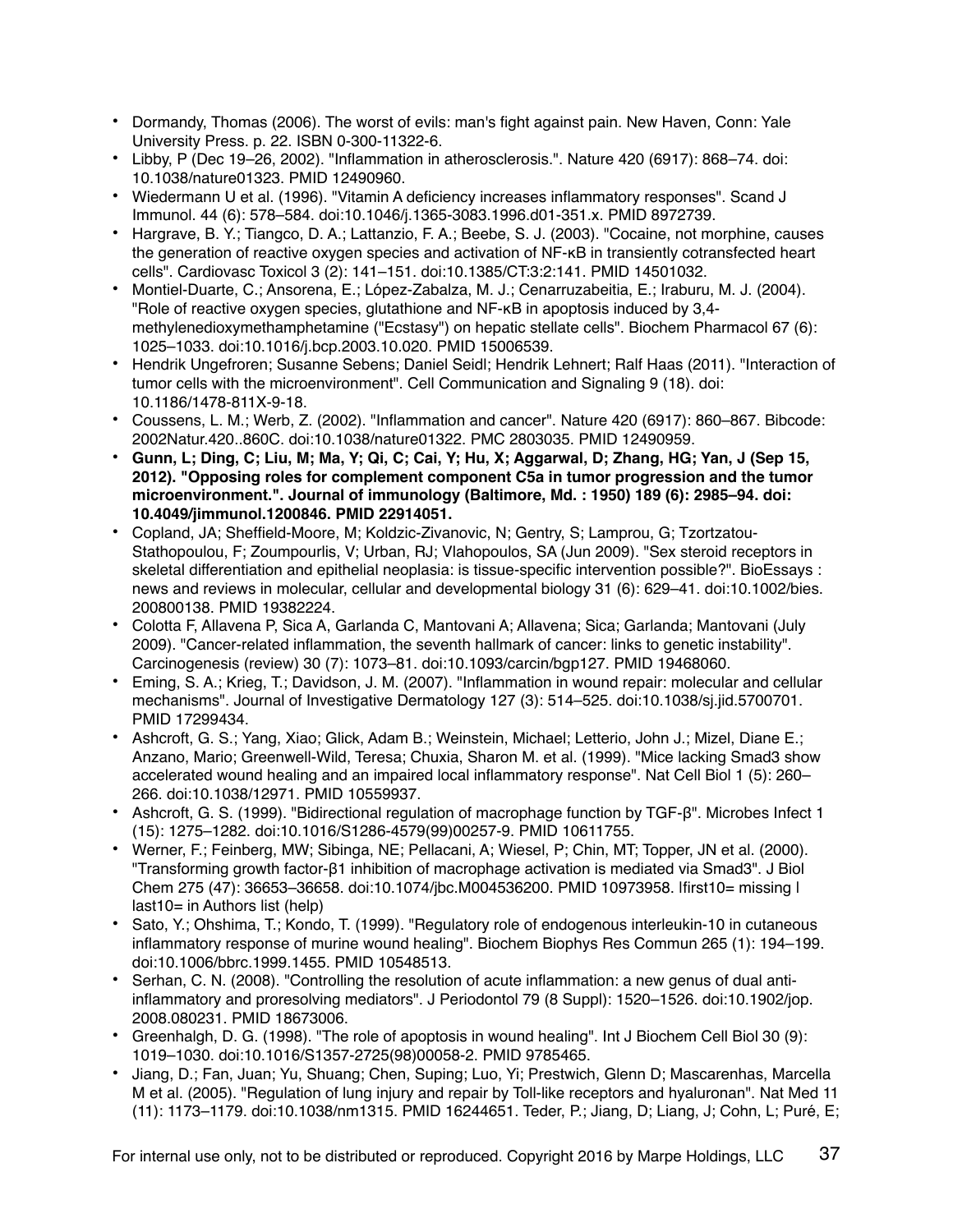- Dormandy, Thomas (2006). The worst of evils: man's fight against pain. New Haven, Conn: Yale University Press. p. 22. ISBN 0-300-11322-6.
- Libby, P (Dec 19–26, 2002). "Inflammation in atherosclerosis.". Nature 420 (6917): 868–74. doi: 10.1038/nature01323. PMID 12490960.
- Wiedermann U et al. (1996). "Vitamin A deficiency increases inflammatory responses". Scand J Immunol. 44 (6): 578–584. doi:10.1046/j.1365-3083.1996.d01-351.x. PMID 8972739.
- Hargrave, B. Y.; Tiangco, D. A.; Lattanzio, F. A.; Beebe, S. J. (2003). "Cocaine, not morphine, causes the generation of reactive oxygen species and activation of NF-κB in transiently cotransfected heart cells". Cardiovasc Toxicol 3 (2): 141–151. doi:10.1385/CT:3:2:141. PMID 14501032.
- Montiel-Duarte, C.; Ansorena, E.; López-Zabalza, M. J.; Cenarruzabeitia, E.; Iraburu, M. J. (2004). "Role of reactive oxygen species, glutathione and NF-κB in apoptosis induced by 3,4-methylenedioxymethamphetamine ("Ecstasy") on hepatic stellate cells". Biochem Pharmacol 67 (6): 1025–1033. doi:10.1016/j.bcp.2003.10.020. PMID 15006539.
- Hendrik Ungefroren; Susanne Sebens; Daniel Seidl; Hendrik Lehnert; Ralf Haas (2011). "Interaction of tumor cells with the microenvironment". Cell Communication and Signaling 9 (18). doi: 10.1186/1478-811X-9-18.
- Coussens, L. M.; Werb, Z. (2002). "Inflammation and cancer". Nature 420 (6917): 860–867. Bibcode: 2002Natur.420..860C. doi:10.1038/nature01322. PMC 2803035. PMID 12490959.
- **Gunn, L; Ding, C; Liu, M; Ma, Y; Qi, C; Cai, Y; Hu, X; Aggarwal, D; Zhang, HG; Yan, J (Sep 15, 2012). "Opposing roles for complement component C5a in tumor progression and the tumor microenvironment.". Journal of immunology (Baltimore, Md. : 1950) 189 (6): 2985–94. doi: 10.4049/jimmunol.1200846. PMID 22914051.**
- Copland, JA; Sheffield-Moore, M; Koldzic-Zivanovic, N; Gentry, S; Lamprou, G; Tzortzatou-Stathopoulou, F; Zoumpourlis, V; Urban, RJ; Vlahopoulos, SA (Jun 2009). "Sex steroid receptors in skeletal differentiation and epithelial neoplasia: is tissue-specific intervention possible?". BioEssays : news and reviews in molecular, cellular and developmental biology 31 (6): 629–41. doi:10.1002/bies. 200800138. PMID 19382224.
- Colotta F, Allavena P, Sica A, Garlanda C, Mantovani A; Allavena; Sica; Garlanda; Mantovani (July 2009). "Cancer-related inflammation, the seventh hallmark of cancer: links to genetic instability". Carcinogenesis (review) 30 (7): 1073–81. doi:10.1093/carcin/bgp127. PMID 19468060.
- Eming, S. A.; Krieg, T.; Davidson, J. M. (2007). "Inflammation in wound repair: molecular and cellular mechanisms". Journal of Investigative Dermatology 127 (3): 514–525. doi:10.1038/sj.jid.5700701. PMID 17299434.
- Ashcroft, G. S.; Yang, Xiao; Glick, Adam B.; Weinstein, Michael; Letterio, John J.; Mizel, Diane E.; Anzano, Mario; Greenwell-Wild, Teresa; Chuxia, Sharon M. et al. (1999). "Mice lacking Smad3 show accelerated wound healing and an impaired local inflammatory response". Nat Cell Biol 1 (5): 260–266. doi:10.1038/12971. PMID 10559937.
- Ashcroft, G. S. (1999). "Bidirectional regulation of macrophage function by TGF-β". Microbes Infect 1 (15): 1275–1282. doi:10.1016/S1286-4579(99)00257-9. PMID 10611755.
- Werner, F.; Feinberg, MW; Sibinga, NE; Pellacani, A; Wiesel, P; Chin, MT; Topper, JN et al. (2000). "Transforming growth factor-β1 inhibition of macrophage activation is mediated via Smad3". J Biol Chem 275 (47): 36653–36658. doi:10.1074/jbc.M004536200. PMID 10973958. |first10= missing | last10= in Authors list (help)
- Sato, Y.; Ohshima, T.; Kondo, T. (1999). "Regulatory role of endogenous interleukin-10 in cutaneous inflammatory response of murine wound healing". Biochem Biophys Res Commun 265 (1): 194–199. doi:10.1006/bbrc.1999.1455. PMID 10548513.
- Serhan, C. N. (2008). "Controlling the resolution of acute inflammation: a new genus of dual anti-inflammatory and proresolving mediators". J Periodontol 79 (8 Suppl): 1520–1526. doi:10.1902/jop. 2008.080231. PMID 18673006.
- Greenhalgh, D. G. (1998). "The role of apoptosis in wound healing". Int J Biochem Cell Biol 30 (9): 1019–1030. doi:10.1016/S1357-2725(98)00058-2. PMID 9785465.
- Jiang, D.; Fan, Juan; Yu, Shuang; Chen, Suping; Luo, Yi; Prestwich, Glenn D; Mascarenhas, Marcella M et al. (2005). "Regulation of lung injury and repair by Toll-like receptors and hyaluronan". Nat Med 11 (11): 1173–1179. doi:10.1038/nm1315. PMID 16244651. Teder, P.; Jiang, D; Liang, J; Cohn, L; Puré, E;

For internal use only, not to be distributed or reproduced. Copyright 2016 by Marpe Holdings, LLC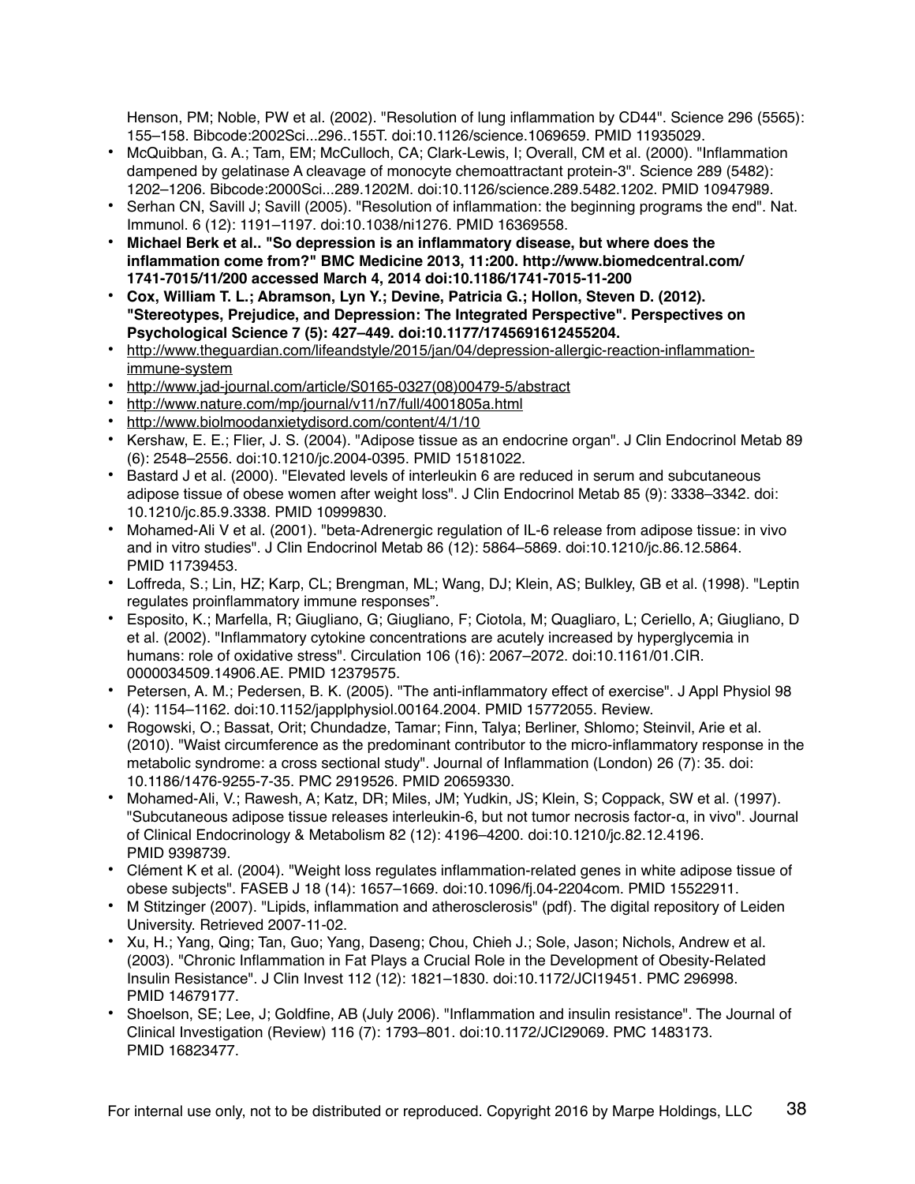Henson, PM; Noble, PW et al. (2002). "Resolution of lung inflammation by CD44". Science 296 (5565): 155–158. Bibcode:2002Sci...296..155T. doi:10.1126/science.1069659. PMID 11935029.

- McQuibban, G. A.; Tam, EM; McCulloch, CA; Clark-Lewis, I; Overall, CM et al. (2000). "Inflammation dampened by gelatinase A cleavage of monocyte chemoattractant protein-3". Science 289 (5482): 1202–1206. Bibcode:2000Sci...289.1202M. doi:10.1126/science.289.5482.1202. PMID 10947989.
- Serhan CN, Savill J; Savill (2005). "Resolution of inflammation: the beginning programs the end". Nat. Immunol. 6 (12): 1191–1197. doi:10.1038/ni1276. PMID 16369558.
- **Michael Berk et al.. "So depression is an inflammatory disease, but where does the inflammation come from?" BMC Medicine 2013, 11:200. http://www.biomedcentral.com/1741-7015/11/200 accessed March 4, 2014 doi:10.1186/1741-7015-11-200**
- **Cox, William T. L.; Abramson, Lyn Y.; Devine, Patricia G.; Hollon, Steven D. (2012). "Stereotypes, Prejudice, and Depression: The Integrated Perspective". Perspectives on Psychological Science 7 (5): 427–449. doi:10.1177/1745691612455204.**
- http://www.theguardian.com/lifeandstyle/2015/jan/04/depression-allergic-reaction-inflammation-immune-system
- http://www.jad-journal.com/article/S0165-0327(08)00479-5/abstract
- http://www.nature.com/mp/journal/v11/n7/full/4001805a.html
- http://www.biolmoodanxietydisord.com/content/4/1/10
- Kershaw, E. E.; Flier, J. S. (2004). "Adipose tissue as an endocrine organ". J Clin Endocrinol Metab 89 (6): 2548–2556. doi:10.1210/jc.2004-0395. PMID 15181022.
- Bastard J et al. (2000). "Elevated levels of interleukin 6 are reduced in serum and subcutaneous adipose tissue of obese women after weight loss". J Clin Endocrinol Metab 85 (9): 3338–3342. doi: 10.1210/jc.85.9.3338. PMID 10999830.
- Mohamed-Ali V et al. (2001). "beta-Adrenergic regulation of IL-6 release from adipose tissue: in vivo and in vitro studies". J Clin Endocrinol Metab 86 (12): 5864–5869. doi:10.1210/jc.86.12.5864. PMID 11739453.
- Loffreda, S.; Lin, HZ; Karp, CL; Brengman, ML; Wang, DJ; Klein, AS; Bulkley, GB et al. (1998). "Leptin regulates proinflammatory immune responses".
- Esposito, K.; Marfella, R; Giugliano, G; Giugliano, F; Ciotola, M; Quagliaro, L; Ceriello, A; Giugliano, D et al. (2002). "Inflammatory cytokine concentrations are acutely increased by hyperglycemia in humans: role of oxidative stress". Circulation 106 (16): 2067–2072. doi:10.1161/01.CIR.0000034509.14906.AE. PMID 12379575.
- Petersen, A. M.; Pedersen, B. K. (2005). "The anti-inflammatory effect of exercise". J Appl Physiol 98 (4): 1154–1162. doi:10.1152/japplphysiol.00164.2004. PMID 15772055. Review.
- Rogowski, O.; Bassat, Orit; Chundadze, Tamar; Finn, Talya; Berliner, Shlomo; Steinvil, Arie et al. (2010). "Waist circumference as the predominant contributor to the micro-inflammatory response in the metabolic syndrome: a cross sectional study". Journal of Inflammation (London) 26 (7): 35. doi: 10.1186/1476-9255-7-35. PMC 2919526. PMID 20659330.
- Mohamed-Ali, V.; Rawesh, A; Katz, DR; Miles, JM; Yudkin, JS; Klein, S; Coppack, SW et al. (1997). "Subcutaneous adipose tissue releases interleukin-6, but not tumor necrosis factor-α, in vivo". Journal of Clinical Endocrinology & Metabolism 82 (12): 4196–4200. doi:10.1210/jc.82.12.4196. PMID 9398739.
- Clément K et al. (2004). "Weight loss regulates inflammation-related genes in white adipose tissue of obese subjects". FASEB J 18 (14): 1657–1669. doi:10.1096/fj.04-2204com. PMID 15522911.
- M Stitzinger (2007). "Lipids, inflammation and atherosclerosis" (pdf). The digital repository of Leiden University. Retrieved 2007-11-02.
- Xu, H.; Yang, Qing; Tan, Guo; Yang, Daseng; Chou, Chieh J.; Sole, Jason; Nichols, Andrew et al. (2003). "Chronic Inflammation in Fat Plays a Crucial Role in the Development of Obesity-Related Insulin Resistance". J Clin Invest 112 (12): 1821–1830. doi:10.1172/JCI19451. PMC 296998. PMID 14679177.
- Shoelson, SE; Lee, J; Goldfine, AB (July 2006). "Inflammation and insulin resistance". The Journal of Clinical Investigation (Review) 116 (7): 1793–801. doi:10.1172/JCI29069. PMC 1483173. PMID 16823477.

For internal use only, not to be distributed or reproduced. Copyright 2016 by Marpe Holdings, LLC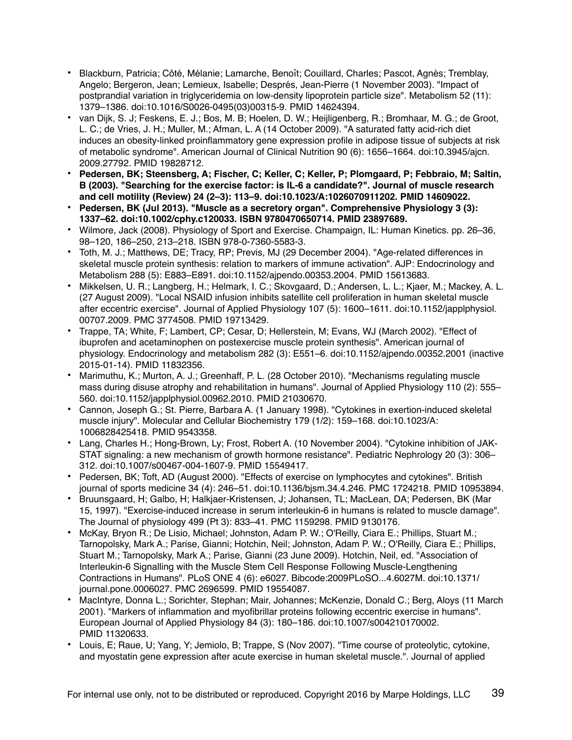- Blackburn, Patricia; Côté, Mélanie; Lamarche, Benoît; Couillard, Charles; Pascot, Agnès; Tremblay, Angelo; Bergeron, Jean; Lemieux, Isabelle; Després, Jean-Pierre (1 November 2003). "Impact of postprandial variation in triglyceridemia on low-density lipoprotein particle size". Metabolism 52 (11): 1379–1386. doi:10.1016/S0026-0495(03)00315-9. PMID 14624394.
- van Dijk, S. J; Feskens, E. J.; Bos, M. B; Hoelen, D. W.; Heijligenberg, R.; Bromhaar, M. G.; de Groot, L. C.; de Vries, J. H.; Muller, M.; Afman, L. A (14 October 2009). "A saturated fatty acid-rich diet induces an obesity-linked proinflammatory gene expression profile in adipose tissue of subjects at risk of metabolic syndrome". American Journal of Clinical Nutrition 90 (6): 1656–1664. doi:10.3945/ajcn.2009.27792. PMID 19828712.
- **Pedersen, BK; Steensberg, A; Fischer, C; Keller, C; Keller, P; Plomgaard, P; Febbraio, M; Saltin, B (2003). "Searching for the exercise factor: is IL-6 a candidate?". Journal of muscle research and cell motility (Review) 24 (2–3): 113–9. doi:10.1023/A:1026070911202. PMID 14609022.**
- **Pedersen, BK (Jul 2013). "Muscle as a secretory organ". Comprehensive Physiology 3 (3): 1337–62. doi:10.1002/cphy.c120033. ISBN 9780470650714. PMID 23897689.**
- Wilmore, Jack (2008). Physiology of Sport and Exercise. Champaign, IL: Human Kinetics. pp. 26–36, 98–120, 186–250, 213–218. ISBN 978-0-7360-5583-3.
- Toth, M. J.; Matthews, DE; Tracy, RP; Previs, MJ (29 December 2004). "Age-related differences in skeletal muscle protein synthesis: relation to markers of immune activation". AJP: Endocrinology and Metabolism 288 (5): E883–E891. doi:10.1152/ajpendo.00353.2004. PMID 15613683.
- Mikkelsen, U. R.; Langberg, H.; Helmark, I. C.; Skovgaard, D.; Andersen, L. L.; Kjaer, M.; Mackey, A. L. (27 August 2009). "Local NSAID infusion inhibits satellite cell proliferation in human skeletal muscle after eccentric exercise". Journal of Applied Physiology 107 (5): 1600–1611. doi:10.1152/japplphysiol.00707.2009. PMC 3774508. PMID 19713429.
- Trappe, TA; White, F; Lambert, CP; Cesar, D; Hellerstein, M; Evans, WJ (March 2002). "Effect of ibuprofen and acetaminophen on postexercise muscle protein synthesis". American journal of physiology. Endocrinology and metabolism 282 (3): E551–6. doi:10.1152/ajpendo.00352.2001 (inactive 2015-01-14). PMID 11832356.
- Marimuthu, K.; Murton, A. J.; Greenhaff, P. L. (28 October 2010). "Mechanisms regulating muscle mass during disuse atrophy and rehabilitation in humans". Journal of Applied Physiology 110 (2): 555–560. doi:10.1152/japplphysiol.00962.2010. PMID 21030670.
- Cannon, Joseph G.; St. Pierre, Barbara A. (1 January 1998). "Cytokines in exertion-induced skeletal muscle injury". Molecular and Cellular Biochemistry 179 (1/2): 159–168. doi:10.1023/A:1006828425418. PMID 9543358.
- Lang, Charles H.; Hong-Brown, Ly; Frost, Robert A. (10 November 2004). "Cytokine inhibition of JAK-STAT signaling: a new mechanism of growth hormone resistance". Pediatric Nephrology 20 (3): 306–312. doi:10.1007/s00467-004-1607-9. PMID 15549417.
- Pedersen, BK; Toft, AD (August 2000). "Effects of exercise on lymphocytes and cytokines". British journal of sports medicine 34 (4): 246–51. doi:10.1136/bjsm.34.4.246. PMC 1724218. PMID 10953894.
- Bruunsgaard, H; Galbo, H; Halkjaer-Kristensen, J; Johansen, TL; MacLean, DA; Pedersen, BK (Mar 15, 1997). "Exercise-induced increase in serum interleukin-6 in humans is related to muscle damage". The Journal of physiology 499 (Pt 3): 833–41. PMC 1159298. PMID 9130176.
- McKay, Bryon R.; De Lisio, Michael; Johnston, Adam P. W.; O'Reilly, Ciara E.; Phillips, Stuart M.; Tarnopolsky, Mark A.; Parise, Gianni; Hotchin, Neil; Johnston, Adam P. W.; O'Reilly, Ciara E.; Phillips, Stuart M.; Tarnopolsky, Mark A.; Parise, Gianni (23 June 2009). Hotchin, Neil, ed. "Association of Interleukin-6 Signalling with the Muscle Stem Cell Response Following Muscle-Lengthening Contractions in Humans". PLoS ONE 4 (6): e6027. Bibcode:2009PLoSO...4.6027M. doi:10.1371/journal.pone.0006027. PMC 2696599. PMID 19554087.
- MacIntyre, Donna L.; Sorichter, Stephan; Mair, Johannes; McKenzie, Donald C.; Berg, Aloys (11 March 2001). "Markers of inflammation and myofibrillar proteins following eccentric exercise in humans". European Journal of Applied Physiology 84 (3): 180–186. doi:10.1007/s004210170002. PMID 11320633.
- Louis, E; Raue, U; Yang, Y; Jemiolo, B; Trappe, S (Nov 2007). "Time course of proteolytic, cytokine, and myostatin gene expression after acute exercise in human skeletal muscle.". Journal of applied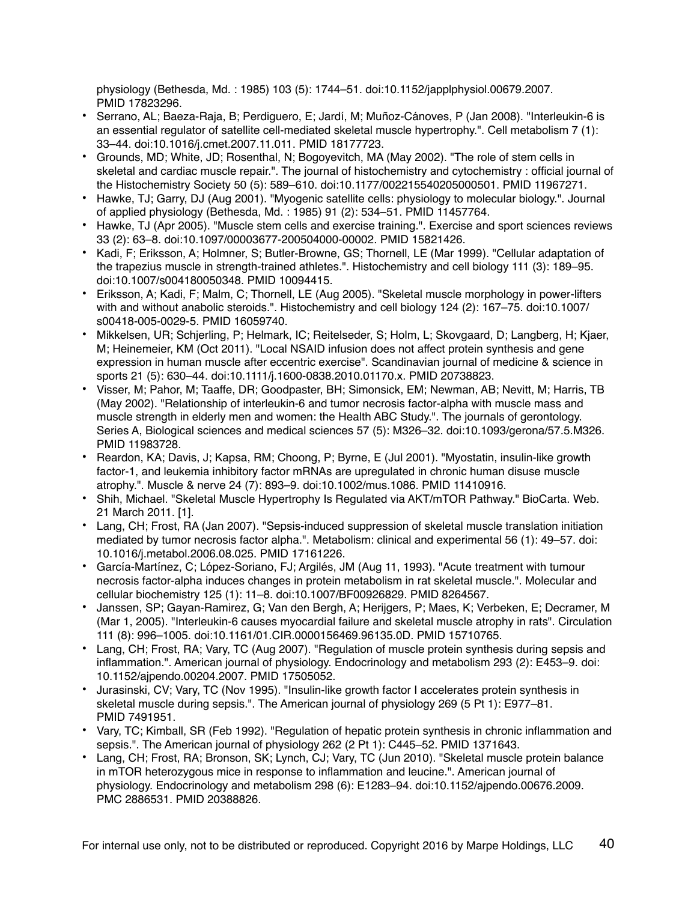physiology (Bethesda, Md. : 1985) 103 (5): 1744–51. doi:10.1152/japplphysiol.00679.2007. PMID 17823296.

- Serrano, AL; Baeza-Raja, B; Perdiguero, E; Jardí, M; Muñoz-Cánoves, P (Jan 2008). "Interleukin-6 is an essential regulator of satellite cell-mediated skeletal muscle hypertrophy.". Cell metabolism 7 (1): 33–44. doi:10.1016/j.cmet.2007.11.011. PMID 18177723.
- Grounds, MD; White, JD; Rosenthal, N; Bogoyevitch, MA (May 2002). "The role of stem cells in skeletal and cardiac muscle repair.". The journal of histochemistry and cytochemistry : official journal of the Histochemistry Society 50 (5): 589–610. doi:10.1177/002215540205000501. PMID 11967271.
- Hawke, TJ; Garry, DJ (Aug 2001). "Myogenic satellite cells: physiology to molecular biology.". Journal of applied physiology (Bethesda, Md. : 1985) 91 (2): 534–51. PMID 11457764.
- Hawke, TJ (Apr 2005). "Muscle stem cells and exercise training.". Exercise and sport sciences reviews 33 (2): 63–8. doi:10.1097/00003677-200504000-00002. PMID 15821426.
- Kadi, F; Eriksson, A; Holmner, S; Butler-Browne, GS; Thornell, LE (Mar 1999). "Cellular adaptation of the trapezius muscle in strength-trained athletes.". Histochemistry and cell biology 111 (3): 189–95. doi:10.1007/s004180050348. PMID 10094415.
- Eriksson, A; Kadi, F; Malm, C; Thornell, LE (Aug 2005). "Skeletal muscle morphology in power-lifters with and without anabolic steroids.". Histochemistry and cell biology 124 (2): 167–75. doi:10.1007/s00418-005-0029-5. PMID 16059740.
- Mikkelsen, UR; Schjerling, P; Helmark, IC; Reitelseder, S; Holm, L; Skovgaard, D; Langberg, H; Kjaer, M; Heinemeier, KM (Oct 2011). "Local NSAID infusion does not affect protein synthesis and gene expression in human muscle after eccentric exercise". Scandinavian journal of medicine & science in sports 21 (5): 630–44. doi:10.1111/j.1600-0838.2010.01170.x. PMID 20738823.
- Visser, M; Pahor, M; Taaffe, DR; Goodpaster, BH; Simonsick, EM; Newman, AB; Nevitt, M; Harris, TB (May 2002). "Relationship of interleukin-6 and tumor necrosis factor-alpha with muscle mass and muscle strength in elderly men and women: the Health ABC Study.". The journals of gerontology. Series A, Biological sciences and medical sciences 57 (5): M326–32. doi:10.1093/gerona/57.5.M326. PMID 11983728.
- Reardon, KA; Davis, J; Kapsa, RM; Choong, P; Byrne, E (Jul 2001). "Myostatin, insulin-like growth factor-1, and leukemia inhibitory factor mRNAs are upregulated in chronic human disuse muscle atrophy.". Muscle & nerve 24 (7): 893–9. doi:10.1002/mus.1086. PMID 11410916.
- Shih, Michael. "Skeletal Muscle Hypertrophy Is Regulated via AKT/mTOR Pathway." BioCarta. Web. 21 March 2011. [1].
- Lang, CH; Frost, RA (Jan 2007). "Sepsis-induced suppression of skeletal muscle translation initiation mediated by tumor necrosis factor alpha.". Metabolism: clinical and experimental 56 (1): 49–57. doi:10.1016/j.metabol.2006.08.025. PMID 17161226.
- García-Martínez, C; López-Soriano, FJ; Argilés, JM (Aug 11, 1993). "Acute treatment with tumour necrosis factor-alpha induces changes in protein metabolism in rat skeletal muscle.". Molecular and cellular biochemistry 125 (1): 11–8. doi:10.1007/BF00926829. PMID 8264567.
- Janssen, SP; Gayan-Ramirez, G; Van den Bergh, A; Herijgers, P; Maes, K; Verbeken, E; Decramer, M (Mar 1, 2005). "Interleukin-6 causes myocardial failure and skeletal muscle atrophy in rats". Circulation 111 (8): 996–1005. doi:10.1161/01.CIR.0000156469.96135.0D. PMID 15710765.
- Lang, CH; Frost, RA; Vary, TC (Aug 2007). "Regulation of muscle protein synthesis during sepsis and inflammation.". American journal of physiology. Endocrinology and metabolism 293 (2): E453–9. doi:10.1152/ajpendo.00204.2007. PMID 17505052.
- Jurasinski, CV; Vary, TC (Nov 1995). "Insulin-like growth factor I accelerates protein synthesis in skeletal muscle during sepsis.". The American journal of physiology 269 (5 Pt 1): E977–81. PMID 7491951.
- Vary, TC; Kimball, SR (Feb 1992). "Regulation of hepatic protein synthesis in chronic inflammation and sepsis.". The American journal of physiology 262 (2 Pt 1): C445–52. PMID 1371643.
- Lang, CH; Frost, RA; Bronson, SK; Lynch, CJ; Vary, TC (Jun 2010). "Skeletal muscle protein balance in mTOR heterozygous mice in response to inflammation and leucine.". American journal of physiology. Endocrinology and metabolism 298 (6): E1283–94. doi:10.1152/ajpendo.00676.2009. PMC 2886531. PMID 20388826.

For internal use only, not to be distributed or reproduced. Copyright 2016 by Marpe Holdings, LLC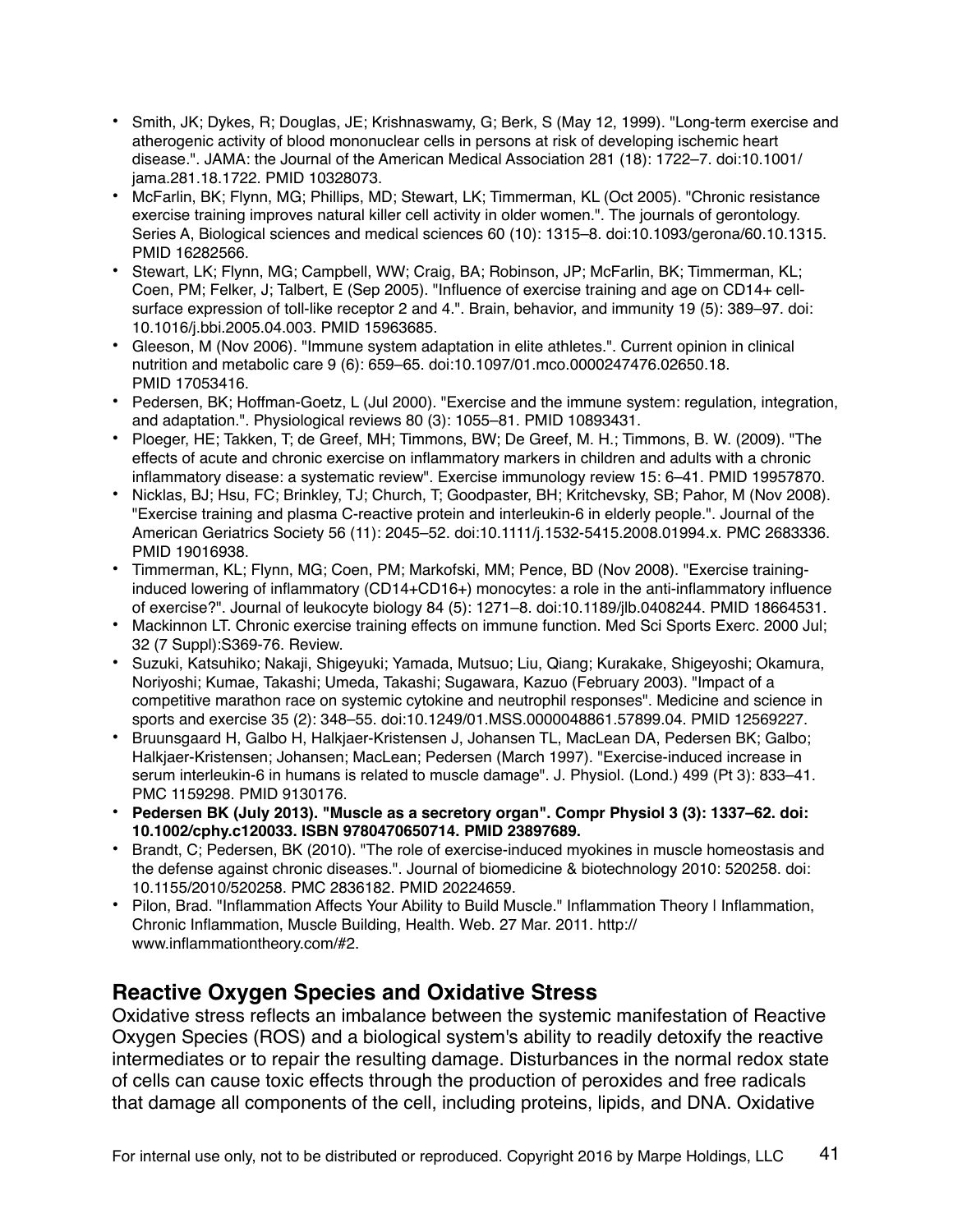- Smith, JK; Dykes, R; Douglas, JE; Krishnaswamy, G; Berk, S (May 12, 1999). "Long-term exercise and atherogenic activity of blood mononuclear cells in persons at risk of developing ischemic heart disease.". JAMA: the Journal of the American Medical Association 281 (18): 1722–7. doi:10.1001/jama.281.18.1722. PMID 10328073.
- McFarlin, BK; Flynn, MG; Phillips, MD; Stewart, LK; Timmerman, KL (Oct 2005). "Chronic resistance exercise training improves natural killer cell activity in older women.". The journals of gerontology. Series A, Biological sciences and medical sciences 60 (10): 1315–8. doi:10.1093/gerona/60.10.1315. PMID 16282566.
- Stewart, LK; Flynn, MG; Campbell, WW; Craig, BA; Robinson, JP; McFarlin, BK; Timmerman, KL; Coen, PM; Felker, J; Talbert, E (Sep 2005). "Influence of exercise training and age on CD14+ cell-surface expression of toll-like receptor 2 and 4.". Brain, behavior, and immunity 19 (5): 389–97. doi: 10.1016/j.bbi.2005.04.003. PMID 15963685.
- Gleeson, M (Nov 2006). "Immune system adaptation in elite athletes.". Current opinion in clinical nutrition and metabolic care 9 (6): 659–65. doi:10.1097/01.mco.0000247476.02650.18. PMID 17053416.
- Pedersen, BK; Hoffman-Goetz, L (Jul 2000). "Exercise and the immune system: regulation, integration, and adaptation.". Physiological reviews 80 (3): 1055–81. PMID 10893431.
- Ploeger, HE; Takken, T; de Greef, MH; Timmons, BW; De Greef, M. H.; Timmons, B. W. (2009). "The effects of acute and chronic exercise on inflammatory markers in children and adults with a chronic inflammatory disease: a systematic review". Exercise immunology review 15: 6–41. PMID 19957870.
- Nicklas, BJ; Hsu, FC; Brinkley, TJ; Church, T; Goodpaster, BH; Kritchevsky, SB; Pahor, M (Nov 2008). "Exercise training and plasma C-reactive protein and interleukin-6 in elderly people.". Journal of the American Geriatrics Society 56 (11): 2045–52. doi:10.1111/j.1532-5415.2008.01994.x. PMC 2683336. PMID 19016938.
- Timmerman, KL; Flynn, MG; Coen, PM; Markofski, MM; Pence, BD (Nov 2008). "Exercise training-induced lowering of inflammatory (CD14+CD16+) monocytes: a role in the anti-inflammatory influence of exercise?". Journal of leukocyte biology 84 (5): 1271–8. doi:10.1189/jlb.0408244. PMID 18664531.
- Mackinnon LT. Chronic exercise training effects on immune function. Med Sci Sports Exerc. 2000 Jul; 32 (7 Suppl):S369-76. Review.
- Suzuki, Katsuhiko; Nakaji, Shigeyuki; Yamada, Mutsuo; Liu, Qiang; Kurakake, Shigeyoshi; Okamura, Noriyoshi; Kumae, Takashi; Umeda, Takashi; Sugawara, Kazuo (February 2003). "Impact of a competitive marathon race on systemic cytokine and neutrophil responses". Medicine and science in sports and exercise 35 (2): 348–55. doi:10.1249/01.MSS.0000048861.57899.04. PMID 12569227.
- Bruunsgaard H, Galbo H, Halkjaer-Kristensen J, Johansen TL, MacLean DA, Pedersen BK; Galbo; Halkjaer-Kristensen; Johansen; MacLean; Pedersen (March 1997). "Exercise-induced increase in serum interleukin-6 in humans is related to muscle damage". J. Physiol. (Lond.) 499 (Pt 3): 833–41. PMC 1159298. PMID 9130176.
- **Pedersen BK (July 2013). "Muscle as a secretory organ". Compr Physiol 3 (3): 1337–62. doi: 10.1002/cphy.c120033. ISBN 9780470650714. PMID 23897689.**
- Brandt, C; Pedersen, BK (2010). "The role of exercise-induced myokines in muscle homeostasis and the defense against chronic diseases.". Journal of biomedicine & biotechnology 2010: 520258. doi: 10.1155/2010/520258. PMC 2836182. PMID 20224659.
- Pilon, Brad. "Inflammation Affects Your Ability to Build Muscle." Inflammation Theory | Inflammation, Chronic Inflammation, Muscle Building, Health. Web. 27 Mar. 2011. http://www.inflammationtheory.com/#2.

## Reactive Oxygen Species and Oxidative Stress

Oxidative stress reflects an imbalance between the systemic manifestation of Reactive Oxygen Species (ROS) and a biological system's ability to readily detoxify the reactive intermediates or to repair the resulting damage. Disturbances in the normal redox state of cells can cause toxic effects through the production of peroxides and free radicals that damage all components of the cell, including proteins, lipids, and DNA. Oxidative

For internal use only, not to be distributed or reproduced. Copyright 2016 by Marpe Holdings, LLC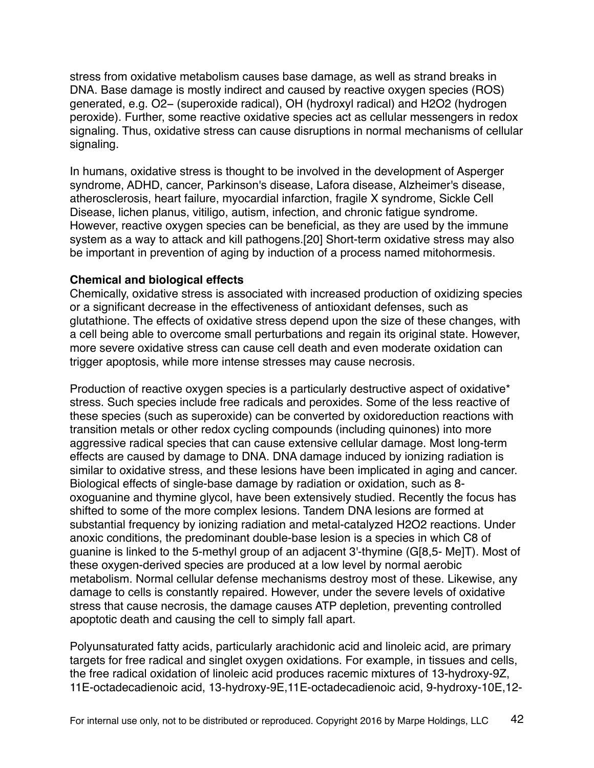stress from oxidative metabolism causes base damage, as well as strand breaks in DNA. Base damage is mostly indirect and caused by reactive oxygen species (ROS) generated, e.g. $O_2^-$ (superoxide radical), OH (hydroxyl radical) and $H_2O_2$ (hydrogen peroxide). Further, some reactive oxidative species act as cellular messengers in redox signaling. Thus, oxidative stress can cause disruptions in normal mechanisms of cellular signaling.

In humans, oxidative stress is thought to be involved in the development of Asperger syndrome, ADHD, cancer, Parkinson's disease, Lafora disease, Alzheimer's disease, atherosclerosis, heart failure, myocardial infarction, fragile X syndrome, Sickle Cell Disease, lichen planus, vitiligo, autism, infection, and chronic fatigue syndrome. However, reactive oxygen species can be beneficial, as they are used by the immune system as a way to attack and kill pathogens.[20] Short-term oxidative stress may also be important in prevention of aging by induction of a process named mitohormesis.

**Chemical and biological effects**

Chemically, oxidative stress is associated with increased production of oxidizing species or a significant decrease in the effectiveness of antioxidant defenses, such as glutathione. The effects of oxidative stress depend upon the size of these changes, with a cell being able to overcome small perturbations and regain its original state. However, more severe oxidative stress can cause cell death and even moderate oxidation can trigger apoptosis, while more intense stresses may cause necrosis.

Production of reactive oxygen species is a particularly destructive aspect of oxidative* stress. Such species include free radicals and peroxides. Some of the less reactive of these species (such as superoxide) can be converted by oxidoreduction reactions with transition metals or other redox cycling compounds (including quinones) into more aggressive radical species that can cause extensive cellular damage. Most long-term effects are caused by damage to DNA. DNA damage induced by ionizing radiation is similar to oxidative stress, and these lesions have been implicated in aging and cancer. Biological effects of single-base damage by radiation or oxidation, such as 8-oxoguanine and thymine glycol, have been extensively studied. Recently the focus has shifted to some of the more complex lesions. Tandem DNA lesions are formed at substantial frequency by ionizing radiation and metal-catalyzed $H_2O_2$ reactions. Under anoxic conditions, the predominant double-base lesion is a species in which C8 of guanine is linked to the 5-methyl group of an adjacent 3'-thymine (G[8,5- Me]T). Most of these oxygen-derived species are produced at a low level by normal aerobic metabolism. Normal cellular defense mechanisms destroy most of these. Likewise, any damage to cells is constantly repaired. However, under the severe levels of oxidative stress that cause necrosis, the damage causes ATP depletion, preventing controlled apoptotic death and causing the cell to simply fall apart.

Polyunsaturated fatty acids, particularly arachidonic acid and linoleic acid, are primary targets for free radical and singlet oxygen oxidations. For example, in tissues and cells, the free radical oxidation of linoleic acid produces racemic mixtures of 13-hydroxy-9Z, 11E-octadecadienoic acid, 13-hydroxy-9E,11E-octadecadienoic acid, 9-hydroxy-10E,12-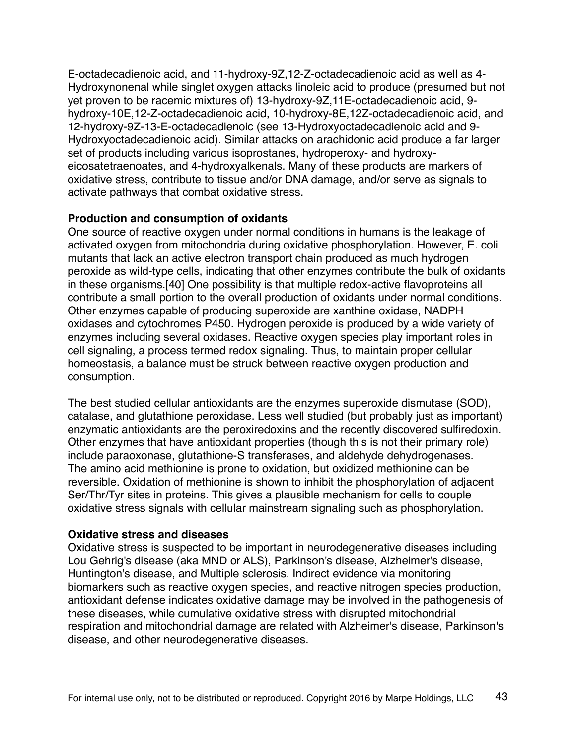E-octadecadienoic acid, and 11-hydroxy-9Z,12-Z-octadecadienoic acid as well as 4-Hydroxynonenal while singlet oxygen attacks linoleic acid to produce (presumed but not yet proven to be racemic mixtures of) 13-hydroxy-9Z,11E-octadecadienoic acid, 9-hydroxy-10E,12-Z-octadecadienoic acid, 10-hydroxy-8E,12Z-octadecadienoic acid, and 12-hydroxy-9Z-13-E-octadecadienoic (see 13-Hydroxyoctadecadienoic acid and 9-Hydroxyoctadecadienoic acid). Similar attacks on arachidonic acid produce a far larger set of products including various isoprostanes, hydroperoxy- and hydroxy-eicosatetraenoates, and 4-hydroxyalkenals. Many of these products are markers of oxidative stress, contribute to tissue and/or DNA damage, and/or serve as signals to activate pathways that combat oxidative stress.

**Production and consumption of oxidants**

One source of reactive oxygen under normal conditions in humans is the leakage of activated oxygen from mitochondria during oxidative phosphorylation. However, E. coli mutants that lack an active electron transport chain produced as much hydrogen peroxide as wild-type cells, indicating that other enzymes contribute the bulk of oxidants in these organisms.[40] One possibility is that multiple redox-active flavoproteins all contribute a small portion to the overall production of oxidants under normal conditions. Other enzymes capable of producing superoxide are xanthine oxidase, NADPH oxidases and cytochromes P450. Hydrogen peroxide is produced by a wide variety of enzymes including several oxidases. Reactive oxygen species play important roles in cell signaling, a process termed redox signaling. Thus, to maintain proper cellular homeostasis, a balance must be struck between reactive oxygen production and consumption.

The best studied cellular antioxidants are the enzymes superoxide dismutase (SOD), catalase, and glutathione peroxidase. Less well studied (but probably just as important) enzymatic antioxidants are the peroxiredoxins and the recently discovered sulfiredoxin. Other enzymes that have antioxidant properties (though this is not their primary role) include paraoxonase, glutathione-S transferases, and aldehyde dehydrogenases. The amino acid methionine is prone to oxidation, but oxidized methionine can be reversible. Oxidation of methionine is shown to inhibit the phosphorylation of adjacent Ser/Thr/Tyr sites in proteins. This gives a plausible mechanism for cells to couple oxidative stress signals with cellular mainstream signaling such as phosphorylation.

**Oxidative stress and diseases**

Oxidative stress is suspected to be important in neurodegenerative diseases including Lou Gehrig's disease (aka MND or ALS), Parkinson's disease, Alzheimer's disease, Huntington's disease, and Multiple sclerosis. Indirect evidence via monitoring biomarkers such as reactive oxygen species, and reactive nitrogen species production, antioxidant defense indicates oxidative damage may be involved in the pathogenesis of these diseases, while cumulative oxidative stress with disrupted mitochondrial respiration and mitochondrial damage are related with Alzheimer's disease, Parkinson's disease, and other neurodegenerative diseases.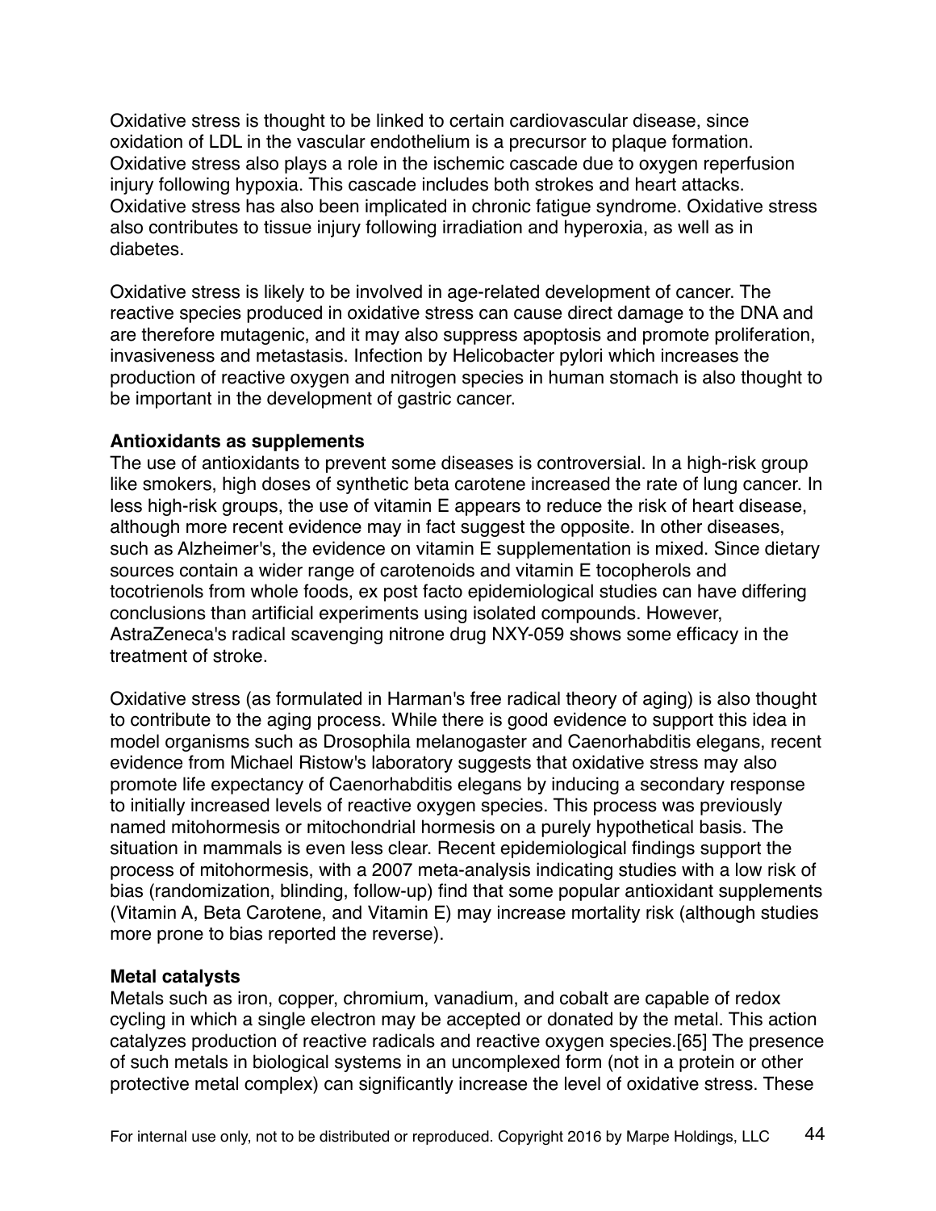Oxidative stress is thought to be linked to certain cardiovascular disease, since oxidation of LDL in the vascular endothelium is a precursor to plaque formation. Oxidative stress also plays a role in the ischemic cascade due to oxygen reperfusion injury following hypoxia. This cascade includes both strokes and heart attacks. Oxidative stress has also been implicated in chronic fatigue syndrome. Oxidative stress also contributes to tissue injury following irradiation and hyperoxia, as well as in diabetes.

Oxidative stress is likely to be involved in age-related development of cancer. The reactive species produced in oxidative stress can cause direct damage to the DNA and are therefore mutagenic, and it may also suppress apoptosis and promote proliferation, invasiveness and metastasis. Infection by Helicobacter pylori which increases the production of reactive oxygen and nitrogen species in human stomach is also thought to be important in the development of gastric cancer.

**Antioxidants as supplements**

The use of antioxidants to prevent some diseases is controversial. In a high-risk group like smokers, high doses of synthetic beta carotene increased the rate of lung cancer. In less high-risk groups, the use of vitamin E appears to reduce the risk of heart disease, although more recent evidence may in fact suggest the opposite. In other diseases, such as Alzheimer's, the evidence on vitamin E supplementation is mixed. Since dietary sources contain a wider range of carotenoids and vitamin E tocopherols and tocotrienols from whole foods, ex post facto epidemiological studies can have differing conclusions than artificial experiments using isolated compounds. However, AstraZeneca's radical scavenging nitrone drug NXY-059 shows some efficacy in the treatment of stroke.

Oxidative stress (as formulated in Harman's free radical theory of aging) is also thought to contribute to the aging process. While there is good evidence to support this idea in model organisms such as Drosophila melanogaster and Caenorhabditis elegans, recent evidence from Michael Ristow's laboratory suggests that oxidative stress may also promote life expectancy of Caenorhabditis elegans by inducing a secondary response to initially increased levels of reactive oxygen species. This process was previously named mitohormesis or mitochondrial hormesis on a purely hypothetical basis. The situation in mammals is even less clear. Recent epidemiological findings support the process of mitohormesis, with a 2007 meta-analysis indicating studies with a low risk of bias (randomization, blinding, follow-up) find that some popular antioxidant supplements (Vitamin A, Beta Carotene, and Vitamin E) may increase mortality risk (although studies more prone to bias reported the reverse).

**Metal catalysts**

Metals such as iron, copper, chromium, vanadium, and cobalt are capable of redox cycling in which a single electron may be accepted or donated by the metal. This action catalyzes production of reactive radicals and reactive oxygen species.[65] The presence of such metals in biological systems in an uncomplexed form (not in a protein or other protective metal complex) can significantly increase the level of oxidative stress. These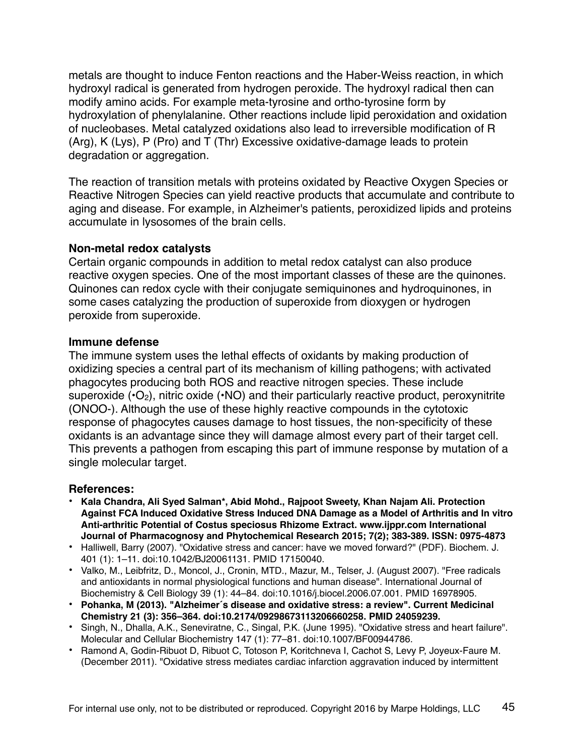metals are thought to induce Fenton reactions and the Haber-Weiss reaction, in which hydroxyl radical is generated from hydrogen peroxide. The hydroxyl radical then can modify amino acids. For example meta-tyrosine and ortho-tyrosine form by hydroxylation of phenylalanine. Other reactions include lipid peroxidation and oxidation of nucleobases. Metal catalyzed oxidations also lead to irreversible modification of R (Arg), K (Lys), P (Pro) and T (Thr) Excessive oxidative-damage leads to protein degradation or aggregation.

The reaction of transition metals with proteins oxidated by Reactive Oxygen Species or Reactive Nitrogen Species can yield reactive products that accumulate and contribute to aging and disease. For example, in Alzheimer's patients, peroxidized lipids and proteins accumulate in lysosomes of the brain cells.

### Non-metal redox catalysts

Certain organic compounds in addition to metal redox catalyst can also produce reactive oxygen species. One of the most important classes of these are the quinones. Quinones can redox cycle with their conjugate semiquinones and hydroquinones, in some cases catalyzing the production of superoxide from dioxygen or hydrogen peroxide from superoxide.

### Immune defense

The immune system uses the lethal effects of oxidants by making production of oxidizing species a central part of its mechanism of killing pathogens; with activated phagocytes producing both ROS and reactive nitrogen species. These include superoxide ($\bullet O_2$), nitric oxide ($\bullet NO$) and their particularly reactive product, peroxynitrite ($ONOO^-$). Although the use of these highly reactive compounds in the cytotoxic response of phagocytes causes damage to host tissues, the non-specificity of these oxidants is an advantage since they will damage almost every part of their target cell. This prevents a pathogen from escaping this part of immune response by mutation of a single molecular target.

### References:

- **Kala Chandra, Ali Syed Salman*, Abid Mohd., Rajpoot Sweety, Khan Najam Ali. Protection Against FCA Induced Oxidative Stress Induced DNA Damage as a Model of Arthritis and In vitro Anti-arthritic Potential of Costus speciosus Rhizome Extract. www.ijppr.com International Journal of Pharmacognosy and Phytochemical Research 2015; 7(2); 383-389. ISSN: 0975-4873**
- Halliwell, Barry (2007). "Oxidative stress and cancer: have we moved forward?" (PDF). Biochem. J. 401 (1): 1–11. doi:10.1042/BJ20061131. PMID 17150040.
- Valko, M., Leibfritz, D., Moncol, J., Cronin, MTD., Mazur, M., Telser, J. (August 2007). "Free radicals and antioxidants in normal physiological functions and human disease". International Journal of Biochemistry & Cell Biology 39 (1): 44–84. doi:10.1016/j.biocel.2006.07.001. PMID 16978905.
- **Pohanka, M (2013). "Alzheimer´s disease and oxidative stress: a review". Current Medicinal Chemistry 21 (3): 356–364. doi:10.2174/09298673113206660258. PMID 24059239.**
- Singh, N., Dhalla, A.K., Seneviratne, C., Singal, P.K. (June 1995). "Oxidative stress and heart failure". Molecular and Cellular Biochemistry 147 (1): 77–81. doi:10.1007/BF00944786.
- Ramond A, Godin-Ribuot D, Ribuot C, Totoson P, Koritchneva I, Cachot S, Levy P, Joyeux-Faure M. (December 2011). "Oxidative stress mediates cardiac infarction aggravation induced by intermittent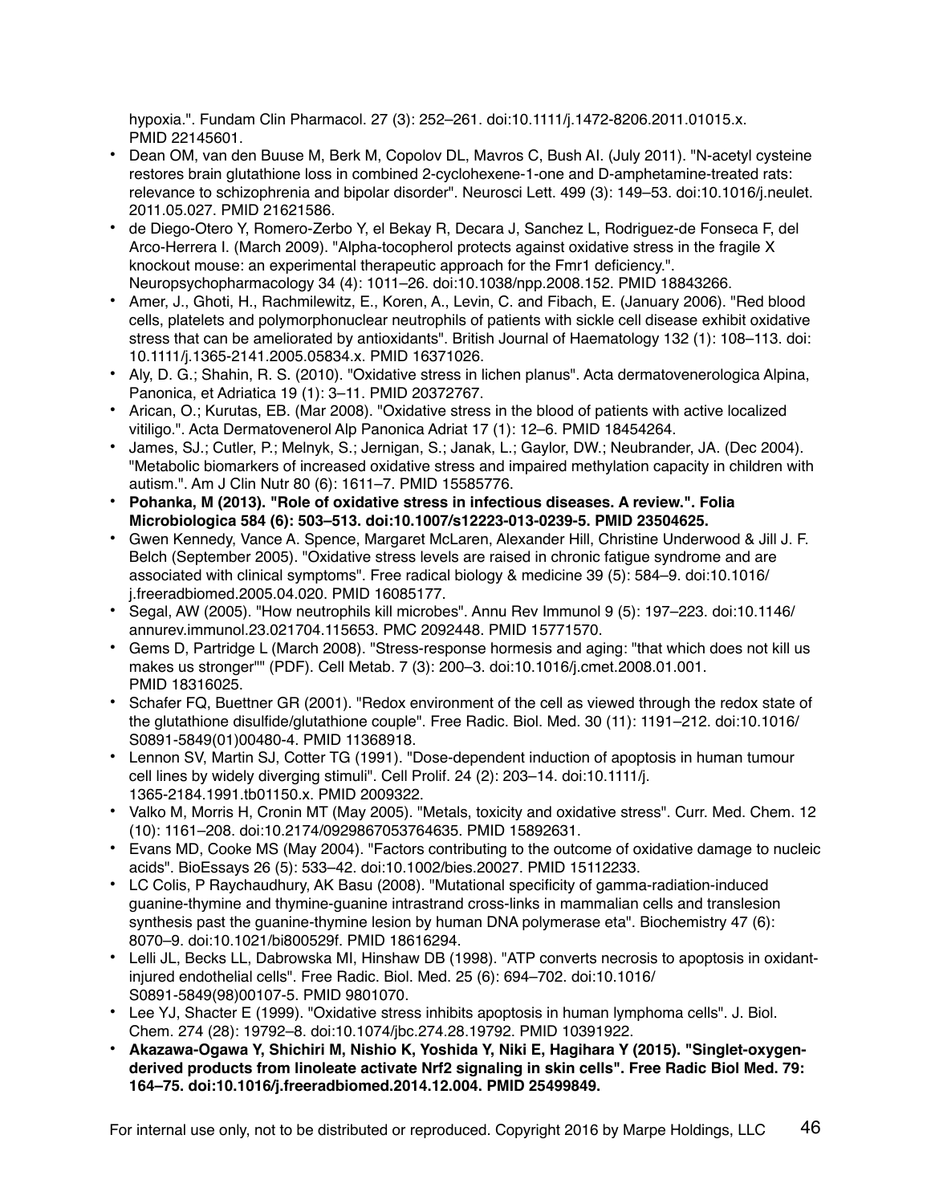hypoxia.". Fundam Clin Pharmacol. 27 (3): 252–261. doi:10.1111/j.1472-8206.2011.01015.x. PMID 22145601.

- Dean OM, van den Buuse M, Berk M, Copolov DL, Mavros C, Bush AI. (July 2011). "N-acetyl cysteine restores brain glutathione loss in combined 2-cyclohexene-1-one and D-amphetamine-treated rats: relevance to schizophrenia and bipolar disorder". Neurosci Lett. 499 (3): 149–53. doi:10.1016/j.neulet.2011.05.027. PMID 21621586.
- de Diego-Otero Y, Romero-Zerbo Y, el Bekay R, Decara J, Sanchez L, Rodriguez-de Fonseca F, del Arco-Herrera I. (March 2009). "Alpha-tocopherol protects against oxidative stress in the fragile X knockout mouse: an experimental therapeutic approach for the Fmr1 deficiency.". Neuropsychopharmacology 34 (4): 1011–26. doi:10.1038/npp.2008.152. PMID 18843266.
- Amer, J., Ghoti, H., Rachmilewitz, E., Koren, A., Levin, C. and Fibach, E. (January 2006). "Red blood cells, platelets and polymorphonuclear neutrophils of patients with sickle cell disease exhibit oxidative stress that can be ameliorated by antioxidants". British Journal of Haematology 132 (1): 108–113. doi:10.1111/j.1365-2141.2005.05834.x. PMID 16371026.
- Aly, D. G.; Shahin, R. S. (2010). "Oxidative stress in lichen planus". Acta dermatovenerologica Alpina, Panonica, et Adriatica 19 (1): 3–11. PMID 20372767.
- Arican, O.; Kurutas, EB. (Mar 2008). "Oxidative stress in the blood of patients with active localized vitiligo.". Acta Dermatovenerol Alp Panonica Adriat 17 (1): 12–6. PMID 18454264.
- James, SJ.; Cutler, P.; Melnyk, S.; Jernigan, S.; Janak, L.; Gaylor, DW.; Neubrander, JA. (Dec 2004). "Metabolic biomarkers of increased oxidative stress and impaired methylation capacity in children with autism.". Am J Clin Nutr 80 (6): 1611–7. PMID 15585776.
- **Pohanka, M (2013). "Role of oxidative stress in infectious diseases. A review.". Folia Microbiologica 584 (6): 503–513. doi:10.1007/s12223-013-0239-5. PMID 23504625.**
- Gwen Kennedy, Vance A. Spence, Margaret McLaren, Alexander Hill, Christine Underwood & Jill J. F. Belch (September 2005). "Oxidative stress levels are raised in chronic fatigue syndrome and are associated with clinical symptoms". Free radical biology & medicine 39 (5): 584–9. doi:10.1016/j.freeradbiomed.2005.04.020. PMID 16085177.
- Segal, AW (2005). "How neutrophils kill microbes". Annu Rev Immunol 9 (5): 197–223. doi:10.1146/annurev.immunol.23.021704.115653. PMC 2092448. PMID 15771570.
- Gems D, Partridge L (March 2008). "Stress-response hormesis and aging: "that which does not kill us makes us stronger"" (PDF). Cell Metab. 7 (3): 200–3. doi:10.1016/j.cmet.2008.01.001. PMID 18316025.
- Schafer FQ, Buettner GR (2001). "Redox environment of the cell as viewed through the redox state of the glutathione disulfide/glutathione couple". Free Radic. Biol. Med. 30 (11): 1191–212. doi:10.1016/S0891-5849(01)00480-4. PMID 11368918.
- Lennon SV, Martin SJ, Cotter TG (1991). "Dose-dependent induction of apoptosis in human tumour cell lines by widely diverging stimuli". Cell Prolif. 24 (2): 203–14. doi:10.1111/j.1365-2184.1991.tb01150.x. PMID 2009322.
- Valko M, Morris H, Cronin MT (May 2005). "Metals, toxicity and oxidative stress". Curr. Med. Chem. 12 (10): 1161–208. doi:10.2174/0929867053764635. PMID 15892631.
- Evans MD, Cooke MS (May 2004). "Factors contributing to the outcome of oxidative damage to nucleic acids". BioEssays 26 (5): 533–42. doi:10.1002/bies.20027. PMID 15112233.
- LC Colis, P Raychaudhury, AK Basu (2008). "Mutational specificity of gamma-radiation-induced guanine-thymine and thymine-guanine intrastrand cross-links in mammalian cells and translesion synthesis past the guanine-thymine lesion by human DNA polymerase eta". Biochemistry 47 (6): 8070–9. doi:10.1021/bi800529f. PMID 18616294.
- Lelli JL, Becks LL, Dabrowska MI, Hinshaw DB (1998). "ATP converts necrosis to apoptosis in oxidant-injured endothelial cells". Free Radic. Biol. Med. 25 (6): 694–702. doi:10.1016/S0891-5849(98)00107-5. PMID 9801070.
- Lee YJ, Shacter E (1999). "Oxidative stress inhibits apoptosis in human lymphoma cells". J. Biol. Chem. 274 (28): 19792–8. doi:10.1074/jbc.274.28.19792. PMID 10391922.
- **Akazawa-Ogawa Y, Shichiri M, Nishio K, Yoshida Y, Niki E, Hagihara Y (2015). "Singlet-oxygen-derived products from linoleate activate Nrf2 signaling in skin cells". Free Radic Biol Med. 79: 164–75. doi:10.1016/j.freeradbiomed.2014.12.004. PMID 25499849.**

For internal use only, not to be distributed or reproduced. Copyright 2016 by Marpe Holdings, LLC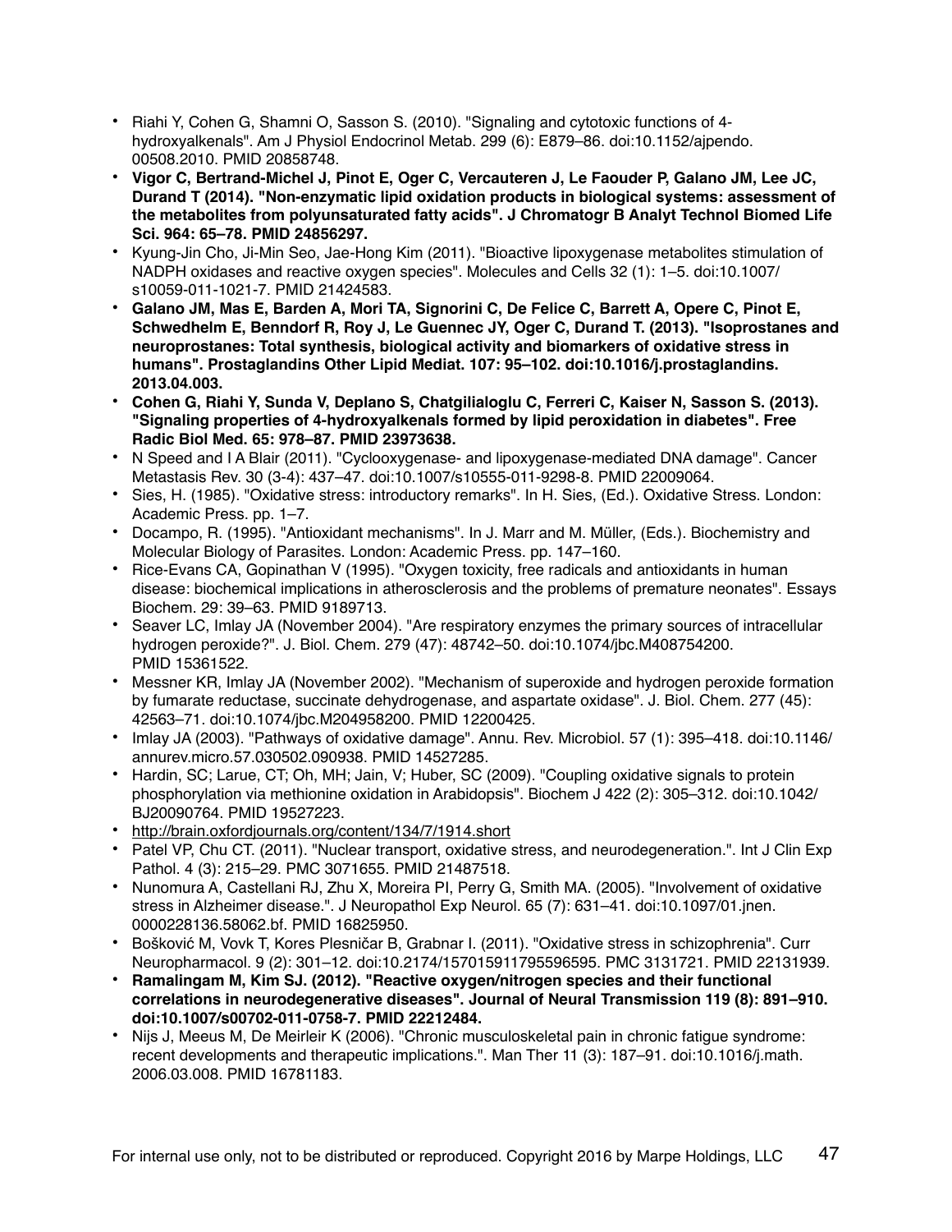- Riahi Y, Cohen G, Shamni O, Sasson S. (2010). "Signaling and cytotoxic functions of 4-hydroxyalkenals". Am J Physiol Endocrinol Metab. 299 (6): E879–86. doi:10.1152/ajpendo.00508.2010. PMID 20858748.
- **Vigor C, Bertrand-Michel J, Pinot E, Oger C, Vercauteren J, Le Faouder P, Galano JM, Lee JC, Durand T (2014). "Non-enzymatic lipid oxidation products in biological systems: assessment of the metabolites from polyunsaturated fatty acids". J Chromatogr B Analyt Technol Biomed Life Sci. 964: 65–78. PMID 24856297.**
- Kyung-Jin Cho, Ji-Min Seo, Jae-Hong Kim (2011). "Bioactive lipoxygenase metabolites stimulation of NADPH oxidases and reactive oxygen species". Molecules and Cells 32 (1): 1–5. doi:10.1007/s10059-011-1021-7. PMID 21424583.
- **Galano JM, Mas E, Barden A, Mori TA, Signorini C, De Felice C, Barrett A, Opere C, Pinot E, Schwedhelm E, Benndorf R, Roy J, Le Guennec JY, Oger C, Durand T. (2013). "Isoprostanes and neuroprostanes: Total synthesis, biological activity and biomarkers of oxidative stress in humans". Prostaglandins Other Lipid Mediat. 107: 95–102. doi:10.1016/j.prostaglandins.2013.04.003.**
- **Cohen G, Riahi Y, Sunda V, Deplano S, Chatgilialoglu C, Ferreri C, Kaiser N, Sasson S. (2013). "Signaling properties of 4-hydroxyalkenals formed by lipid peroxidation in diabetes". Free Radic Biol Med. 65: 978–87. PMID 23973638.**
- N Speed and I A Blair (2011). "Cyclooxygenase- and lipoxygenase-mediated DNA damage". Cancer Metastasis Rev. 30 (3-4): 437–47. doi:10.1007/s10555-011-9298-8. PMID 22009064.
- Sies, H. (1985). "Oxidative stress: introductory remarks". In H. Sies, (Ed.). Oxidative Stress. London: Academic Press. pp. 1–7.
- Docampo, R. (1995). "Antioxidant mechanisms". In J. Marr and M. Müller, (Eds.). Biochemistry and Molecular Biology of Parasites. London: Academic Press. pp. 147–160.
- Rice-Evans CA, Gopinathan V (1995). "Oxygen toxicity, free radicals and antioxidants in human disease: biochemical implications in atherosclerosis and the problems of premature neonates". Essays Biochem. 29: 39–63. PMID 9189713.
- Seaver LC, Imlay JA (November 2004). "Are respiratory enzymes the primary sources of intracellular hydrogen peroxide?". J. Biol. Chem. 279 (47): 48742–50. doi:10.1074/jbc.M408754200. PMID 15361522.
- Messner KR, Imlay JA (November 2002). "Mechanism of superoxide and hydrogen peroxide formation by fumarate reductase, succinate dehydrogenase, and aspartate oxidase". J. Biol. Chem. 277 (45): 42563–71. doi:10.1074/jbc.M204958200. PMID 12200425.
- Imlay JA (2003). "Pathways of oxidative damage". Annu. Rev. Microbiol. 57 (1): 395–418. doi:10.1146/annurev.micro.57.030502.090938. PMID 14527285.
- Hardin, SC; Larue, CT; Oh, MH; Jain, V; Huber, SC (2009). "Coupling oxidative signals to protein phosphorylation via methionine oxidation in Arabidopsis". Biochem J 422 (2): 305–312. doi:10.1042/BJ20090764. PMID 19527223.
- http://brain.oxfordjournals.org/content/134/7/1914.short
- Patel VP, Chu CT. (2011). "Nuclear transport, oxidative stress, and neurodegeneration.". Int J Clin Exp Pathol. 4 (3): 215–29. PMC 3071655. PMID 21487518.
- Nunomura A, Castellani RJ, Zhu X, Moreira PI, Perry G, Smith MA. (2005). "Involvement of oxidative stress in Alzheimer disease.". J Neuropathol Exp Neurol. 65 (7): 631–41. doi:10.1097/01.jnen.0000228136.58062.bf. PMID 16825950.
- Bošković M, Vovk T, Kores Plesničar B, Grabnar I. (2011). "Oxidative stress in schizophrenia". Curr Neuropharmacol. 9 (2): 301–12. doi:10.2174/157015911795596595. PMC 3131721. PMID 22131939.
- **Ramalingam M, Kim SJ. (2012). "Reactive oxygen/nitrogen species and their functional correlations in neurodegenerative diseases". Journal of Neural Transmission 119 (8): 891–910. doi:10.1007/s00702-011-0758-7. PMID 22212484.**
- Nijs J, Meeus M, De Meirleir K (2006). "Chronic musculoskeletal pain in chronic fatigue syndrome: recent developments and therapeutic implications.". Man Ther 11 (3): 187–91. doi:10.1016/j.math.2006.03.008. PMID 16781183.

For internal use only, not to be distributed or reproduced. Copyright 2016 by Marpe Holdings, LLC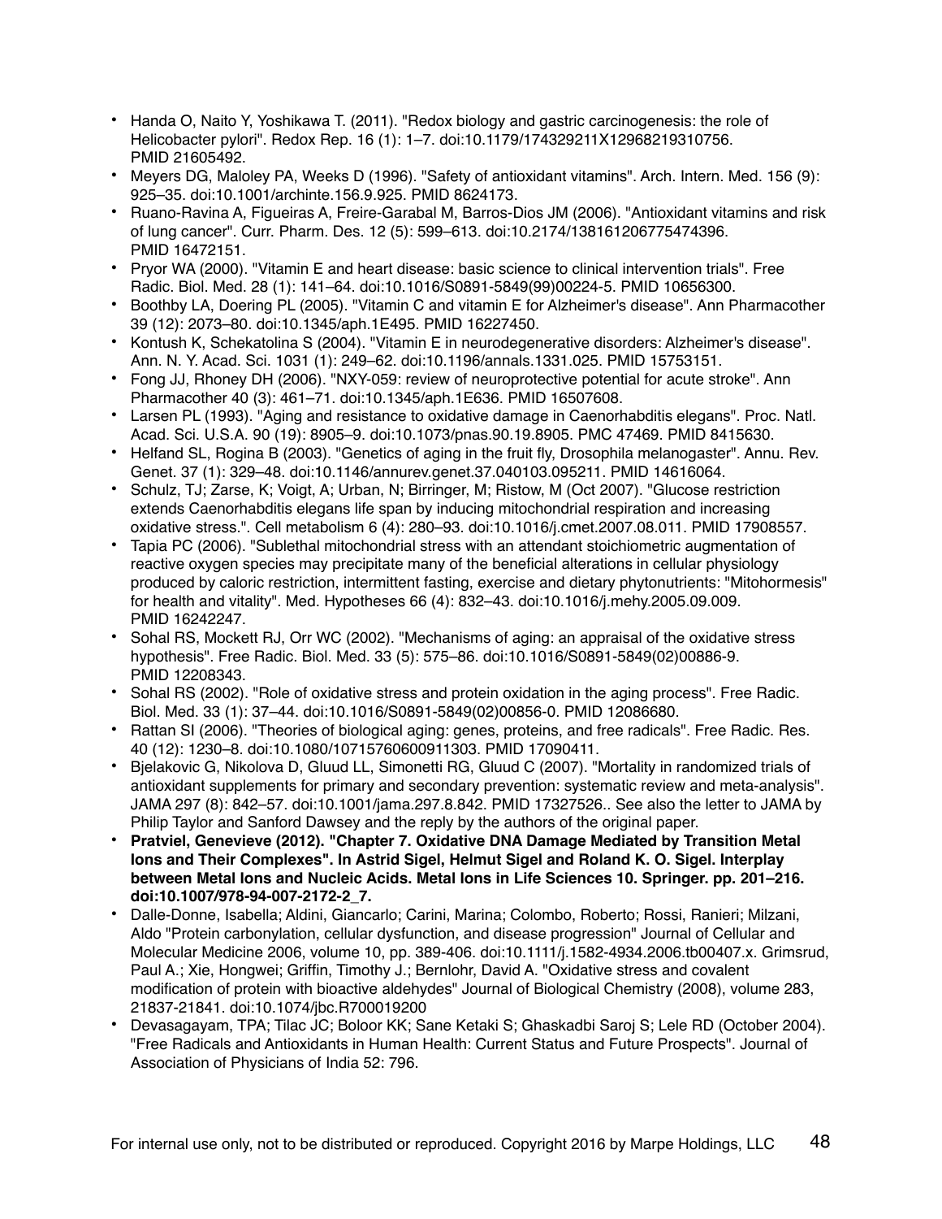- Handa O, Naito Y, Yoshikawa T. (2011). "Redox biology and gastric carcinogenesis: the role of Helicobacter pylori". Redox Rep. 16 (1): 1–7. doi:10.1179/174329211X12968219310756. PMID 21605492.
- Meyers DG, Maloley PA, Weeks D (1996). "Safety of antioxidant vitamins". Arch. Intern. Med. 156 (9): 925–35. doi:10.1001/archinte.156.9.925. PMID 8624173.
- Ruano-Ravina A, Figueiras A, Freire-Garabal M, Barros-Dios JM (2006). "Antioxidant vitamins and risk of lung cancer". Curr. Pharm. Des. 12 (5): 599–613. doi:10.2174/138161206775474396. PMID 16472151.
- Pryor WA (2000). "Vitamin E and heart disease: basic science to clinical intervention trials". Free Radic. Biol. Med. 28 (1): 141–64. doi:10.1016/S0891-5849(99)00224-5. PMID 10656300.
- Boothby LA, Doering PL (2005). "Vitamin C and vitamin E for Alzheimer's disease". Ann Pharmacother 39 (12): 2073–80. doi:10.1345/aph.1E495. PMID 16227450.
- Kontush K, Schekatolina S (2004). "Vitamin E in neurodegenerative disorders: Alzheimer's disease". Ann. N. Y. Acad. Sci. 1031 (1): 249–62. doi:10.1196/annals.1331.025. PMID 15753151.
- Fong JJ, Rhoney DH (2006). "NXY-059: review of neuroprotective potential for acute stroke". Ann Pharmacother 40 (3): 461–71. doi:10.1345/aph.1E636. PMID 16507608.
- Larsen PL (1993). "Aging and resistance to oxidative damage in Caenorhabditis elegans". Proc. Natl. Acad. Sci. U.S.A. 90 (19): 8905–9. doi:10.1073/pnas.90.19.8905. PMC 47469. PMID 8415630.
- Helfand SL, Rogina B (2003). "Genetics of aging in the fruit fly, Drosophila melanogaster". Annu. Rev. Genet. 37 (1): 329–48. doi:10.1146/annurev.genet.37.040103.095211. PMID 14616064.
- Schulz, TJ; Zarse, K; Voigt, A; Urban, N; Birringer, M; Ristow, M (Oct 2007). "Glucose restriction extends Caenorhabditis elegans life span by inducing mitochondrial respiration and increasing oxidative stress.". Cell metabolism 6 (4): 280–93. doi:10.1016/j.cmet.2007.08.011. PMID 17908557.
- Tapia PC (2006). "Sublethal mitochondrial stress with an attendant stoichiometric augmentation of reactive oxygen species may precipitate many of the beneficial alterations in cellular physiology produced by caloric restriction, intermittent fasting, exercise and dietary phytonutrients: "Mitohormesis" for health and vitality". Med. Hypotheses 66 (4): 832–43. doi:10.1016/j.mehy.2005.09.009. PMID 16242247.
- Sohal RS, Mockett RJ, Orr WC (2002). "Mechanisms of aging: an appraisal of the oxidative stress hypothesis". Free Radic. Biol. Med. 33 (5): 575–86. doi:10.1016/S0891-5849(02)00886-9. PMID 12208343.
- Sohal RS (2002). "Role of oxidative stress and protein oxidation in the aging process". Free Radic. Biol. Med. 33 (1): 37–44. doi:10.1016/S0891-5849(02)00856-0. PMID 12086680.
- Rattan SI (2006). "Theories of biological aging: genes, proteins, and free radicals". Free Radic. Res. 40 (12): 1230–8. doi:10.1080/10715760600911303. PMID 17090411.
- Bjelakovic G, Nikolova D, Gluud LL, Simonetti RG, Gluud C (2007). "Mortality in randomized trials of antioxidant supplements for primary and secondary prevention: systematic review and meta-analysis". JAMA 297 (8): 842–57. doi:10.1001/jama.297.8.842. PMID 17327526.. See also the letter to JAMA by Philip Taylor and Sanford Dawsey and the reply by the authors of the original paper.
- **Pratviel, Genevieve (2012). "Chapter 7. Oxidative DNA Damage Mediated by Transition Metal Ions and Their Complexes". In Astrid Sigel, Helmut Sigel and Roland K. O. Sigel. Interplay between Metal Ions and Nucleic Acids. Metal Ions in Life Sciences 10. Springer. pp. 201–216. doi:10.1007/978-94-007-2172-2_7.**
- Dalle-Donne, Isabella; Aldini, Giancarlo; Carini, Marina; Colombo, Roberto; Rossi, Ranieri; Milzani, Aldo "Protein carbonylation, cellular dysfunction, and disease progression" Journal of Cellular and Molecular Medicine 2006, volume 10, pp. 389-406. doi:10.1111/j.1582-4934.2006.tb00407.x. Grimsrud, Paul A.; Xie, Hongwei; Griffin, Timothy J.; Bernlohr, David A. "Oxidative stress and covalent modification of protein with bioactive aldehydes" Journal of Biological Chemistry (2008), volume 283, 21837-21841. doi:10.1074/jbc.R700019200
- Devasagayam, TPA; Tilac JC; Boloor KK; Sane Ketaki S; Ghaskadbi Saroj S; Lele RD (October 2004). "Free Radicals and Antioxidants in Human Health: Current Status and Future Prospects". Journal of Association of Physicians of India 52: 796.

For internal use only, not to be distributed or reproduced. Copyright 2016 by Marpe Holdings, LLC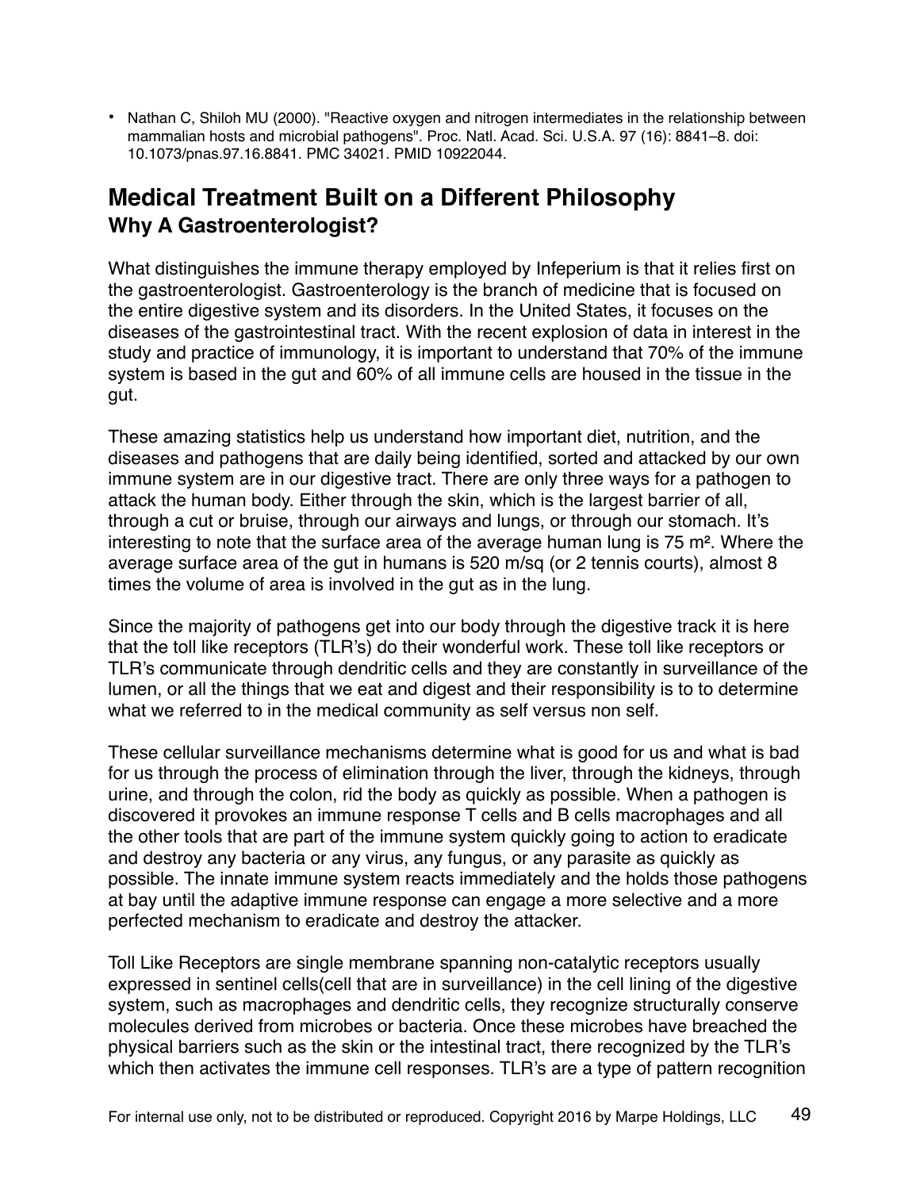- Nathan C, Shiloh MU (2000). "Reactive oxygen and nitrogen intermediates in the relationship between mammalian hosts and microbial pathogens". Proc. Natl. Acad. Sci. U.S.A. 97 (16): 8841–8. doi: 10.1073/pnas.97.16.8841. PMC 34021. PMID 10922044.

## Medical Treatment Built on a Different Philosophy

### Why A Gastroenterologist?

What distinguishes the immune therapy employed by Infeperium is that it relies first on the gastroenterologist. Gastroenterology is the branch of medicine that is focused on the entire digestive system and its disorders. In the United States, it focuses on the diseases of the gastrointestinal tract. With the recent explosion of data in interest in the study and practice of immunology, it is important to understand that 70% of the immune system is based in the gut and 60% of all immune cells are housed in the tissue in the gut.

These amazing statistics help us understand how important diet, nutrition, and the diseases and pathogens that are daily being identified, sorted and attacked by our own immune system are in our digestive tract. There are only three ways for a pathogen to attack the human body. Either through the skin, which is the largest barrier of all, through a cut or bruise, through our airways and lungs, or through our stomach. It's interesting to note that the surface area of the average human lung is 75 m². Where the average surface area of the gut in humans is 520 m/sq (or 2 tennis courts), almost 8 times the volume of area is involved in the gut as in the lung.

Since the majority of pathogens get into our body through the digestive track it is here that the toll like receptors (TLR's) do their wonderful work. These toll like receptors or TLR's communicate through dendritic cells and they are constantly in surveillance of the lumen, or all the things that we eat and digest and their responsibility is to to determine what we referred to in the medical community as self versus non self.

These cellular surveillance mechanisms determine what is good for us and what is bad for us through the process of elimination through the liver, through the kidneys, through urine, and through the colon, rid the body as quickly as possible. When a pathogen is discovered it provokes an immune response T cells and B cells macrophages and all the other tools that are part of the immune system quickly going to action to eradicate and destroy any bacteria or any virus, any fungus, or any parasite as quickly as possible. The innate immune system reacts immediately and the holds those pathogens at bay until the adaptive immune response can engage a more selective and a more perfected mechanism to eradicate and destroy the attacker.

Toll Like Receptors are single membrane spanning non-catalytic receptors usually expressed in sentinel cells(cell that are in surveillance) in the cell lining of the digestive system, such as macrophages and dendritic cells, they recognize structurally conserve molecules derived from microbes or bacteria. Once these microbes have breached the physical barriers such as the skin or the intestinal tract, there recognized by the TLR's which then activates the immune cell responses. TLR's are a type of pattern recognition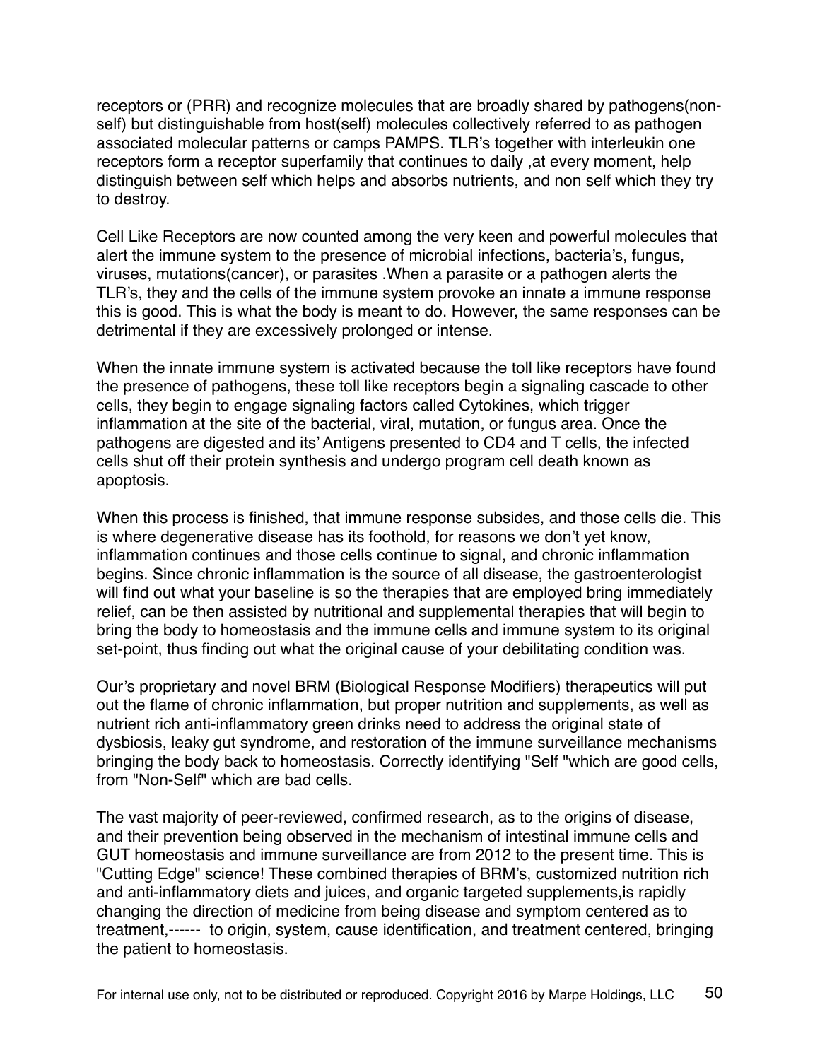receptors or (PRR) and recognize molecules that are broadly shared by pathogens(non-self) but distinguishable from host(self) molecules collectively referred to as pathogen associated molecular patterns or camps PAMPS. TLR's together with interleukin one receptors form a receptor superfamily that continues to daily ,at every moment, help distinguish between self which helps and absorbs nutrients, and non self which they try to destroy.

Cell Like Receptors are now counted among the very keen and powerful molecules that alert the immune system to the presence of microbial infections, bacteria's, fungus, viruses, mutations(cancer), or parasites .When a parasite or a pathogen alerts the TLR's, they and the cells of the immune system provoke an innate a immune response this is good. This is what the body is meant to do. However, the same responses can be detrimental if they are excessively prolonged or intense.

When the innate immune system is activated because the toll like receptors have found the presence of pathogens, these toll like receptors begin a signaling cascade to other cells, they begin to engage signaling factors called Cytokines, which trigger inflammation at the site of the bacterial, viral, mutation, or fungus area. Once the pathogens are digested and its' Antigens presented to CD4 and T cells, the infected cells shut off their protein synthesis and undergo program cell death known as apoptosis.

When this process is finished, that immune response subsides, and those cells die. This is where degenerative disease has its foothold, for reasons we don't yet know, inflammation continues and those cells continue to signal, and chronic inflammation begins. Since chronic inflammation is the source of all disease, the gastroenterologist will find out what your baseline is so the therapies that are employed bring immediately relief, can be then assisted by nutritional and supplemental therapies that will begin to bring the body to homeostasis and the immune cells and immune system to its original set-point, thus finding out what the original cause of your debilitating condition was.

Our's proprietary and novel BRM (Biological Response Modifiers) therapeutics will put out the flame of chronic inflammation, but proper nutrition and supplements, as well as nutrient rich anti-inflammatory green drinks need to address the original state of dysbiosis, leaky gut syndrome, and restoration of the immune surveillance mechanisms bringing the body back to homeostasis. Correctly identifying "Self "which are good cells, from "Non-Self" which are bad cells.

The vast majority of peer-reviewed, confirmed research, as to the origins of disease, and their prevention being observed in the mechanism of intestinal immune cells and GUT homeostasis and immune surveillance are from 2012 to the present time. This is "Cutting Edge" science! These combined therapies of BRM's, customized nutrition rich and anti-inflammatory diets and juices, and organic targeted supplements,is rapidly changing the direction of medicine from being disease and symptom centered as to treatment,------ to origin, system, cause identification, and treatment centered, bringing the patient to homeostasis.

For internal use only, not to be distributed or reproduced. Copyright 2016 by Marpe Holdings, LLC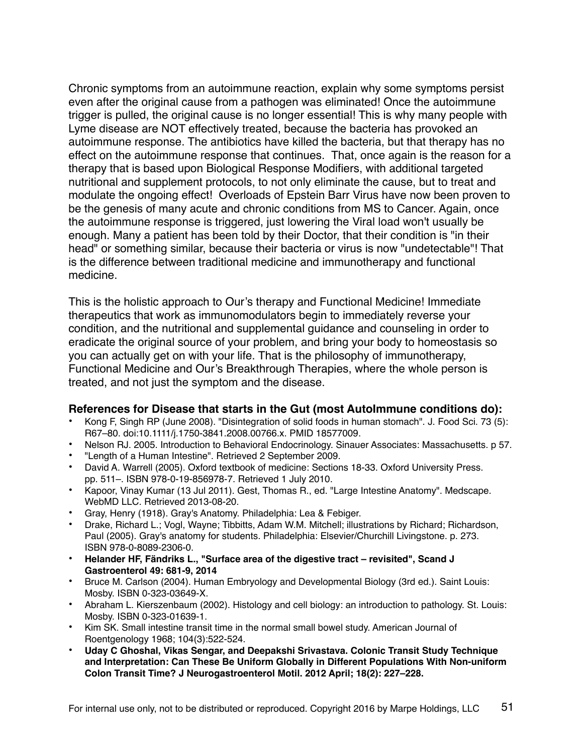Chronic symptoms from an autoimmune reaction, explain why some symptoms persist even after the original cause from a pathogen was eliminated! Once the autoimmune trigger is pulled, the original cause is no longer essential! This is why many people with Lyme disease are NOT effectively treated, because the bacteria has provoked an autoimmune response. The antibiotics have killed the bacteria, but that therapy has no effect on the autoimmune response that continues. That, once again is the reason for a therapy that is based upon Biological Response Modifiers, with additional targeted nutritional and supplement protocols, to not only eliminate the cause, but to treat and modulate the ongoing effect! Overloads of Epstein Barr Virus have now been proven to be the genesis of many acute and chronic conditions from MS to Cancer. Again, once the autoimmune response is triggered, just lowering the Viral load won't usually be enough. Many a patient has been told by their Doctor, that their condition is "in their head" or something similar, because their bacteria or virus is now "undetectable"! That is the difference between traditional medicine and immunotherapy and functional medicine.

This is the holistic approach to Our's therapy and Functional Medicine! Immediate therapeutics that work as immunomodulators begin to immediately reverse your condition, and the nutritional and supplemental guidance and counseling in order to eradicate the original source of your problem, and bring your body to homeostasis so you can actually get on with your life. That is the philosophy of immunotherapy, Functional Medicine and Our's Breakthrough Therapies, where the whole person is treated, and not just the symptom and the disease.

**References for Disease that starts in the Gut (most AutoImmune conditions do):**

- Kong F, Singh RP (June 2008). "Disintegration of solid foods in human stomach". J. Food Sci. 73 (5): R67–80. doi:10.1111/j.1750-3841.2008.00766.x. PMID 18577009.
- Nelson RJ. 2005. Introduction to Behavioral Endocrinology. Sinauer Associates: Massachusetts. p 57.
- "Length of a Human Intestine". Retrieved 2 September 2009.
- David A. Warrell (2005). Oxford textbook of medicine: Sections 18-33. Oxford University Press. pp. 511–. ISBN 978-0-19-856978-7. Retrieved 1 July 2010.
- Kapoor, Vinay Kumar (13 Jul 2011). Gest, Thomas R., ed. "Large Intestine Anatomy". Medscape. WebMD LLC. Retrieved 2013-08-20.
- Gray, Henry (1918). Gray's Anatomy. Philadelphia: Lea & Febiger.
- Drake, Richard L.; Vogl, Wayne; Tibbitts, Adam W.M. Mitchell; illustrations by Richard; Richardson, Paul (2005). Gray's anatomy for students. Philadelphia: Elsevier/Churchill Livingstone. p. 273. ISBN 978-0-8089-2306-0.
- **Helander HF, Fändriks L., "Surface area of the digestive tract – revisited", Scand J Gastroenterol 49: 681-9, 2014**
- Bruce M. Carlson (2004). Human Embryology and Developmental Biology (3rd ed.). Saint Louis: Mosby. ISBN 0-323-03649-X.
- Abraham L. Kierszenbaum (2002). Histology and cell biology: an introduction to pathology. St. Louis: Mosby. ISBN 0-323-01639-1.
- Kim SK. Small intestine transit time in the normal small bowel study. American Journal of Roentgenology 1968; 104(3):522-524.
- **Uday C Ghoshal, Vikas Sengar, and Deepakshi Srivastava. Colonic Transit Study Technique and Interpretation: Can These Be Uniform Globally in Different Populations With Non-uniform Colon Transit Time? J Neurogastroenterol Motil. 2012 April; 18(2): 227–228.**

For internal use only, not to be distributed or reproduced. Copyright 2016 by Marpe Holdings, LLC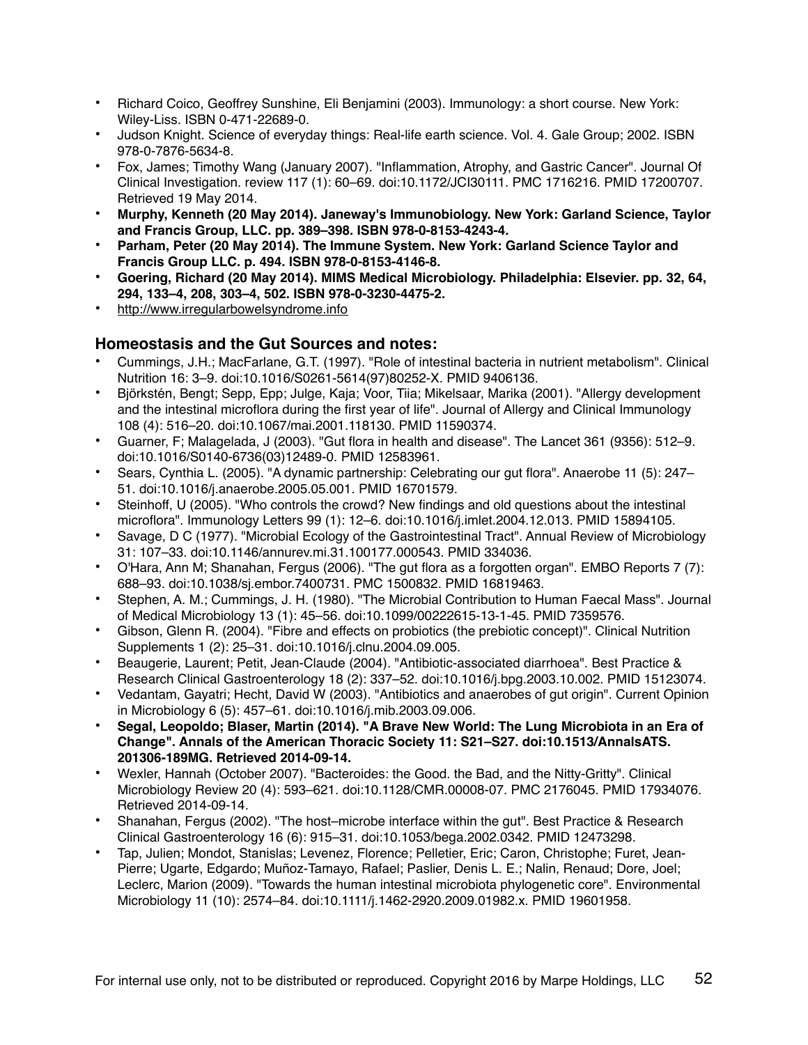- Richard Coico, Geoffrey Sunshine, Eli Benjamini (2003). Immunology: a short course. New York: Wiley-Liss. ISBN 0-471-22689-0.
- Judson Knight. Science of everyday things: Real-life earth science. Vol. 4. Gale Group; 2002. ISBN 978-0-7876-5634-8.
- Fox, James; Timothy Wang (January 2007). "Inflammation, Atrophy, and Gastric Cancer". Journal Of Clinical Investigation. review 117 (1): 60–69. doi:10.1172/JCI30111. PMC 1716216. PMID 17200707. Retrieved 19 May 2014.
- **Murphy, Kenneth (20 May 2014). Janeway's Immunobiology. New York: Garland Science, Taylor and Francis Group, LLC. pp. 389–398. ISBN 978-0-8153-4243-4.**
- **Parham, Peter (20 May 2014). The Immune System. New York: Garland Science Taylor and Francis Group LLC. p. 494. ISBN 978-0-8153-4146-8.**
- **Goering, Richard (20 May 2014). MIMS Medical Microbiology. Philadelphia: Elsevier. pp. 32, 64, 294, 133–4, 208, 303–4, 502. ISBN 978-0-3230-4475-2.**
- http://www.irregularbowelsyndrome.info

### Homeostasis and the Gut Sources and notes:

- Cummings, J.H.; MacFarlane, G.T. (1997). "Role of intestinal bacteria in nutrient metabolism". Clinical Nutrition 16: 3–9. doi:10.1016/S0261-5614(97)80252-X. PMID 9406136.
- Björkstén, Bengt; Sepp, Epp; Julge, Kaja; Voor, Tiia; Mikelsaar, Marika (2001). "Allergy development and the intestinal microflora during the first year of life". Journal of Allergy and Clinical Immunology 108 (4): 516–20. doi:10.1067/mai.2001.118130. PMID 11590374.
- Guarner, F; Malagelada, J (2003). "Gut flora in health and disease". The Lancet 361 (9356): 512–9. doi:10.1016/S0140-6736(03)12489-0. PMID 12583961.
- Sears, Cynthia L. (2005). "A dynamic partnership: Celebrating our gut flora". Anaerobe 11 (5): 247–51. doi:10.1016/j.anaerobe.2005.05.001. PMID 16701579.
- Steinhoff, U (2005). "Who controls the crowd? New findings and old questions about the intestinal microflora". Immunology Letters 99 (1): 12–6. doi:10.1016/j.imlet.2004.12.013. PMID 15894105.
- Savage, D C (1977). "Microbial Ecology of the Gastrointestinal Tract". Annual Review of Microbiology 31: 107–33. doi:10.1146/annurev.mi.31.100177.000543. PMID 334036.
- O'Hara, Ann M; Shanahan, Fergus (2006). "The gut flora as a forgotten organ". EMBO Reports 7 (7): 688–93. doi:10.1038/sj.embor.7400731. PMC 1500832. PMID 16819463.
- Stephen, A. M.; Cummings, J. H. (1980). "The Microbial Contribution to Human Faecal Mass". Journal of Medical Microbiology 13 (1): 45–56. doi:10.1099/00222615-13-1-45. PMID 7359576.
- Gibson, Glenn R. (2004). "Fibre and effects on probiotics (the prebiotic concept)". Clinical Nutrition Supplements 1 (2): 25–31. doi:10.1016/j.clnu.2004.09.005.
- Beaugerie, Laurent; Petit, Jean-Claude (2004). "Antibiotic-associated diarrhoea". Best Practice & Research Clinical Gastroenterology 18 (2): 337–52. doi:10.1016/j.bpg.2003.10.002. PMID 15123074.
- Vedantam, Gayatri; Hecht, David W (2003). "Antibiotics and anaerobes of gut origin". Current Opinion in Microbiology 6 (5): 457–61. doi:10.1016/j.mib.2003.09.006.
- **Segal, Leopoldo; Blaser, Martin (2014). "A Brave New World: The Lung Microbiota in an Era of Change". Annals of the American Thoracic Society 11: S21–S27. doi:10.1513/AnnalsATS.201306-189MG. Retrieved 2014-09-14.**
- Wexler, Hannah (October 2007). "Bacteroides: the Good. the Bad, and the Nitty-Gritty". Clinical Microbiology Review 20 (4): 593–621. doi:10.1128/CMR.00008-07. PMC 2176045. PMID 17934076. Retrieved 2014-09-14.
- Shanahan, Fergus (2002). "The host–microbe interface within the gut". Best Practice & Research Clinical Gastroenterology 16 (6): 915–31. doi:10.1053/bega.2002.0342. PMID 12473298.
- Tap, Julien; Mondot, Stanislas; Levenez, Florence; Pelletier, Eric; Caron, Christophe; Furet, Jean-Pierre; Ugarte, Edgardo; Muñoz-Tamayo, Rafael; Paslier, Denis L. E.; Nalin, Renaud; Dore, Joel; Leclerc, Marion (2009). "Towards the human intestinal microbiota phylogenetic core". Environmental Microbiology 11 (10): 2574–84. doi:10.1111/j.1462-2920.2009.01982.x. PMID 19601958.

For internal use only, not to be distributed or reproduced. Copyright 2016 by Marpe Holdings, LLC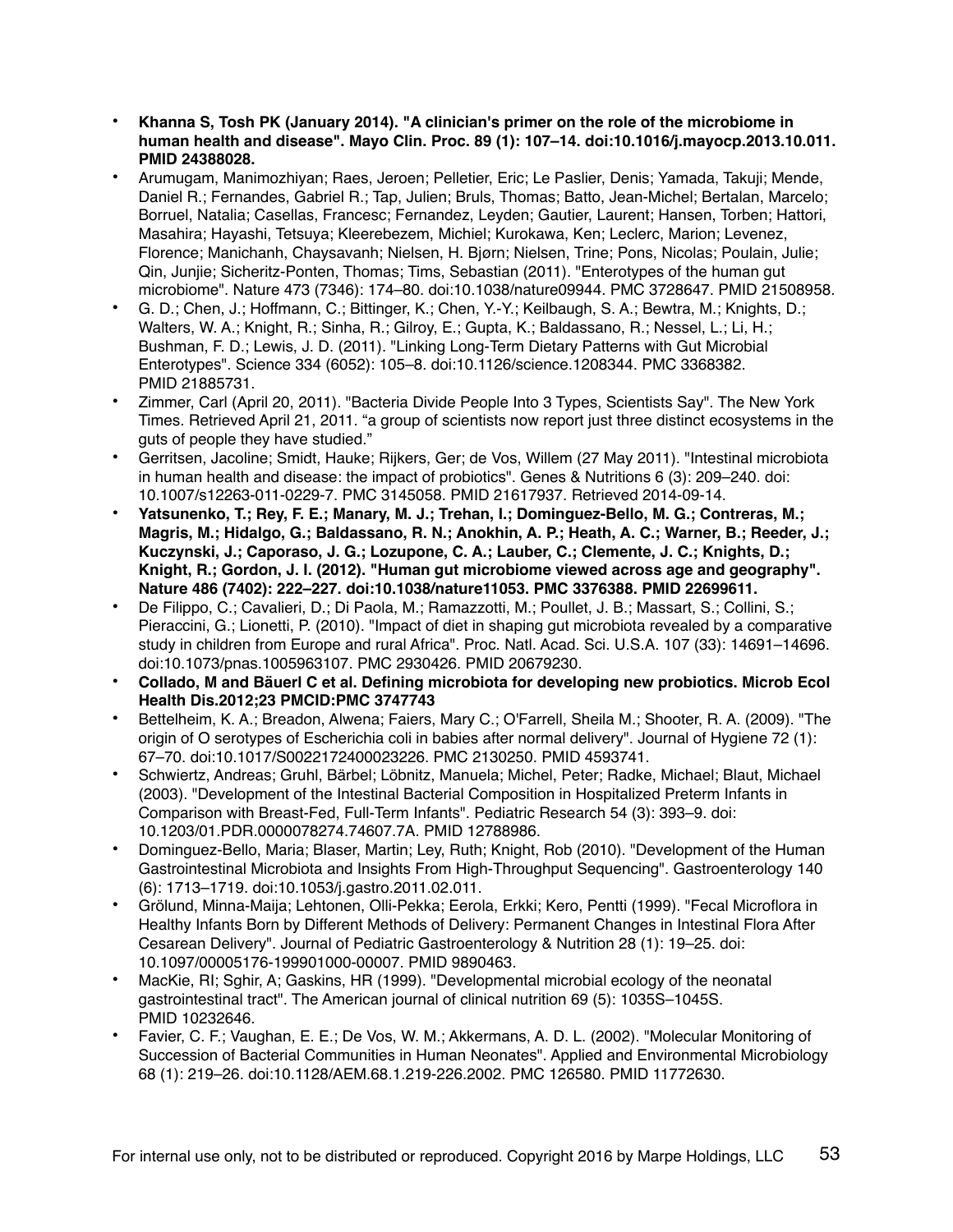- **Khanna S, Tosh PK (January 2014). "A clinician's primer on the role of the microbiome in human health and disease". Mayo Clin. Proc. 89 (1): 107–14. doi:10.1016/j.mayocp.2013.10.011. PMID 24388028.**
- Arumugam, Manimozhiyan; Raes, Jeroen; Pelletier, Eric; Le Paslier, Denis; Yamada, Takuji; Mende, Daniel R.; Fernandes, Gabriel R.; Tap, Julien; Bruls, Thomas; Batto, Jean-Michel; Bertalan, Marcelo; Borruel, Natalia; Casellas, Francesc; Fernandez, Leyden; Gautier, Laurent; Hansen, Torben; Hattori, Masahira; Hayashi, Tetsuya; Kleerebezem, Michiel; Kurokawa, Ken; Leclerc, Marion; Levenez, Florence; Manichanh, Chaysavanh; Nielsen, H. Bjørn; Nielsen, Trine; Pons, Nicolas; Poulain, Julie; Qin, Junjie; Sicheritz-Ponten, Thomas; Tims, Sebastian (2011). "Enterotypes of the human gut microbiome". Nature 473 (7346): 174–80. doi:10.1038/nature09944. PMC 3728647. PMID 21508958.
- G. D.; Chen, J.; Hoffmann, C.; Bittinger, K.; Chen, Y.-Y.; Keilbaugh, S. A.; Bewtra, M.; Knights, D.; Walters, W. A.; Knight, R.; Sinha, R.; Gilroy, E.; Gupta, K.; Baldassano, R.; Nessel, L.; Li, H.; Bushman, F. D.; Lewis, J. D. (2011). "Linking Long-Term Dietary Patterns with Gut Microbial Enterotypes". Science 334 (6052): 105–8. doi:10.1126/science.1208344. PMC 3368382. PMID 21885731.
- Zimmer, Carl (April 20, 2011). "Bacteria Divide People Into 3 Types, Scientists Say". The New York Times. Retrieved April 21, 2011. "a group of scientists now report just three distinct ecosystems in the guts of people they have studied."
- Gerritsen, Jacoline; Smidt, Hauke; Rijkers, Ger; de Vos, Willem (27 May 2011). "Intestinal microbiota in human health and disease: the impact of probiotics". Genes & Nutritions 6 (3): 209–240. doi: 10.1007/s12263-011-0229-7. PMC 3145058. PMID 21617937. Retrieved 2014-09-14.
- **Yatsunenko, T.; Rey, F. E.; Manary, M. J.; Trehan, I.; Dominguez-Bello, M. G.; Contreras, M.; Magris, M.; Hidalgo, G.; Baldassano, R. N.; Anokhin, A. P.; Heath, A. C.; Warner, B.; Reeder, J.; Kuczynski, J.; Caporaso, J. G.; Lozupone, C. A.; Lauber, C.; Clemente, J. C.; Knights, D.; Knight, R.; Gordon, J. I. (2012). "Human gut microbiome viewed across age and geography". Nature 486 (7402): 222–227. doi:10.1038/nature11053. PMC 3376388. PMID 22699611.**
- De Filippo, C.; Cavalieri, D.; Di Paola, M.; Ramazzotti, M.; Poullet, J. B.; Massart, S.; Collini, S.; Pieraccini, G.; Lionetti, P. (2010). "Impact of diet in shaping gut microbiota revealed by a comparative study in children from Europe and rural Africa". Proc. Natl. Acad. Sci. U.S.A. 107 (33): 14691–14696. doi:10.1073/pnas.1005963107. PMC 2930426. PMID 20679230.
- **Collado, M and Bäuerl C et al. Defining microbiota for developing new probiotics. Microb Ecol Health Dis.2012;23 PMCID:PMC 3747743**
- Bettelheim, K. A.; Breadon, Alwena; Faiers, Mary C.; O'Farrell, Sheila M.; Shooter, R. A. (2009). "The origin of O serotypes of Escherichia coli in babies after normal delivery". Journal of Hygiene 72 (1): 67–70. doi:10.1017/S0022172400023226. PMC 2130250. PMID 4593741.
- Schwiertz, Andreas; Gruhl, Bärbel; Löbnitz, Manuela; Michel, Peter; Radke, Michael; Blaut, Michael (2003). "Development of the Intestinal Bacterial Composition in Hospitalized Preterm Infants in Comparison with Breast-Fed, Full-Term Infants". Pediatric Research 54 (3): 393–9. doi: 10.1203/01.PDR.0000078274.74607.7A. PMID 12788986.
- Dominguez-Bello, Maria; Blaser, Martin; Ley, Ruth; Knight, Rob (2010). "Development of the Human Gastrointestinal Microbiota and Insights From High-Throughput Sequencing". Gastroenterology 140 (6): 1713–1719. doi:10.1053/j.gastro.2011.02.011.
- Grölund, Minna-Maija; Lehtonen, Olli-Pekka; Eerola, Erkki; Kero, Pentti (1999). "Fecal Microflora in Healthy Infants Born by Different Methods of Delivery: Permanent Changes in Intestinal Flora After Cesarean Delivery". Journal of Pediatric Gastroenterology & Nutrition 28 (1): 19–25. doi: 10.1097/00005176-199901000-00007. PMID 9890463.
- MacKie, RI; Sghir, A; Gaskins, HR (1999). "Developmental microbial ecology of the neonatal gastrointestinal tract". The American journal of clinical nutrition 69 (5): 1035S–1045S. PMID 10232646.
- Favier, C. F.; Vaughan, E. E.; De Vos, W. M.; Akkermans, A. D. L. (2002). "Molecular Monitoring of Succession of Bacterial Communities in Human Neonates". Applied and Environmental Microbiology 68 (1): 219–26. doi:10.1128/AEM.68.1.219-226.2002. PMC 126580. PMID 11772630.

For internal use only, not to be distributed or reproduced. Copyright 2016 by Marpe Holdings, LLC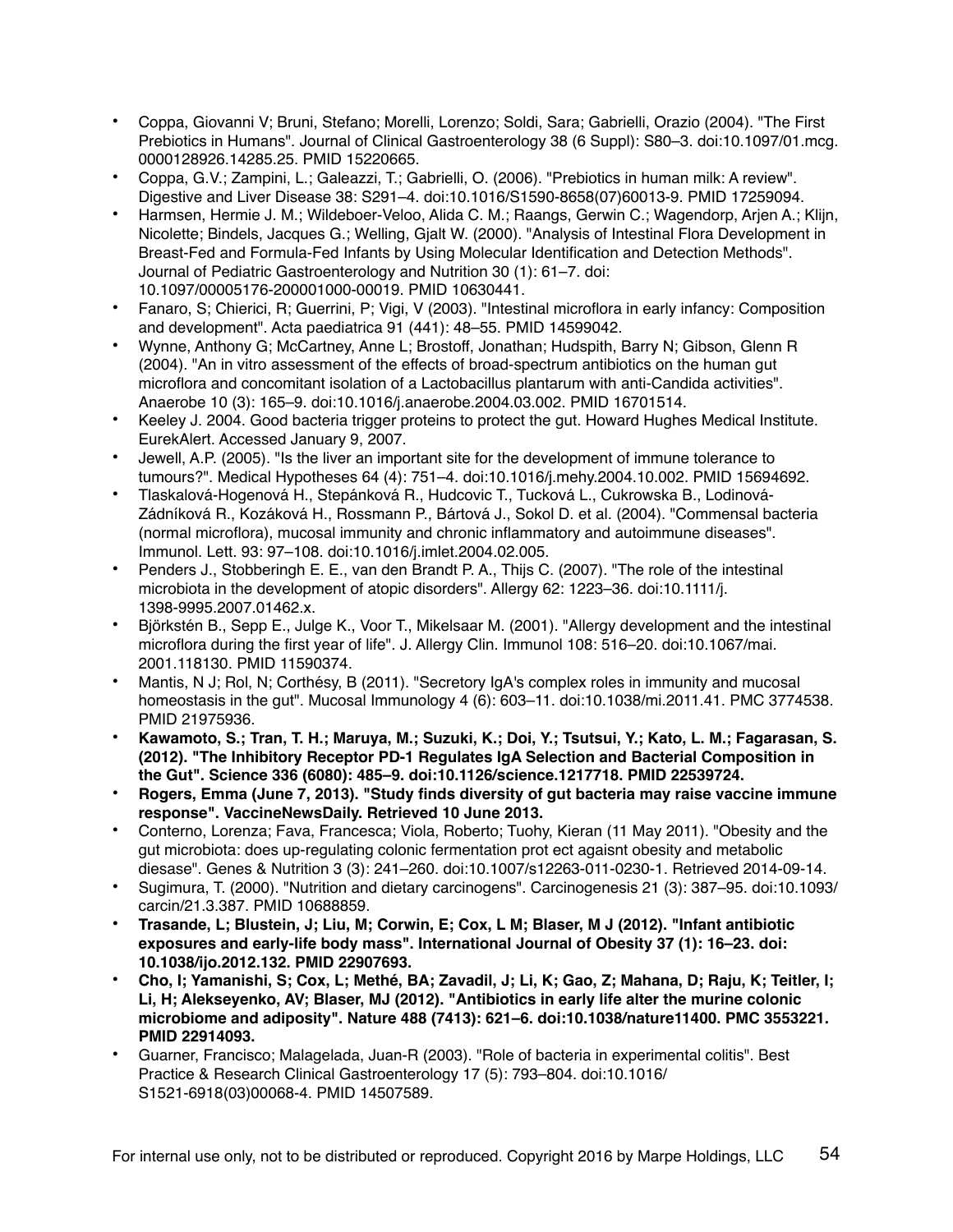- Coppa, Giovanni V; Bruni, Stefano; Morelli, Lorenzo; Soldi, Sara; Gabrielli, Orazio (2004). "The First Prebiotics in Humans". Journal of Clinical Gastroenterology 38 (6 Suppl): S80–3. doi:10.1097/01.mcg.0000128926.14285.25. PMID 15220665.
- Coppa, G.V.; Zampini, L.; Galeazzi, T.; Gabrielli, O. (2006). "Prebiotics in human milk: A review". Digestive and Liver Disease 38: S291–4. doi:10.1016/S1590-8658(07)60013-9. PMID 17259094.
- Harmsen, Hermie J. M.; Wildeboer-Veloo, Alida C. M.; Raangs, Gerwin C.; Wagendorp, Arjen A.; Klijn, Nicolette; Bindels, Jacques G.; Welling, Gjalt W. (2000). "Analysis of Intestinal Flora Development in Breast-Fed and Formula-Fed Infants by Using Molecular Identification and Detection Methods". Journal of Pediatric Gastroenterology and Nutrition 30 (1): 61–7. doi: 10.1097/00005176-200001000-00019. PMID 10630441.
- Fanaro, S; Chierici, R; Guerrini, P; Vigi, V (2003). "Intestinal microflora in early infancy: Composition and development". Acta paediatrica 91 (441): 48–55. PMID 14599042.
- Wynne, Anthony G; McCartney, Anne L; Brostoff, Jonathan; Hudspith, Barry N; Gibson, Glenn R (2004). "An in vitro assessment of the effects of broad-spectrum antibiotics on the human gut microflora and concomitant isolation of a Lactobacillus plantarum with anti-Candida activities". Anaerobe 10 (3): 165–9. doi:10.1016/j.anaerobe.2004.03.002. PMID 16701514.
- Keeley J. 2004. Good bacteria trigger proteins to protect the gut. Howard Hughes Medical Institute. EurekAlert. Accessed January 9, 2007.
- Jewell, A.P. (2005). "Is the liver an important site for the development of immune tolerance to tumours?". Medical Hypotheses 64 (4): 751–4. doi:10.1016/j.mehy.2004.10.002. PMID 15694692.
- Tlaskalová-Hogenová H., Stepánková R., Hudcovic T., Tucková L., Cukrowska B., Lodinová-Zádníková R., Kozáková H., Rossmann P., Bártová J., Sokol D. et al. (2004). "Commensal bacteria (normal microflora), mucosal immunity and chronic inflammatory and autoimmune diseases". Immunol. Lett. 93: 97–108. doi:10.1016/j.imlet.2004.02.005.
- Penders J., Stobberingh E. E., van den Brandt P. A., Thijs C. (2007). "The role of the intestinal microbiota in the development of atopic disorders". Allergy 62: 1223–36. doi:10.1111/j.1398-9995.2007.01462.x.
- Björkstén B., Sepp E., Julge K., Voor T., Mikelsaar M. (2001). "Allergy development and the intestinal microflora during the first year of life". J. Allergy Clin. Immunol 108: 516–20. doi:10.1067/mai.2001.118130. PMID 11590374.
- Mantis, N J; Rol, N; Corthésy, B (2011). "Secretory IgA's complex roles in immunity and mucosal homeostasis in the gut". Mucosal Immunology 4 (6): 603–11. doi:10.1038/mi.2011.41. PMC 3774538. PMID 21975936.
- **Kawamoto, S.; Tran, T. H.; Maruya, M.; Suzuki, K.; Doi, Y.; Tsutsui, Y.; Kato, L. M.; Fagarasan, S. (2012). "The Inhibitory Receptor PD-1 Regulates IgA Selection and Bacterial Composition in the Gut". Science 336 (6080): 485–9. doi:10.1126/science.1217718. PMID 22539724.**
- **Rogers, Emma (June 7, 2013). "Study finds diversity of gut bacteria may raise vaccine immune response". VaccineNewsDaily. Retrieved 10 June 2013.**
- Conterno, Lorenza; Fava, Francesca; Viola, Roberto; Tuohy, Kieran (11 May 2011). "Obesity and the gut microbiota: does up-regulating colonic fermentation prot ect agaisnt obesity and metabolic diesase". Genes & Nutrition 3 (3): 241–260. doi:10.1007/s12263-011-0230-1. Retrieved 2014-09-14.
- Sugimura, T. (2000). "Nutrition and dietary carcinogens". Carcinogenesis 21 (3): 387–95. doi:10.1093/carcin/21.3.387. PMID 10688859.
- **Trasande, L; Blustein, J; Liu, M; Corwin, E; Cox, L M; Blaser, M J (2012). "Infant antibiotic exposures and early-life body mass". International Journal of Obesity 37 (1): 16–23. doi: 10.1038/ijo.2012.132. PMID 22907693.**
- **Cho, I; Yamanishi, S; Cox, L; Methé, BA; Zavadil, J; Li, K; Gao, Z; Mahana, D; Raju, K; Teitler, I; Li, H; Alekseyenko, AV; Blaser, MJ (2012). "Antibiotics in early life alter the murine colonic microbiome and adiposity". Nature 488 (7413): 621–6. doi:10.1038/nature11400. PMC 3553221. PMID 22914093.**
- Guarner, Francisco; Malagelada, Juan-R (2003). "Role of bacteria in experimental colitis". Best Practice & Research Clinical Gastroenterology 17 (5): 793–804. doi:10.1016/S1521-6918(03)00068-4. PMID 14507589.

For internal use only, not to be distributed or reproduced. Copyright 2016 by Marpe Holdings, LLC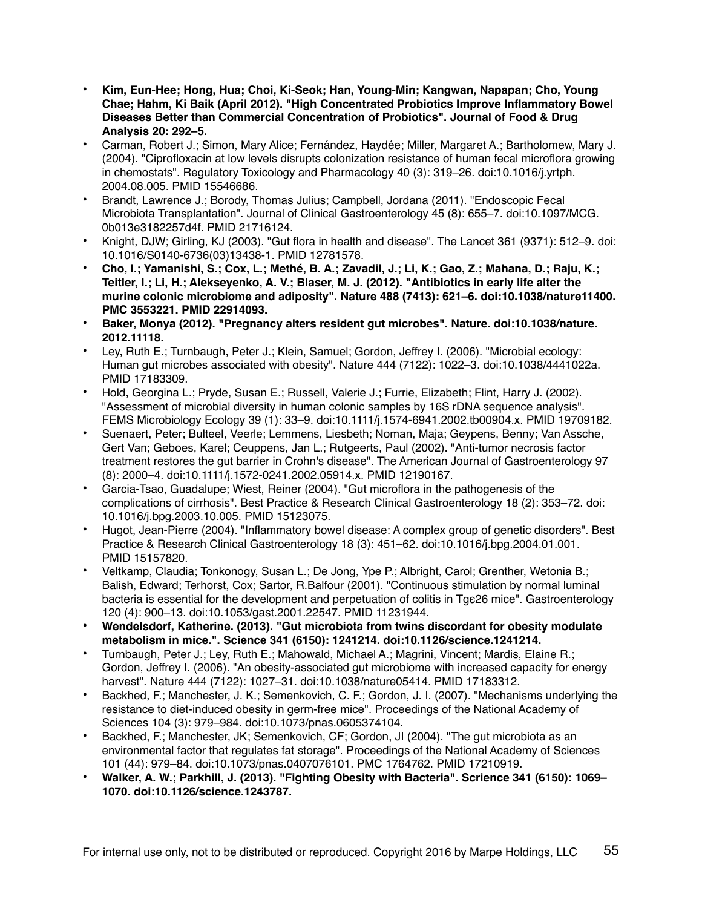- **Kim, Eun-Hee; Hong, Hua; Choi, Ki-Seok; Han, Young-Min; Kangwan, Napapan; Cho, Young Chae; Hahm, Ki Baik (April 2012). "High Concentrated Probiotics Improve Inflammatory Bowel Diseases Better than Commercial Concentration of Probiotics". Journal of Food & Drug Analysis 20: 292–5.**
- Carman, Robert J.; Simon, Mary Alice; Fernández, Haydée; Miller, Margaret A.; Bartholomew, Mary J. (2004). "Ciprofloxacin at low levels disrupts colonization resistance of human fecal microflora growing in chemostats". Regulatory Toxicology and Pharmacology 40 (3): 319–26. doi:10.1016/j.yrtph.2004.08.005. PMID 15546686.
- Brandt, Lawrence J.; Borody, Thomas Julius; Campbell, Jordana (2011). "Endoscopic Fecal Microbiota Transplantation". Journal of Clinical Gastroenterology 45 (8): 655–7. doi:10.1097/MCG.0b013e3182257d4f. PMID 21716124.
- Knight, DJW; Girling, KJ (2003). "Gut flora in health and disease". The Lancet 361 (9371): 512–9. doi:10.1016/S0140-6736(03)13438-1. PMID 12781578.
- **Cho, I.; Yamanishi, S.; Cox, L.; Methé, B. A.; Zavadil, J.; Li, K.; Gao, Z.; Mahana, D.; Raju, K.; Teitler, I.; Li, H.; Alekseyenko, A. V.; Blaser, M. J. (2012). "Antibiotics in early life alter the murine colonic microbiome and adiposity". Nature 488 (7413): 621–6. doi:10.1038/nature11400. PMC 3553221. PMID 22914093.**
- **Baker, Monya (2012). "Pregnancy alters resident gut microbes". Nature. doi:10.1038/nature.2012.11118.**
- Ley, Ruth E.; Turnbaugh, Peter J.; Klein, Samuel; Gordon, Jeffrey I. (2006). "Microbial ecology: Human gut microbes associated with obesity". Nature 444 (7122): 1022–3. doi:10.1038/4441022a. PMID 17183309.
- Hold, Georgina L.; Pryde, Susan E.; Russell, Valerie J.; Furrie, Elizabeth; Flint, Harry J. (2002). "Assessment of microbial diversity in human colonic samples by 16S rDNA sequence analysis". FEMS Microbiology Ecology 39 (1): 33–9. doi:10.1111/j.1574-6941.2002.tb00904.x. PMID 19709182.
- Suenaert, Peter; Bulteel, Veerle; Lemmens, Liesbeth; Noman, Maja; Geypens, Benny; Van Assche, Gert Van; Geboes, Karel; Ceuppens, Jan L.; Rutgeerts, Paul (2002). "Anti-tumor necrosis factor treatment restores the gut barrier in Crohn's disease". The American Journal of Gastroenterology 97 (8): 2000–4. doi:10.1111/j.1572-0241.2002.05914.x. PMID 12190167.
- Garcia-Tsao, Guadalupe; Wiest, Reiner (2004). "Gut microflora in the pathogenesis of the complications of cirrhosis". Best Practice & Research Clinical Gastroenterology 18 (2): 353–72. doi:10.1016/j.bpg.2003.10.005. PMID 15123075.
- Hugot, Jean-Pierre (2004). "Inflammatory bowel disease: A complex group of genetic disorders". Best Practice & Research Clinical Gastroenterology 18 (3): 451–62. doi:10.1016/j.bpg.2004.01.001. PMID 15157820.
- Veltkamp, Claudia; Tonkonogy, Susan L.; De Jong, Ype P.; Albright, Carol; Grenther, Wetonia B.; Balish, Edward; Terhorst, Cox; Sartor, R.Balfour (2001). "Continuous stimulation by normal luminal bacteria is essential for the development and perpetuation of colitis in Tgє26 mice". Gastroenterology 120 (4): 900–13. doi:10.1053/gast.2001.22547. PMID 11231944.
- **Wendelsdorf, Katherine. (2013). "Gut microbiota from twins discordant for obesity modulate metabolism in mice.". Science 341 (6150): 1241214. doi:10.1126/science.1241214.**
- Turnbaugh, Peter J.; Ley, Ruth E.; Mahowald, Michael A.; Magrini, Vincent; Mardis, Elaine R.; Gordon, Jeffrey I. (2006). "An obesity-associated gut microbiome with increased capacity for energy harvest". Nature 444 (7122): 1027–31. doi:10.1038/nature05414. PMID 17183312.
- Backhed, F.; Manchester, J. K.; Semenkovich, C. F.; Gordon, J. I. (2007). "Mechanisms underlying the resistance to diet-induced obesity in germ-free mice". Proceedings of the National Academy of Sciences 104 (3): 979–984. doi:10.1073/pnas.0605374104.
- Backhed, F.; Manchester, JK; Semenkovich, CF; Gordon, JI (2004). "The gut microbiota as an environmental factor that regulates fat storage". Proceedings of the National Academy of Sciences 101 (44): 979–84. doi:10.1073/pnas.0407076101. PMC 1764762. PMID 17210919.
- **Walker, A. W.; Parkhill, J. (2013). "Fighting Obesity with Bacteria". Scrience 341 (6150): 1069–1070. doi:10.1126/science.1243787.**

For internal use only, not to be distributed or reproduced. Copyright 2016 by Marpe Holdings, LLC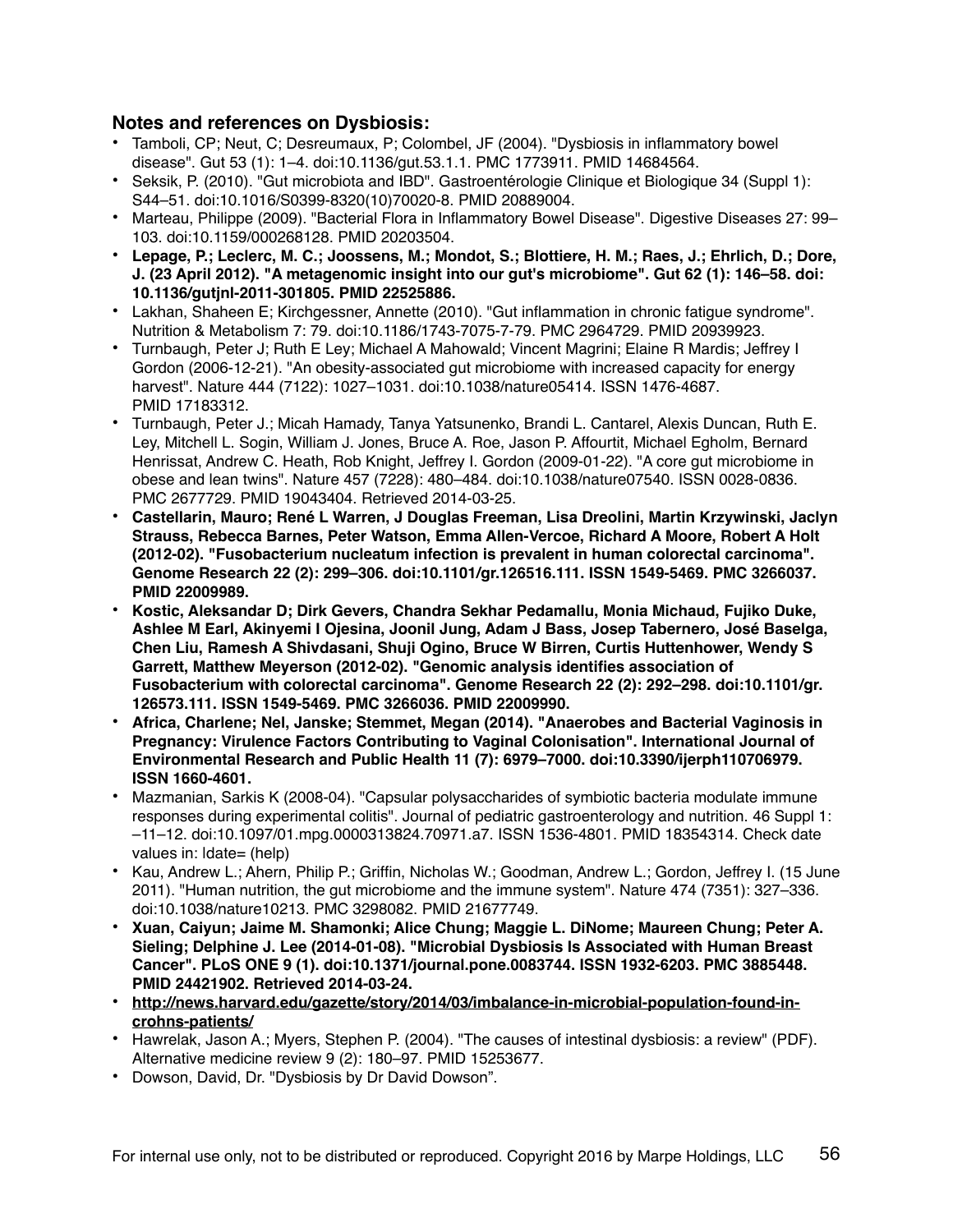**Notes and references on Dysbiosis:**

- Tamboli, CP; Neut, C; Desreumaux, P; Colombel, JF (2004). "Dysbiosis in inflammatory bowel disease". Gut 53 (1): 1–4. doi:10.1136/gut.53.1.1. PMC 1773911. PMID 14684564.
- Seksik, P. (2010). "Gut microbiota and IBD". Gastroentérologie Clinique et Biologique 34 (Suppl 1): S44–51. doi:10.1016/S0399-8320(10)70020-8. PMID 20889004.
- Marteau, Philippe (2009). "Bacterial Flora in Inflammatory Bowel Disease". Digestive Diseases 27: 99–103. doi:10.1159/000268128. PMID 20203504.
- **Lepage, P.; Leclerc, M. C.; Joossens, M.; Mondot, S.; Blottiere, H. M.; Raes, J.; Ehrlich, D.; Dore, J. (23 April 2012). "A metagenomic insight into our gut's microbiome". Gut 62 (1): 146–58. doi: 10.1136/gutjnl-2011-301805. PMID 22525886.**
- Lakhan, Shaheen E; Kirchgessner, Annette (2010). "Gut inflammation in chronic fatigue syndrome". Nutrition & Metabolism 7: 79. doi:10.1186/1743-7075-7-79. PMC 2964729. PMID 20939923.
- Turnbaugh, Peter J; Ruth E Ley; Michael A Mahowald; Vincent Magrini; Elaine R Mardis; Jeffrey I Gordon (2006-12-21). "An obesity-associated gut microbiome with increased capacity for energy harvest". Nature 444 (7122): 1027–1031. doi:10.1038/nature05414. ISSN 1476-4687. PMID 17183312.
- Turnbaugh, Peter J.; Micah Hamady, Tanya Yatsunenko, Brandi L. Cantarel, Alexis Duncan, Ruth E. Ley, Mitchell L. Sogin, William J. Jones, Bruce A. Roe, Jason P. Affourtit, Michael Egholm, Bernard Henrissat, Andrew C. Heath, Rob Knight, Jeffrey I. Gordon (2009-01-22). "A core gut microbiome in obese and lean twins". Nature 457 (7228): 480–484. doi:10.1038/nature07540. ISSN 0028-0836. PMC 2677729. PMID 19043404. Retrieved 2014-03-25.
- **Castellarin, Mauro; René L Warren, J Douglas Freeman, Lisa Dreolini, Martin Krzywinski, Jaclyn Strauss, Rebecca Barnes, Peter Watson, Emma Allen-Vercoe, Richard A Moore, Robert A Holt (2012-02). "Fusobacterium nucleatum infection is prevalent in human colorectal carcinoma". Genome Research 22 (2): 299–306. doi:10.1101/gr.126516.111. ISSN 1549-5469. PMC 3266037. PMID 22009989.**
- **Kostic, Aleksandar D; Dirk Gevers, Chandra Sekhar Pedamallu, Monia Michaud, Fujiko Duke, Ashlee M Earl, Akinyemi I Ojesina, Joonil Jung, Adam J Bass, Josep Tabernero, José Baselga, Chen Liu, Ramesh A Shivdasani, Shuji Ogino, Bruce W Birren, Curtis Huttenhower, Wendy S Garrett, Matthew Meyerson (2012-02). "Genomic analysis identifies association of Fusobacterium with colorectal carcinoma". Genome Research 22 (2): 292–298. doi:10.1101/gr. 126573.111. ISSN 1549-5469. PMC 3266036. PMID 22009990.**
- **Africa, Charlene; Nel, Janske; Stemmet, Megan (2014). "Anaerobes and Bacterial Vaginosis in Pregnancy: Virulence Factors Contributing to Vaginal Colonisation". International Journal of Environmental Research and Public Health 11 (7): 6979–7000. doi:10.3390/ijerph110706979. ISSN 1660-4601.**
- Mazmanian, Sarkis K (2008-04). "Capsular polysaccharides of symbiotic bacteria modulate immune responses during experimental colitis". Journal of pediatric gastroenterology and nutrition. 46 Suppl 1: –11–12. doi:10.1097/01.mpg.0000313824.70971.a7. ISSN 1536-4801. PMID 18354314. Check date values in: |date= (help)
- Kau, Andrew L.; Ahern, Philip P.; Griffin, Nicholas W.; Goodman, Andrew L.; Gordon, Jeffrey I. (15 June 2011). "Human nutrition, the gut microbiome and the immune system". Nature 474 (7351): 327–336. doi:10.1038/nature10213. PMC 3298082. PMID 21677749.
- **Xuan, Caiyun; Jaime M. Shamonki; Alice Chung; Maggie L. DiNome; Maureen Chung; Peter A. Sieling; Delphine J. Lee (2014-01-08). "Microbial Dysbiosis Is Associated with Human Breast Cancer". PLoS ONE 9 (1). doi:10.1371/journal.pone.0083744. ISSN 1932-6203. PMC 3885448. PMID 24421902. Retrieved 2014-03-24.**
- **http://news.harvard.edu/gazette/story/2014/03/imbalance-in-microbial-population-found-in-crohns-patients/**
- Hawrelak, Jason A.; Myers, Stephen P. (2004). "The causes of intestinal dysbiosis: a review" (PDF). Alternative medicine review 9 (2): 180–97. PMID 15253677.
- Dowson, David, Dr. "Dysbiosis by Dr David Dowson".

For internal use only, not to be distributed or reproduced. Copyright 2016 by Marpe Holdings, LLC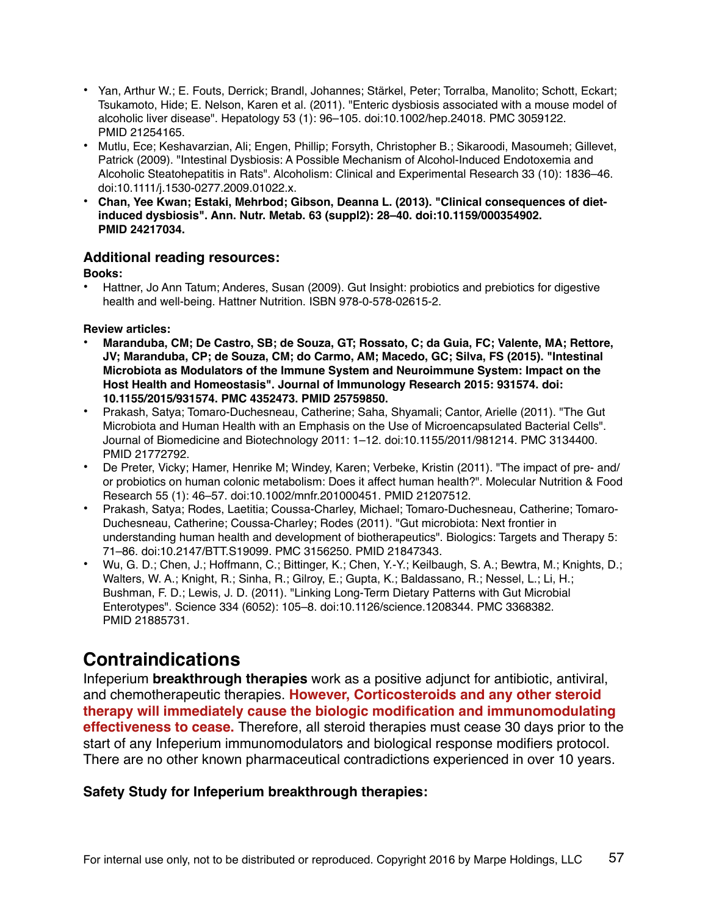- Yan, Arthur W.; E. Fouts, Derrick; Brandl, Johannes; Stärkel, Peter; Torralba, Manolito; Schott, Eckart; Tsukamoto, Hide; E. Nelson, Karen et al. (2011). "Enteric dysbiosis associated with a mouse model of alcoholic liver disease". Hepatology 53 (1): 96–105. doi:10.1002/hep.24018. PMC 3059122. PMID 21254165.
- Mutlu, Ece; Keshavarzian, Ali; Engen, Phillip; Forsyth, Christopher B.; Sikaroodi, Masoumeh; Gillevet, Patrick (2009). "Intestinal Dysbiosis: A Possible Mechanism of Alcohol-Induced Endotoxemia and Alcoholic Steatohepatitis in Rats". Alcoholism: Clinical and Experimental Research 33 (10): 1836–46. doi:10.1111/j.1530-0277.2009.01022.x.
- **Chan, Yee Kwan; Estaki, Mehrbod; Gibson, Deanna L. (2013). "Clinical consequences of diet-induced dysbiosis". Ann. Nutr. Metab. 63 (suppl2): 28–40. doi:10.1159/000354902. PMID 24217034.**

### Additional reading resources:

**Books:**

- Hattner, Jo Ann Tatum; Anderes, Susan (2009). Gut Insight: probiotics and prebiotics for digestive health and well-being. Hattner Nutrition. ISBN 978-0-578-02615-2.

**Review articles:**

- **Maranduba, CM; De Castro, SB; de Souza, GT; Rossato, C; da Guia, FC; Valente, MA; Rettore, JV; Maranduba, CP; de Souza, CM; do Carmo, AM; Macedo, GC; Silva, FS (2015). "Intestinal Microbiota as Modulators of the Immune System and Neuroimmune System: Impact on the Host Health and Homeostasis". Journal of Immunology Research 2015: 931574. doi: 10.1155/2015/931574. PMC 4352473. PMID 25759850.**
- Prakash, Satya; Tomaro-Duchesneau, Catherine; Saha, Shyamali; Cantor, Arielle (2011). "The Gut Microbiota and Human Health with an Emphasis on the Use of Microencapsulated Bacterial Cells". Journal of Biomedicine and Biotechnology 2011: 1–12. doi:10.1155/2011/981214. PMC 3134400. PMID 21772792.
- De Preter, Vicky; Hamer, Henrike M; Windey, Karen; Verbeke, Kristin (2011). "The impact of pre- and/or probiotics on human colonic metabolism: Does it affect human health?". Molecular Nutrition & Food Research 55 (1): 46–57. doi:10.1002/mnfr.201000451. PMID 21207512.
- Prakash, Satya; Rodes, Laetitia; Coussa-Charley, Michael; Tomaro-Duchesneau, Catherine; Tomaro-Duchesneau, Catherine; Coussa-Charley; Rodes (2011). "Gut microbiota: Next frontier in understanding human health and development of biotherapeutics". Biologics: Targets and Therapy 5: 71–86. doi:10.2147/BTT.S19099. PMC 3156250. PMID 21847343.
- Wu, G. D.; Chen, J.; Hoffmann, C.; Bittinger, K.; Chen, Y.-Y.; Keilbaugh, S. A.; Bewtra, M.; Knights, D.; Walters, W. A.; Knight, R.; Sinha, R.; Gilroy, E.; Gupta, K.; Baldassano, R.; Nessel, L.; Li, H.; Bushman, F. D.; Lewis, J. D. (2011). "Linking Long-Term Dietary Patterns with Gut Microbial Enterotypes". Science 334 (6052): 105–8. doi:10.1126/science.1208344. PMC 3368382. PMID 21885731.

## Contraindications

Infeperium **breakthrough therapies** work as a positive adjunct for antibiotic, antiviral, and chemotherapeutic therapies. **However, Corticosteroids and any other steroid therapy will immediately cause the biologic modification and immunomodulating effectiveness to cease.** Therefore, all steroid therapies must cease 30 days prior to the start of any Infeperium immunomodulators and biological response modifiers protocol. There are no other known pharmaceutical contradictions experienced in over 10 years.

### Safety Study for Infeperium breakthrough therapies:

For internal use only, not to be distributed or reproduced. Copyright 2016 by Marpe Holdings, LLC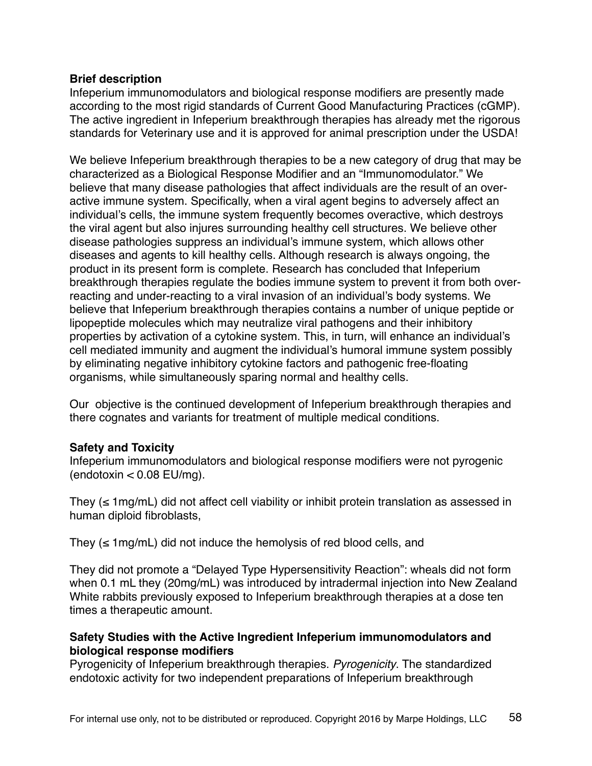**Brief description**

Infeperium immunomodulators and biological response modifiers are presently made according to the most rigid standards of Current Good Manufacturing Practices (cGMP). The active ingredient in Infeperium breakthrough therapies has already met the rigorous standards for Veterinary use and it is approved for animal prescription under the USDA!

We believe Infeperium breakthrough therapies to be a new category of drug that may be characterized as a Biological Response Modifier and an "Immunomodulator." We believe that many disease pathologies that affect individuals are the result of an over-active immune system. Specifically, when a viral agent begins to adversely affect an individual's cells, the immune system frequently becomes overactive, which destroys the viral agent but also injures surrounding healthy cell structures. We believe other disease pathologies suppress an individual's immune system, which allows other diseases and agents to kill healthy cells. Although research is always ongoing, the product in its present form is complete. Research has concluded that Infeperium breakthrough therapies regulate the bodies immune system to prevent it from both over-reacting and under-reacting to a viral invasion of an individual's body systems. We believe that Infeperium breakthrough therapies contains a number of unique peptide or lipopeptide molecules which may neutralize viral pathogens and their inhibitory properties by activation of a cytokine system. This, in turn, will enhance an individual's cell mediated immunity and augment the individual's humoral immune system possibly by eliminating negative inhibitory cytokine factors and pathogenic free-floating organisms, while simultaneously sparing normal and healthy cells.

Our objective is the continued development of Infeperium breakthrough therapies and there cognates and variants for treatment of multiple medical conditions.

**Safety and Toxicity**

Infeperium immunomodulators and biological response modifiers were not pyrogenic (endotoxin < 0.08 EU/mg).

They (≤ 1mg/mL) did not affect cell viability or inhibit protein translation as assessed in human diploid fibroblasts,

They (≤ 1mg/mL) did not induce the hemolysis of red blood cells, and

They did not promote a "Delayed Type Hypersensitivity Reaction": wheals did not form when 0.1 mL they (20mg/mL) was introduced by intradermal injection into New Zealand White rabbits previously exposed to Infeperium breakthrough therapies at a dose ten times a therapeutic amount.

**Safety Studies with the Active Ingredient Infeperium immunomodulators and biological response modifiers**

Pyrogenicity of Infeperium breakthrough therapies. *Pyrogenicity*. The standardized endotoxic activity for two independent preparations of Infeperium breakthrough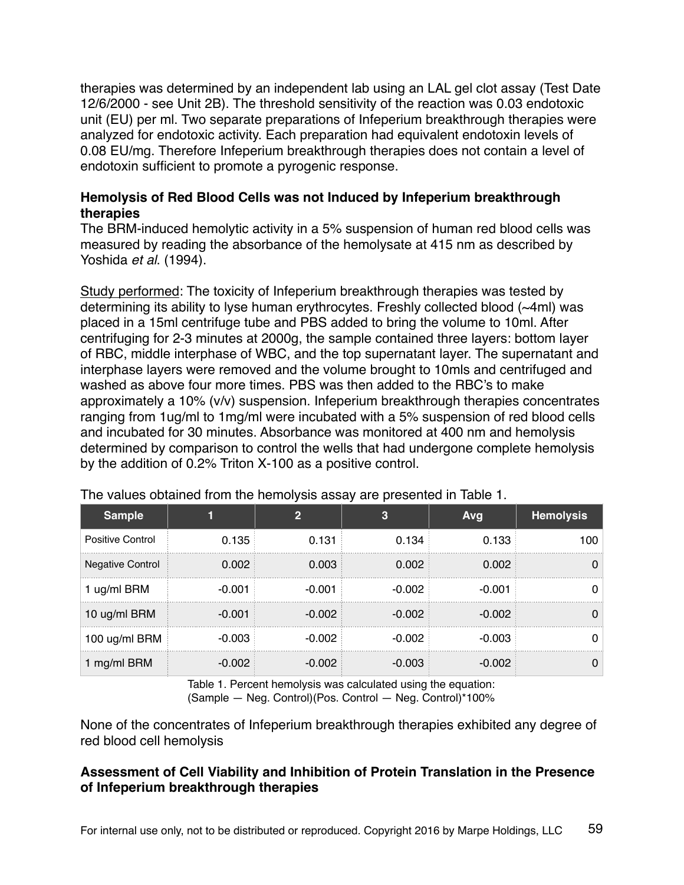therapies was determined by an independent lab using an LAL gel clot assay (Test Date 12/6/2000 - see Unit 2B). The threshold sensitivity of the reaction was 0.03 endotoxic unit (EU) per ml. Two separate preparations of Infeperium breakthrough therapies were analyzed for endotoxic activity. Each preparation had equivalent endotoxin levels of 0.08 EU/mg. Therefore Infeperium breakthrough therapies does not contain a level of endotoxin sufficient to promote a pyrogenic response.

**Hemolysis of Red Blood Cells was not Induced by Infeperium breakthrough therapies**

The BRM-induced hemolytic activity in a 5% suspension of human red blood cells was measured by reading the absorbance of the hemolysate at 415 nm as described by Yoshida *et al*. (1994).

Study performed: The toxicity of Infeperium breakthrough therapies was tested by determining its ability to lyse human erythrocytes. Freshly collected blood (~4ml) was placed in a 15ml centrifuge tube and PBS added to bring the volume to 10ml. After centrifuging for 2-3 minutes at 2000g, the sample contained three layers: bottom layer of RBC, middle interphase of WBC, and the top supernatant layer. The supernatant and interphase layers were removed and the volume brought to 10mls and centrifuged and washed as above four more times. PBS was then added to the RBC's to make approximately a 10% (v/v) suspension. Infeperium breakthrough therapies concentrates ranging from 1ug/ml to 1mg/ml were incubated with a 5% suspension of red blood cells and incubated for 30 minutes. Absorbance was monitored at 400 nm and hemolysis determined by comparison to control the wells that had undergone complete hemolysis by the addition of 0.2% Triton X-100 as a positive control.

The values obtained from the hemolysis assay are presented in Table 1.

| Sample | 1 | 2 | 3 | Avg | Hemolysis |
|---|---|---|---|---|---|
| Positive Control | 0.135 | 0.131 | 0.134 | 0.133 | 100 |
| Negative Control | 0.002 | 0.003 | 0.002 | 0.002 | 0 |
| 1 ug/ml BRM | -0.001 | -0.001 | -0.002 | -0.001 | 0 |
| 10 ug/ml BRM | -0.001 | -0.002 | -0.002 | -0.002 | 0 |
| 100 ug/ml BRM | -0.003 | -0.002 | -0.002 | -0.003 | 0 |
| 1 mg/ml BRM | -0.002 | -0.002 | -0.003 | -0.002 | 0 |

Table 1. Percent hemolysis was calculated using the equation: (Sample — Neg. Control)(Pos. Control — Neg. Control)*100%

None of the concentrates of Infeperium breakthrough therapies exhibited any degree of red blood cell hemolysis

**Assessment of Cell Viability and Inhibition of Protein Translation in the Presence of Infeperium breakthrough therapies**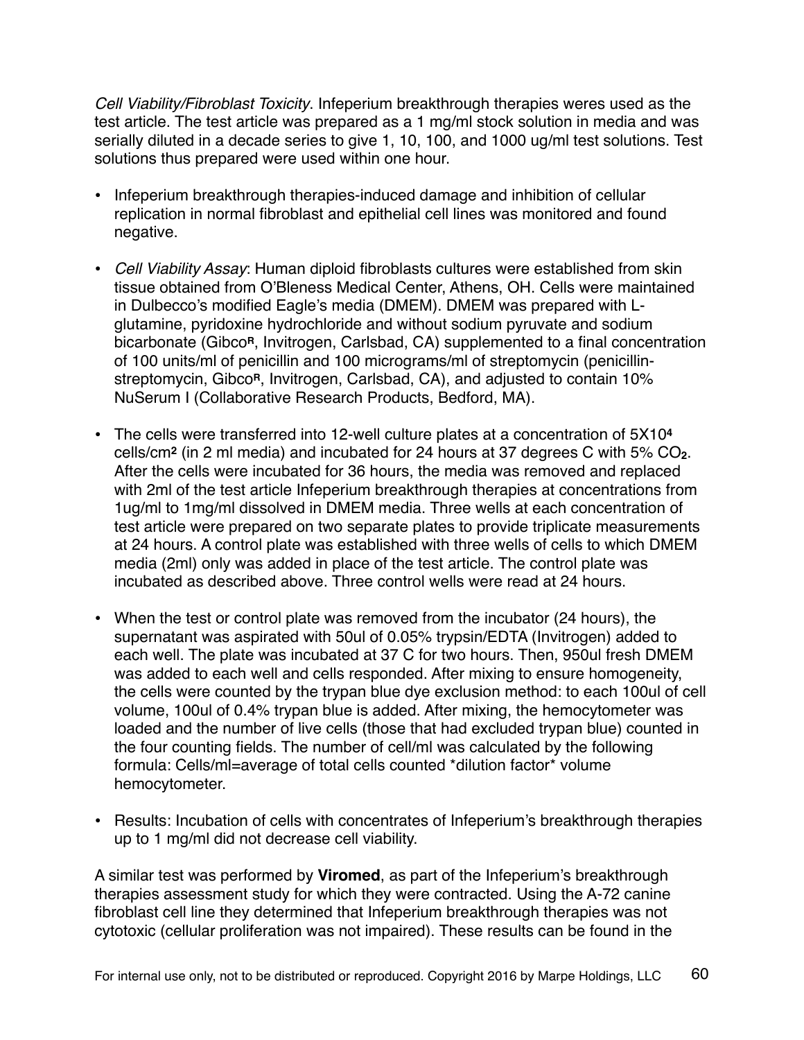*Cell Viability/Fibroblast Toxicity*. Infeperium breakthrough therapies weres used as the test article. The test article was prepared as a 1 mg/ml stock solution in media and was serially diluted in a decade series to give 1, 10, 100, and 1000 ug/ml test solutions. Test solutions thus prepared were used within one hour.

- Infeperium breakthrough therapies-induced damage and inhibition of cellular replication in normal fibroblast and epithelial cell lines was monitored and found negative.

- *Cell Viability Assay*: Human diploid fibroblasts cultures were established from skin tissue obtained from O'Bleness Medical Center, Athens, OH. Cells were maintained in Dulbecco's modified Eagle's media (DMEM). DMEM was prepared with L-glutamine, pyridoxine hydrochloride and without sodium pyruvate and sodium bicarbonate (Gibco®, Invitrogen, Carlsbad, CA) supplemented to a final concentration of 100 units/ml of penicillin and 100 micrograms/ml of streptomycin (penicillin-streptomycin, Gibco®, Invitrogen, Carlsbad, CA), and adjusted to contain 10% NuSerum I (Collaborative Research Products, Bedford, MA).

- The cells were transferred into 12-well culture plates at a concentration of $5X10^4$ cells/$cm^2$ (in 2 ml media) and incubated for 24 hours at 37 degrees C with 5% $CO_2$. After the cells were incubated for 36 hours, the media was removed and replaced with 2ml of the test article Infeperium breakthrough therapies at concentrations from 1ug/ml to 1mg/ml dissolved in DMEM media. Three wells at each concentration of test article were prepared on two separate plates to provide triplicate measurements at 24 hours. A control plate was established with three wells of cells to which DMEM media (2ml) only was added in place of the test article. The control plate was incubated as described above. Three control wells were read at 24 hours.

- When the test or control plate was removed from the incubator (24 hours), the supernatant was aspirated with 50ul of 0.05% trypsin/EDTA (Invitrogen) added to each well. The plate was incubated at 37 C for two hours. Then, 950ul fresh DMEM was added to each well and cells responded. After mixing to ensure homogeneity, the cells were counted by the trypan blue dye exclusion method: to each 100ul of cell volume, 100ul of 0.4% trypan blue is added. After mixing, the hemocytometer was loaded and the number of live cells (those that had excluded trypan blue) counted in the four counting fields. The number of cell/ml was calculated by the following formula: Cells/ml=average of total cells counted *dilution factor* volume hemocytometer.

- Results: Incubation of cells with concentrates of Infeperium's breakthrough therapies up to 1 mg/ml did not decrease cell viability.

A similar test was performed by **Viromed**, as part of the Infeperium's breakthrough therapies assessment study for which they were contracted. Using the A-72 canine fibroblast cell line they determined that Infeperium breakthrough therapies was not cytotoxic (cellular proliferation was not impaired). These results can be found in the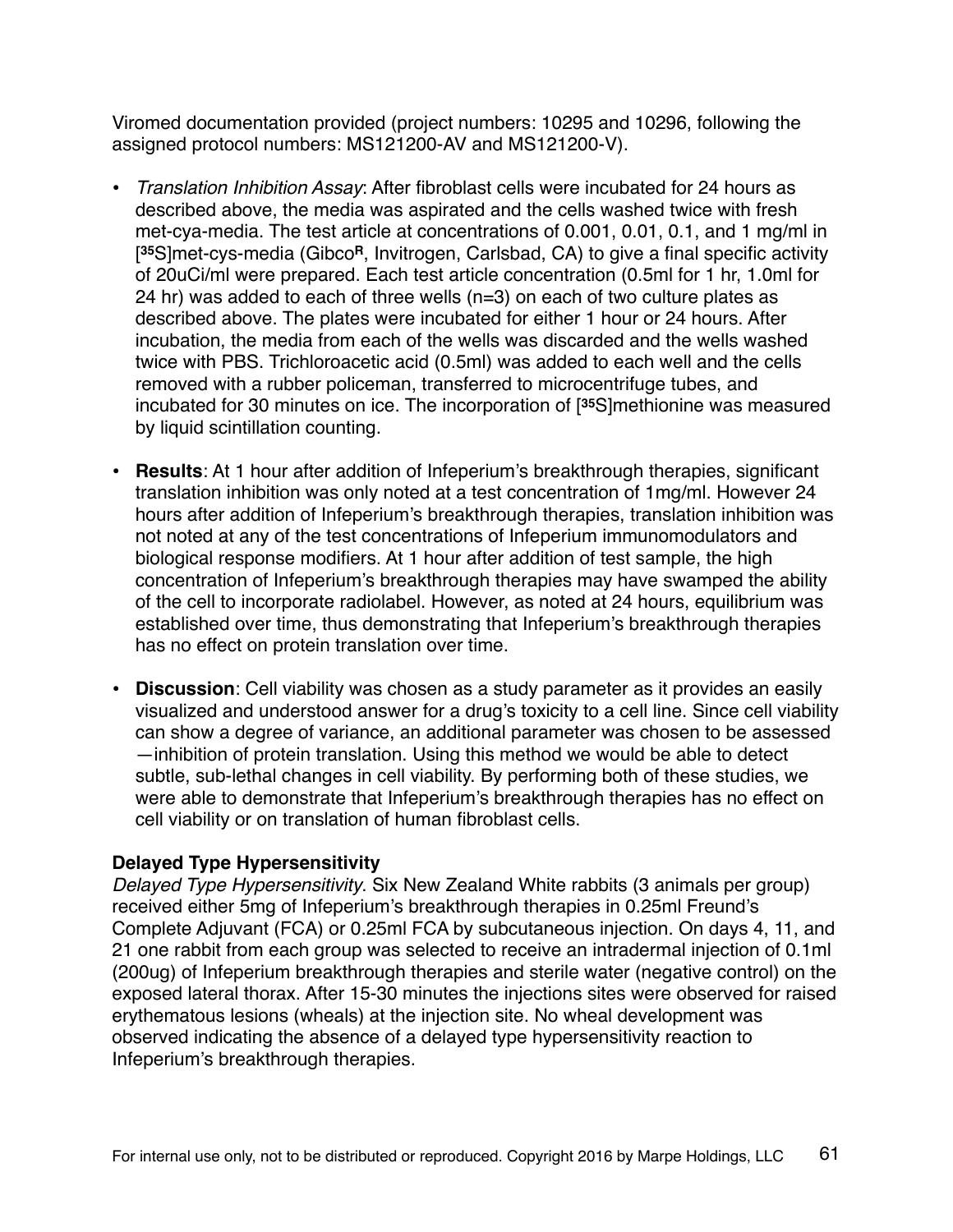Viromed documentation provided (project numbers: 10295 and 10296, following the assigned protocol numbers: MS121200-AV and MS121200-V).

- *Translation Inhibition Assay*: After fibroblast cells were incubated for 24 hours as described above, the media was aspirated and the cells washed twice with fresh met-cya-media. The test article at concentrations of 0.001, 0.01, 0.1, and 1 mg/ml in [$^{35}$S]met-cys-media (Gibco$^{R}$, Invitrogen, Carlsbad, CA) to give a final specific activity of 20uCi/ml were prepared. Each test article concentration (0.5ml for 1 hr, 1.0ml for 24 hr) was added to each of three wells (n=3) on each of two culture plates as described above. The plates were incubated for either 1 hour or 24 hours. After incubation, the media from each of the wells was discarded and the wells washed twice with PBS. Trichloroacetic acid (0.5ml) was added to each well and the cells removed with a rubber policeman, transferred to microcentrifuge tubes, and incubated for 30 minutes on ice. The incorporation of [$^{35}$S]methionine was measured by liquid scintillation counting.

- **Results**: At 1 hour after addition of Infeperium's breakthrough therapies, significant translation inhibition was only noted at a test concentration of 1mg/ml. However 24 hours after addition of Infeperium's breakthrough therapies, translation inhibition was not noted at any of the test concentrations of Infeperium immunomodulators and biological response modifiers. At 1 hour after addition of test sample, the high concentration of Infeperium's breakthrough therapies may have swamped the ability of the cell to incorporate radiolabel. However, as noted at 24 hours, equilibrium was established over time, thus demonstrating that Infeperium's breakthrough therapies has no effect on protein translation over time.

- **Discussion**: Cell viability was chosen as a study parameter as it provides an easily visualized and understood answer for a drug's toxicity to a cell line. Since cell viability can show a degree of variance, an additional parameter was chosen to be assessed —inhibition of protein translation. Using this method we would be able to detect subtle, sub-lethal changes in cell viability. By performing both of these studies, we were able to demonstrate that Infeperium's breakthrough therapies has no effect on cell viability or on translation of human fibroblast cells.

**Delayed Type Hypersensitivity**

*Delayed Type Hypersensitivity*. Six New Zealand White rabbits (3 animals per group) received either 5mg of Infeperium's breakthrough therapies in 0.25ml Freund's Complete Adjuvant (FCA) or 0.25ml FCA by subcutaneous injection. On days 4, 11, and 21 one rabbit from each group was selected to receive an intradermal injection of 0.1ml (200ug) of Infeperium breakthrough therapies and sterile water (negative control) on the exposed lateral thorax. After 15-30 minutes the injections sites were observed for raised erythematous lesions (wheals) at the injection site. No wheal development was observed indicating the absence of a delayed type hypersensitivity reaction to Infeperium's breakthrough therapies.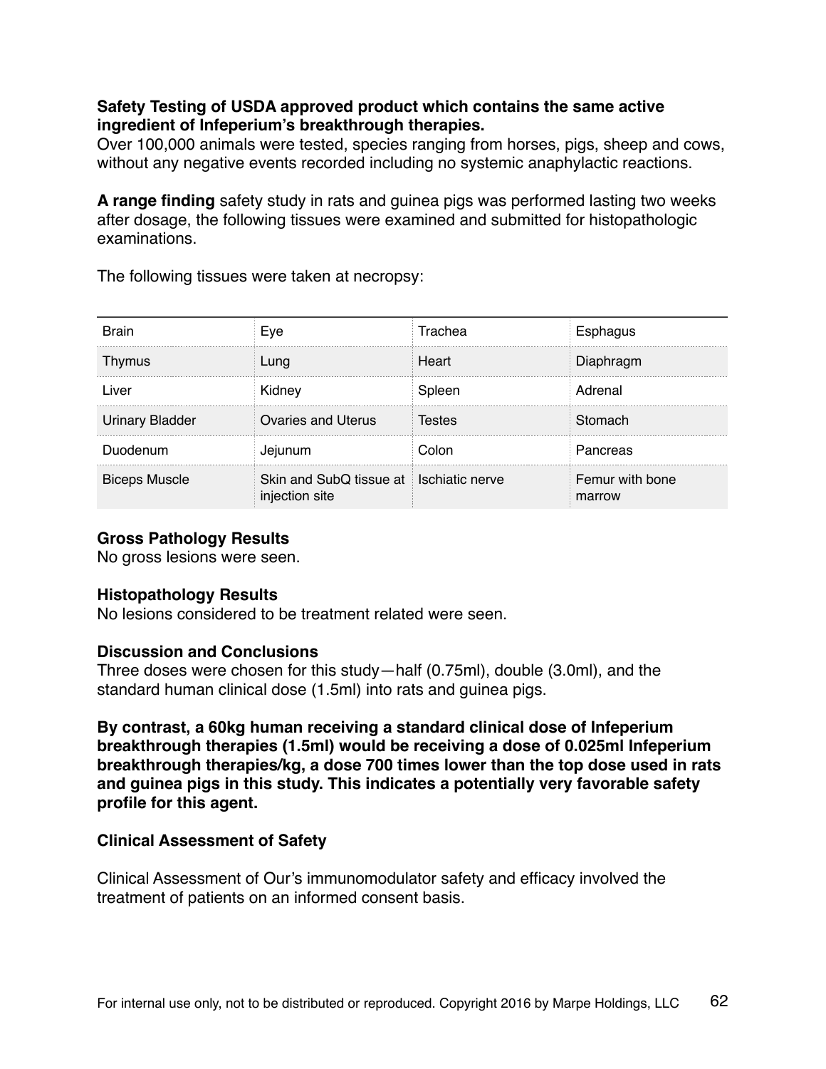**Safety Testing of USDA approved product which contains the same active ingredient of Infeperium's breakthrough therapies.**
Over 100,000 animals were tested, species ranging from horses, pigs, sheep and cows, without any negative events recorded including no systemic anaphylactic reactions.

**A range finding** safety study in rats and guinea pigs was performed lasting two weeks after dosage, the following tissues were examined and submitted for histopathologic examinations.

The following tissues were taken at necropsy:

| | | | |
|---|---|---|---|
| Brain | Eye | Trachea | Esphagus |
| Thymus | Lung | Heart | Diaphragm |
| Liver | Kidney | Spleen | Adrenal |
| Urinary Bladder | Ovaries and Uterus | Testes | Stomach |
| Duodenum | Jejunum | Colon | Pancreas |
| Biceps Muscle | Skin and SubQ tissue at injection site | Ischiatic nerve | Femur with bone marrow |

**Gross Pathology Results**
No gross lesions were seen.

**Histopathology Results**
No lesions considered to be treatment related were seen.

**Discussion and Conclusions**
Three doses were chosen for this study—half (0.75ml), double (3.0ml), and the standard human clinical dose (1.5ml) into rats and guinea pigs.

**By contrast, a 60kg human receiving a standard clinical dose of Infeperium breakthrough therapies (1.5ml) would be receiving a dose of 0.025ml Infeperium breakthrough therapies/kg, a dose 700 times lower than the top dose used in rats and guinea pigs in this study. This indicates a potentially very favorable safety profile for this agent.**

**Clinical Assessment of Safety**

Clinical Assessment of Our's immunomodulator safety and efficacy involved the treatment of patients on an informed consent basis.

For internal use only, not to be distributed or reproduced. Copyright 2016 by Marpe Holdings, LLC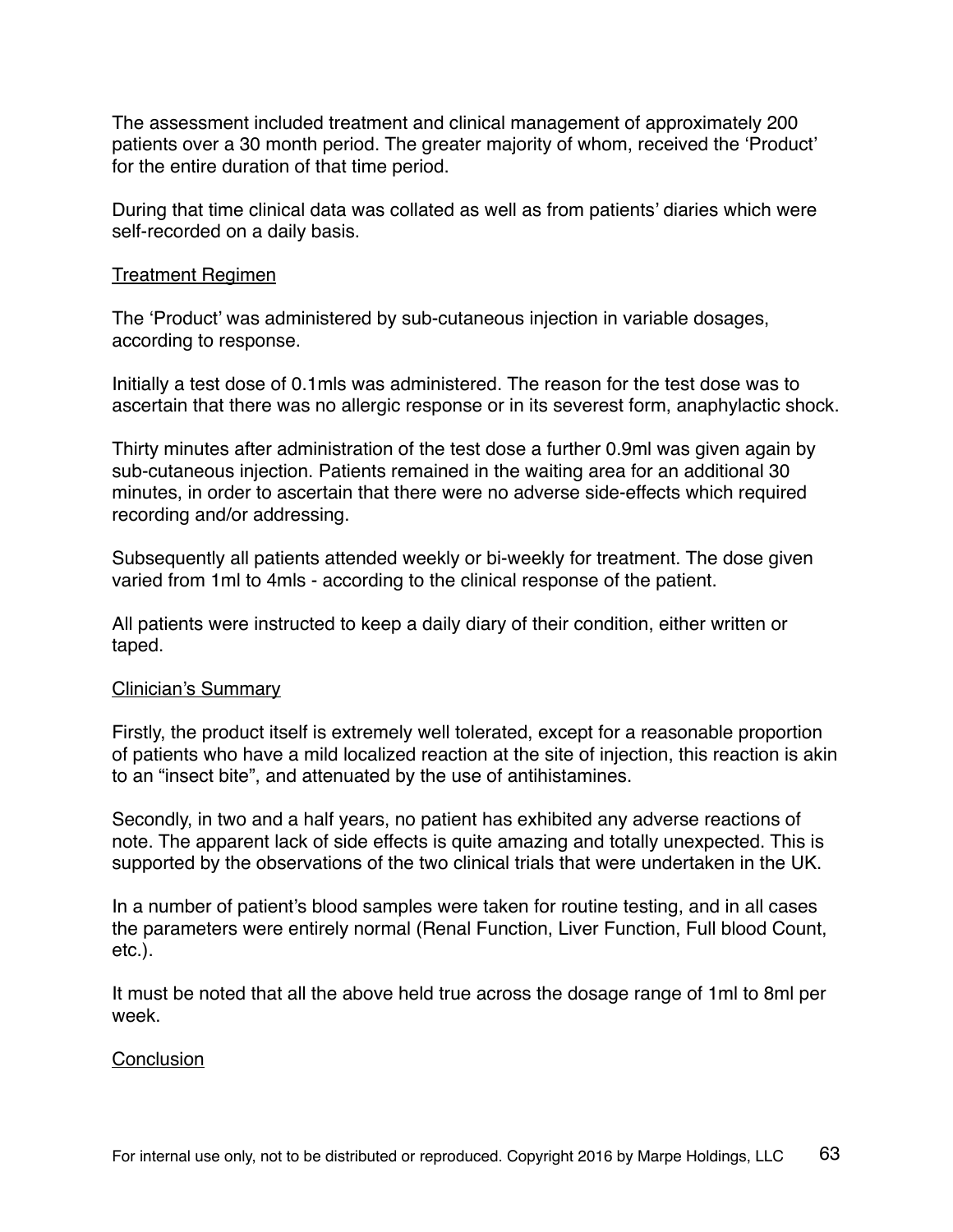The assessment included treatment and clinical management of approximately 200 patients over a 30 month period. The greater majority of whom, received the 'Product' for the entire duration of that time period.

During that time clinical data was collated as well as from patients' diaries which were self-recorded on a daily basis.

<u>Treatment Regimen</u>

The 'Product' was administered by sub-cutaneous injection in variable dosages, according to response.

Initially a test dose of 0.1mls was administered. The reason for the test dose was to ascertain that there was no allergic response or in its severest form, anaphylactic shock.

Thirty minutes after administration of the test dose a further 0.9ml was given again by sub-cutaneous injection. Patients remained in the waiting area for an additional 30 minutes, in order to ascertain that there were no adverse side-effects which required recording and/or addressing.

Subsequently all patients attended weekly or bi-weekly for treatment. The dose given varied from 1ml to 4mls - according to the clinical response of the patient.

All patients were instructed to keep a daily diary of their condition, either written or taped.

<u>Clinician's Summary</u>

Firstly, the product itself is extremely well tolerated, except for a reasonable proportion of patients who have a mild localized reaction at the site of injection, this reaction is akin to an "insect bite", and attenuated by the use of antihistamines.

Secondly, in two and a half years, no patient has exhibited any adverse reactions of note. The apparent lack of side effects is quite amazing and totally unexpected. This is supported by the observations of the two clinical trials that were undertaken in the UK.

In a number of patient's blood samples were taken for routine testing, and in all cases the parameters were entirely normal (Renal Function, Liver Function, Full blood Count, etc.).

It must be noted that all the above held true across the dosage range of 1ml to 8ml per week.

<u>Conclusion</u>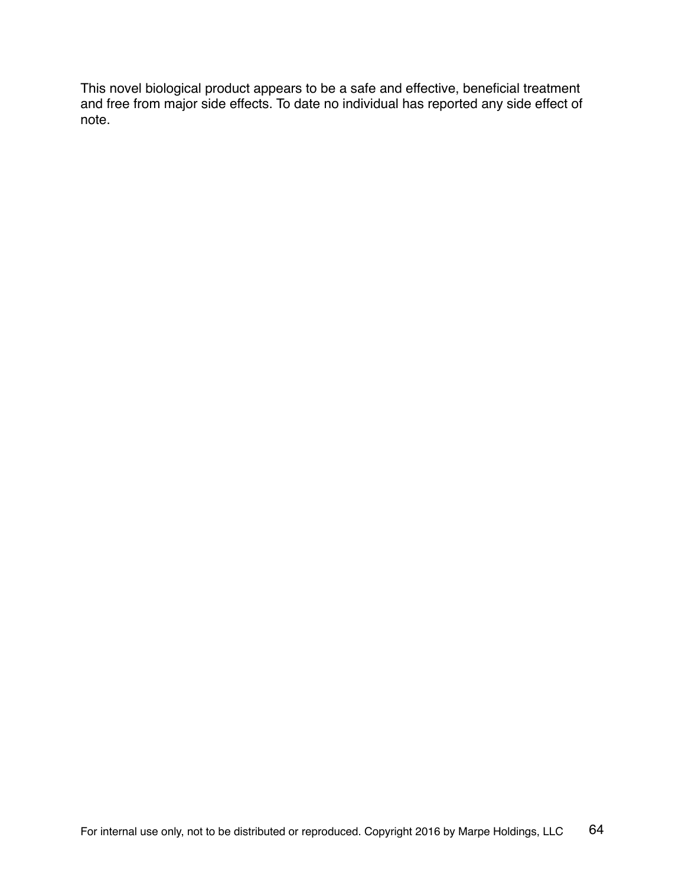This novel biological product appears to be a safe and effective, beneficial treatment and free from major side effects. To date no individual has reported any side effect of note.